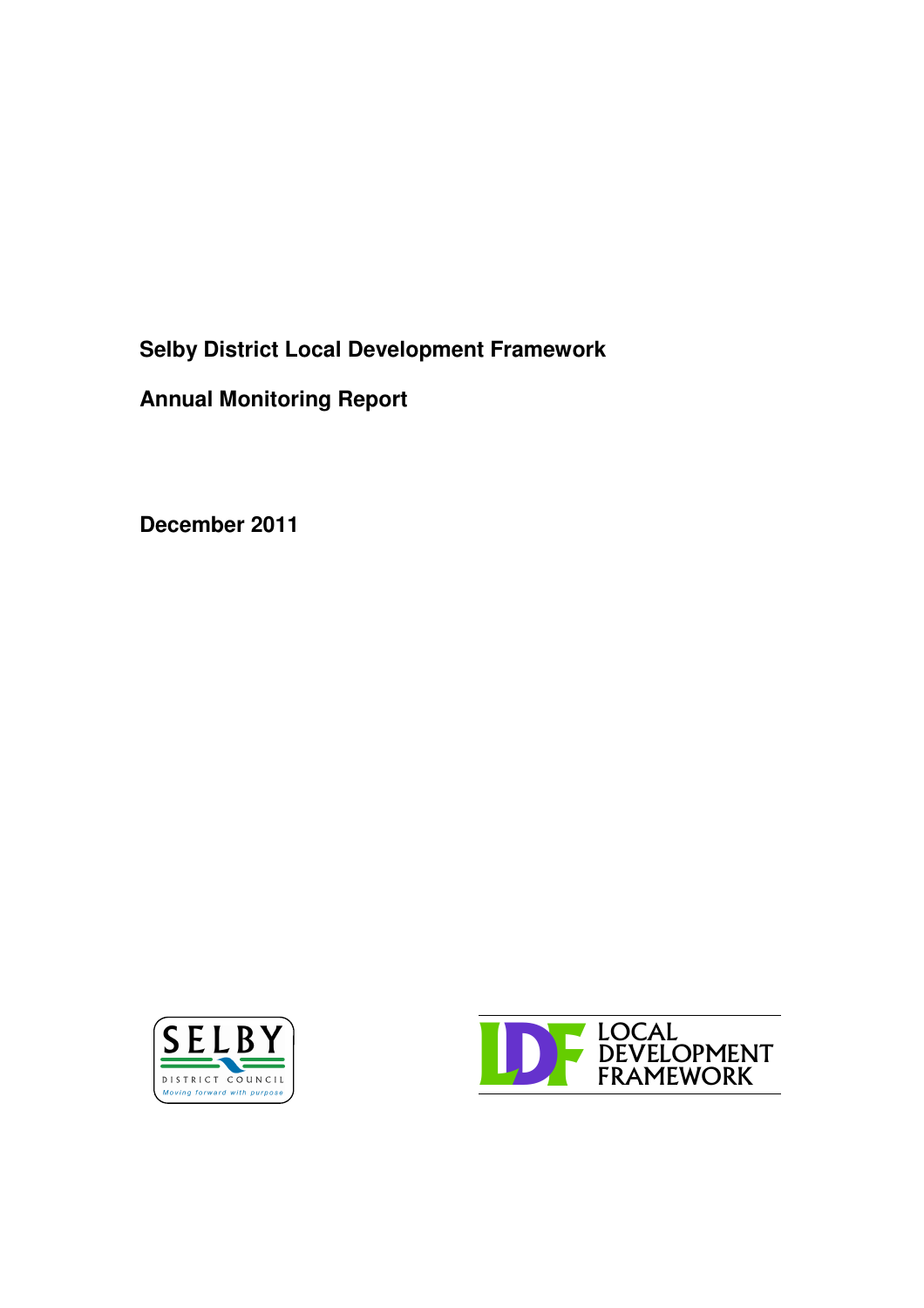# Selby District Local Development Framework

## Annual Monitoring Report

**December 2011**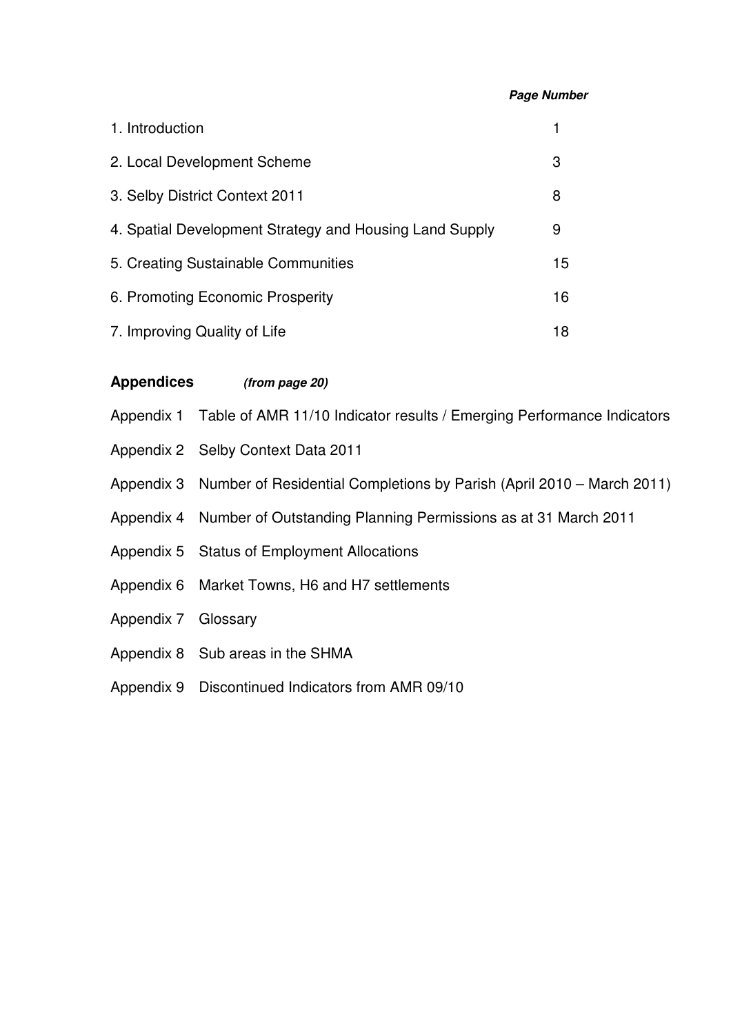| | *Page Number* |
|---|---|
| 1. Introduction | 1 |
| 2. Local Development Scheme | 3 |
| 3. Selby District Context 2011 | 8 |
| 4. Spatial Development Strategy and Housing Land Supply | 9 |
| 5. Creating Sustainable Communities | 15 |
| 6. Promoting Economic Prosperity | 16 |
| 7. Improving Quality of Life | 18 |

**Appendices** ***(from page 20)***

- Appendix 1 Table of AMR 11/10 Indicator results / Emerging Performance Indicators
- Appendix 2 Selby Context Data 2011
- Appendix 3 Number of Residential Completions by Parish (April 2010 – March 2011)
- Appendix 4 Number of Outstanding Planning Permissions as at 31 March 2011
- Appendix 5 Status of Employment Allocations
- Appendix 6 Market Towns, H6 and H7 settlements
- Appendix 7 Glossary
- Appendix 8 Sub areas in the SHMA
- Appendix 9 Discontinued Indicators from AMR 09/10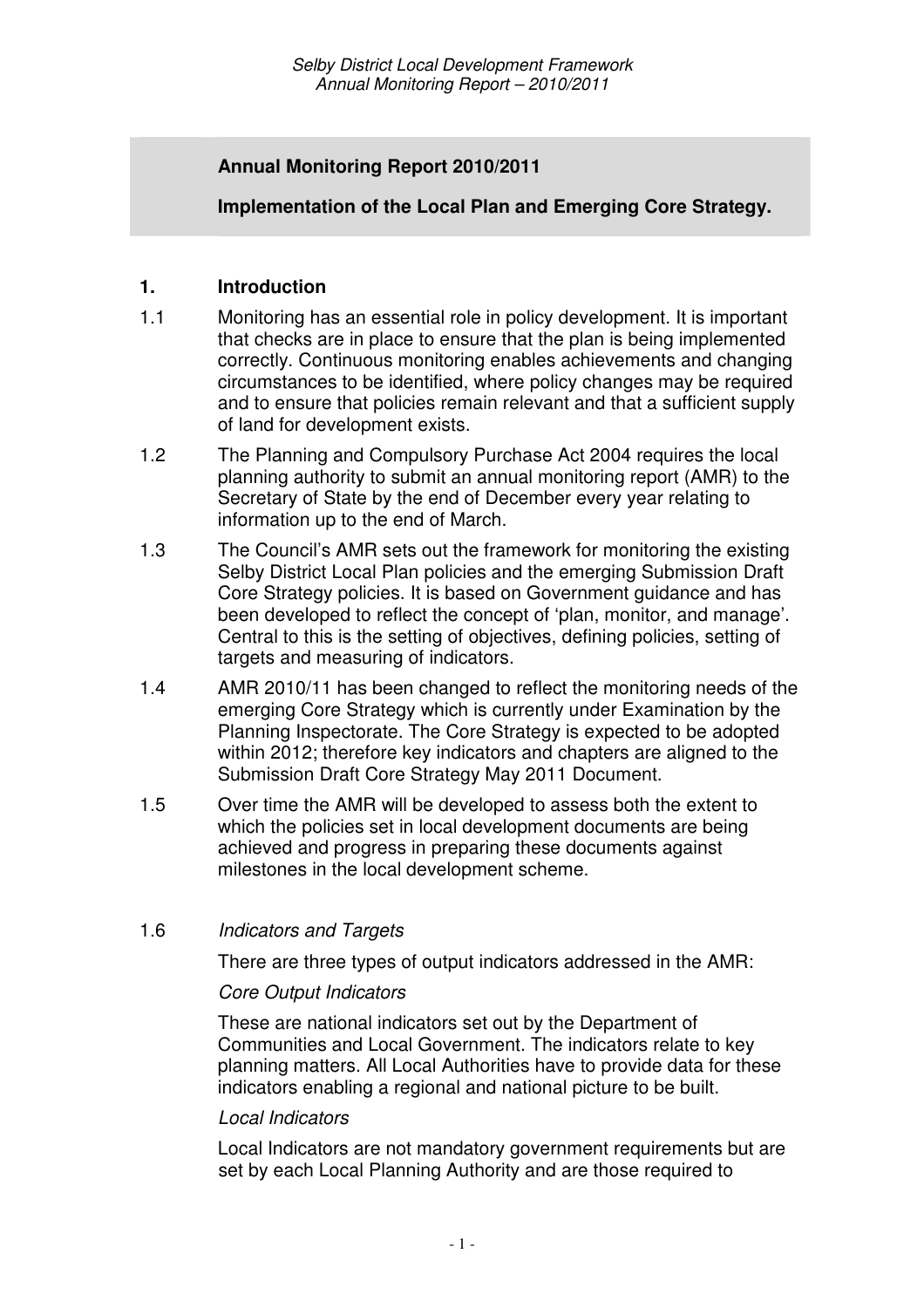**Annual Monitoring Report 2010/2011**

**Implementation of the Local Plan and Emerging Core Strategy.**

## 1. Introduction

1.1 Monitoring has an essential role in policy development. It is important that checks are in place to ensure that the plan is being implemented correctly. Continuous monitoring enables achievements and changing circumstances to be identified, where policy changes may be required and to ensure that policies remain relevant and that a sufficient supply of land for development exists.

1.2 The Planning and Compulsory Purchase Act 2004 requires the local planning authority to submit an annual monitoring report (AMR) to the Secretary of State by the end of December every year relating to information up to the end of March.

1.3 The Council's AMR sets out the framework for monitoring the existing Selby District Local Plan policies and the emerging Submission Draft Core Strategy policies. It is based on Government guidance and has been developed to reflect the concept of 'plan, monitor, and manage'. Central to this is the setting of objectives, defining policies, setting of targets and measuring of indicators.

1.4 AMR 2010/11 has been changed to reflect the monitoring needs of the emerging Core Strategy which is currently under Examination by the Planning Inspectorate. The Core Strategy is expected to be adopted within 2012; therefore key indicators and chapters are aligned to the Submission Draft Core Strategy May 2011 Document.

1.5 Over time the AMR will be developed to assess both the extent to which the policies set in local development documents are being achieved and progress in preparing these documents against milestones in the local development scheme.

1.6 *Indicators and Targets*

There are three types of output indicators addressed in the AMR:

*Core Output Indicators*

These are national indicators set out by the Department of Communities and Local Government. The indicators relate to key planning matters. All Local Authorities have to provide data for these indicators enabling a regional and national picture to be built.

*Local Indicators*

Local Indicators are not mandatory government requirements but are set by each Local Planning Authority and are those required to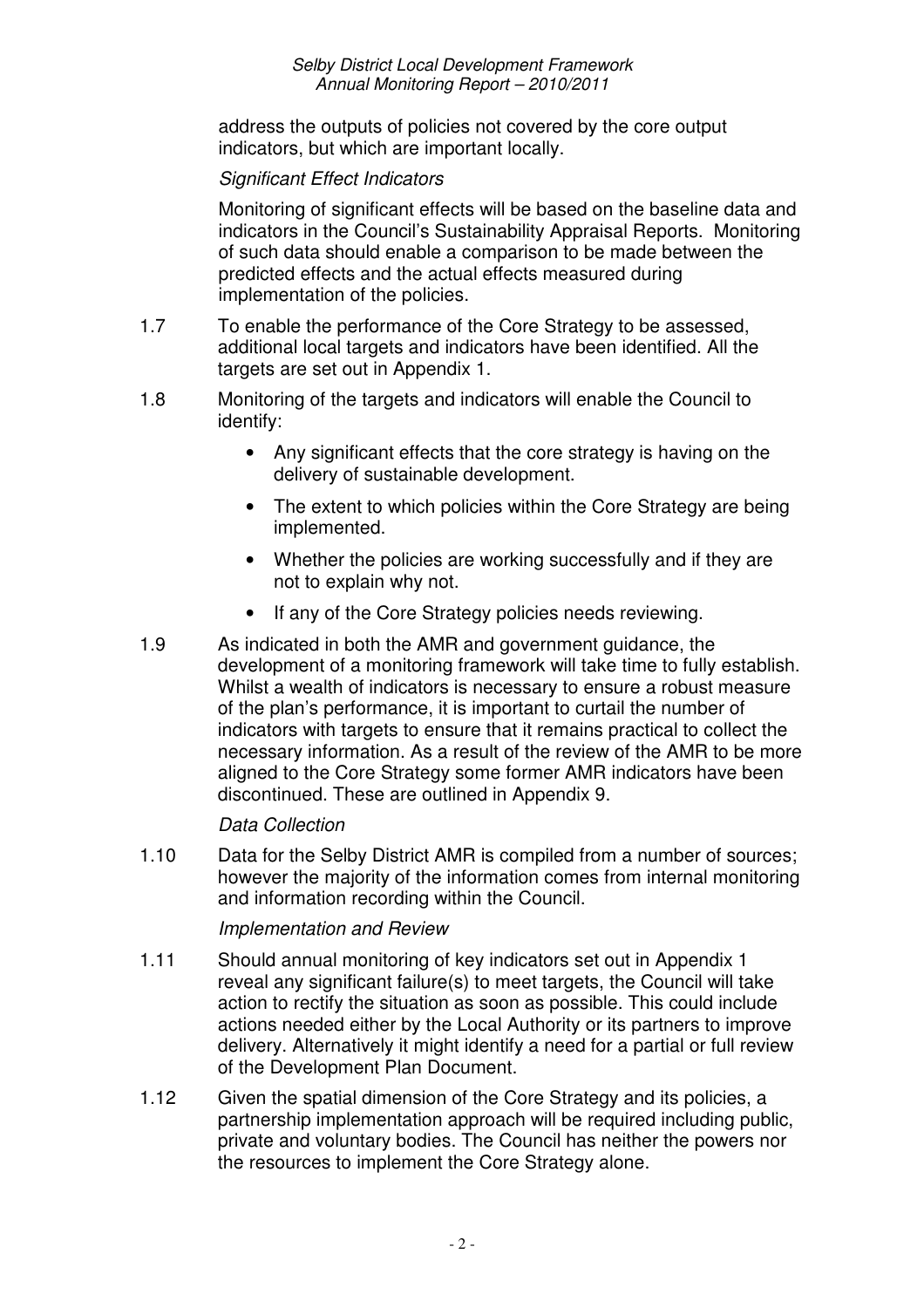address the outputs of policies not covered by the core output indicators, but which are important locally.

*Significant Effect Indicators*

Monitoring of significant effects will be based on the baseline data and indicators in the Council's Sustainability Appraisal Reports. Monitoring of such data should enable a comparison to be made between the predicted effects and the actual effects measured during implementation of the policies.

1.7 To enable the performance of the Core Strategy to be assessed, additional local targets and indicators have been identified. All the targets are set out in Appendix 1.

1.8 Monitoring of the targets and indicators will enable the Council to identify:

- Any significant effects that the core strategy is having on the delivery of sustainable development.
- The extent to which policies within the Core Strategy are being implemented.
- Whether the policies are working successfully and if they are not to explain why not.
- If any of the Core Strategy policies needs reviewing.

1.9 As indicated in both the AMR and government guidance, the development of a monitoring framework will take time to fully establish. Whilst a wealth of indicators is necessary to ensure a robust measure of the plan's performance, it is important to curtail the number of indicators with targets to ensure that it remains practical to collect the necessary information. As a result of the review of the AMR to be more aligned to the Core Strategy some former AMR indicators have been discontinued. These are outlined in Appendix 9.

*Data Collection*

1.10 Data for the Selby District AMR is compiled from a number of sources; however the majority of the information comes from internal monitoring and information recording within the Council.

*Implementation and Review*

1.11 Should annual monitoring of key indicators set out in Appendix 1 reveal any significant failure(s) to meet targets, the Council will take action to rectify the situation as soon as possible. This could include actions needed either by the Local Authority or its partners to improve delivery. Alternatively it might identify a need for a partial or full review of the Development Plan Document.

1.12 Given the spatial dimension of the Core Strategy and its policies, a partnership implementation approach will be required including public, private and voluntary bodies. The Council has neither the powers nor the resources to implement the Core Strategy alone.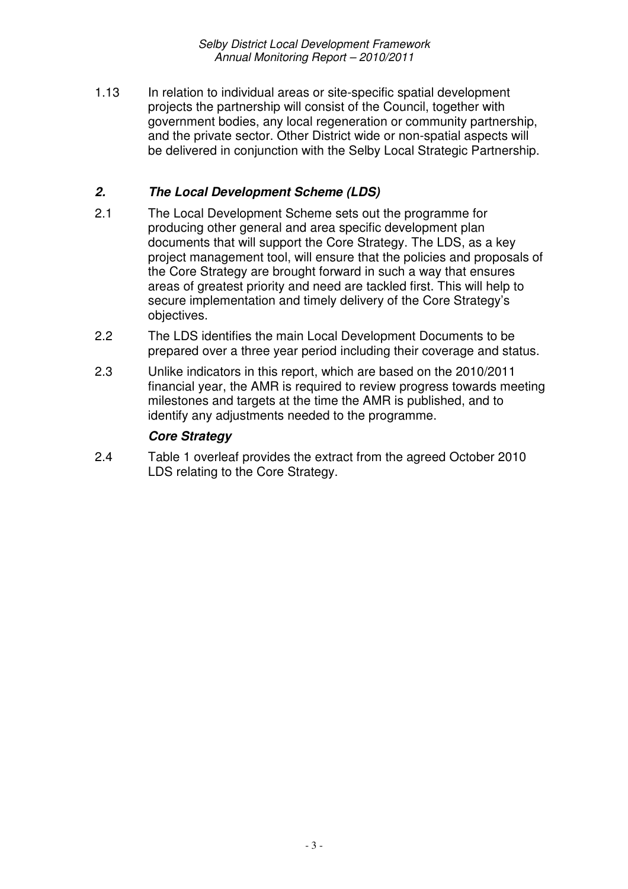1.13 In relation to individual areas or site-specific spatial development projects the partnership will consist of the Council, together with government bodies, any local regeneration or community partnership, and the private sector. Other District wide or non-spatial aspects will be delivered in conjunction with the Selby Local Strategic Partnership.

## *2. The Local Development Scheme (LDS)*

2.1 The Local Development Scheme sets out the programme for producing other general and area specific development plan documents that will support the Core Strategy. The LDS, as a key project management tool, will ensure that the policies and proposals of the Core Strategy are brought forward in such a way that ensures areas of greatest priority and need are tackled first. This will help to secure implementation and timely delivery of the Core Strategy's objectives.

2.2 The LDS identifies the main Local Development Documents to be prepared over a three year period including their coverage and status.

2.3 Unlike indicators in this report, which are based on the 2010/2011 financial year, the AMR is required to review progress towards meeting milestones and targets at the time the AMR is published, and to identify any adjustments needed to the programme.

### *Core Strategy*

2.4 Table 1 overleaf provides the extract from the agreed October 2010 LDS relating to the Core Strategy.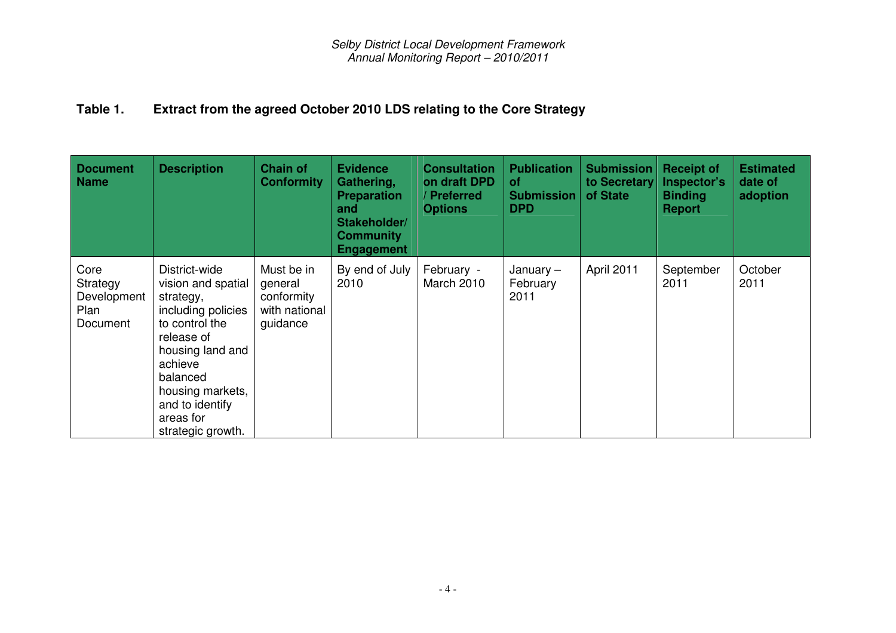**Table 1. Extract from the agreed October 2010 LDS relating to the Core Strategy**

| Document Name | Description | Chain of Conformity | Evidence Gathering, Preparation and Stakeholder/ Community Engagement | Consultation on draft DPD / Preferred Options | Publication of Submission DPD | Submission to Secretary of State | Receipt of Inspector's Binding Report | Estimated date of adoption |
|---|---|---|---|---|---|---|---|---|
| Core Strategy Development Plan Document | District-wide vision and spatial strategy, including policies to control the release of housing land and achieve balanced housing markets, and to identify areas for strategic growth. | Must be in general conformity with national guidance | By end of July 2010 | February - March 2010 | January – February 2011 | April 2011 | September 2011 | October 2011 |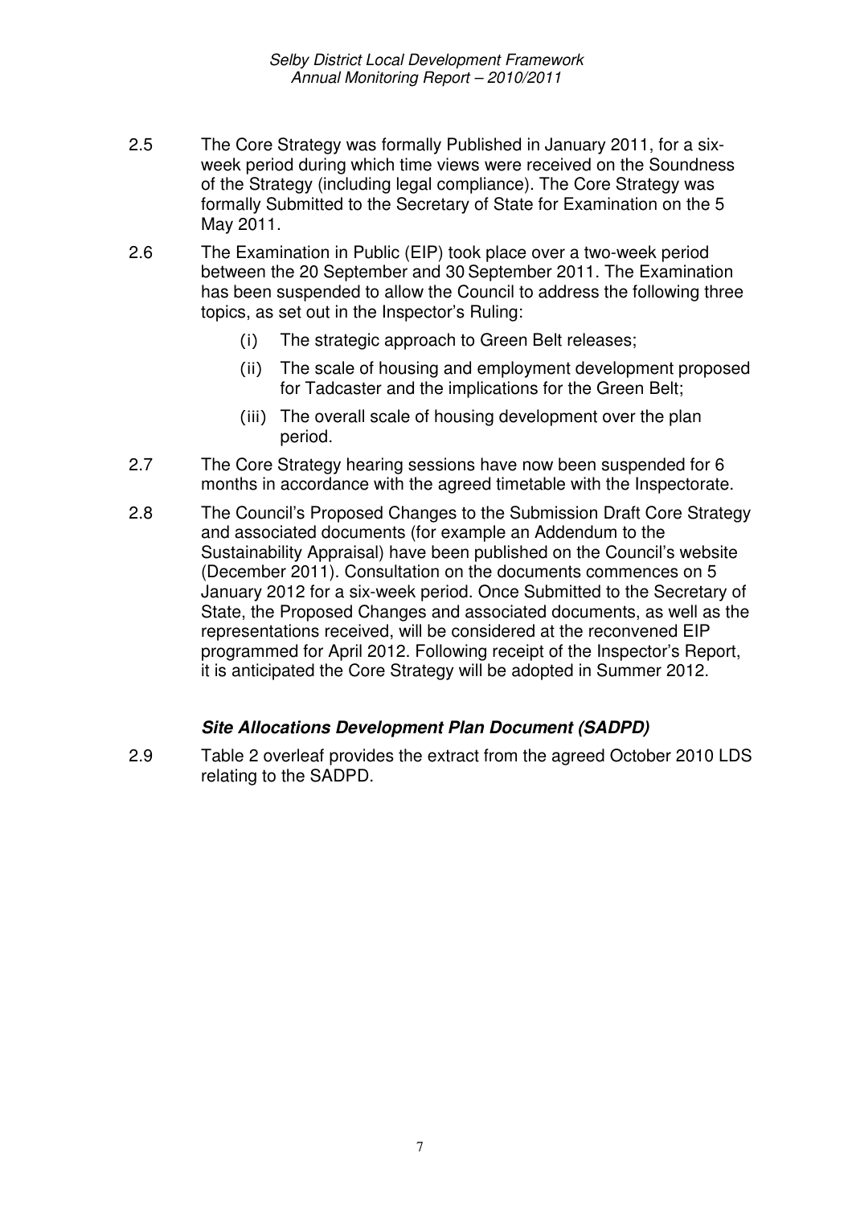2.5 The Core Strategy was formally Published in January 2011, for a six-week period during which time views were received on the Soundness of the Strategy (including legal compliance). The Core Strategy was formally Submitted to the Secretary of State for Examination on the 5 May 2011.

2.6 The Examination in Public (EIP) took place over a two-week period between the 20 September and 30 September 2011. The Examination has been suspended to allow the Council to address the following three topics, as set out in the Inspector's Ruling:

(i) The strategic approach to Green Belt releases;

(ii) The scale of housing and employment development proposed for Tadcaster and the implications for the Green Belt;

(iii) The overall scale of housing development over the plan period.

2.7 The Core Strategy hearing sessions have now been suspended for 6 months in accordance with the agreed timetable with the Inspectorate.

2.8 The Council's Proposed Changes to the Submission Draft Core Strategy and associated documents (for example an Addendum to the Sustainability Appraisal) have been published on the Council's website (December 2011). Consultation on the documents commences on 5 January 2012 for a six-week period. Once Submitted to the Secretary of State, the Proposed Changes and associated documents, as well as the representations received, will be considered at the reconvened EIP programmed for April 2012. Following receipt of the Inspector's Report, it is anticipated the Core Strategy will be adopted in Summer 2012.

### *Site Allocations Development Plan Document (SADPD)*

2.9 Table 2 overleaf provides the extract from the agreed October 2010 LDS relating to the SADPD.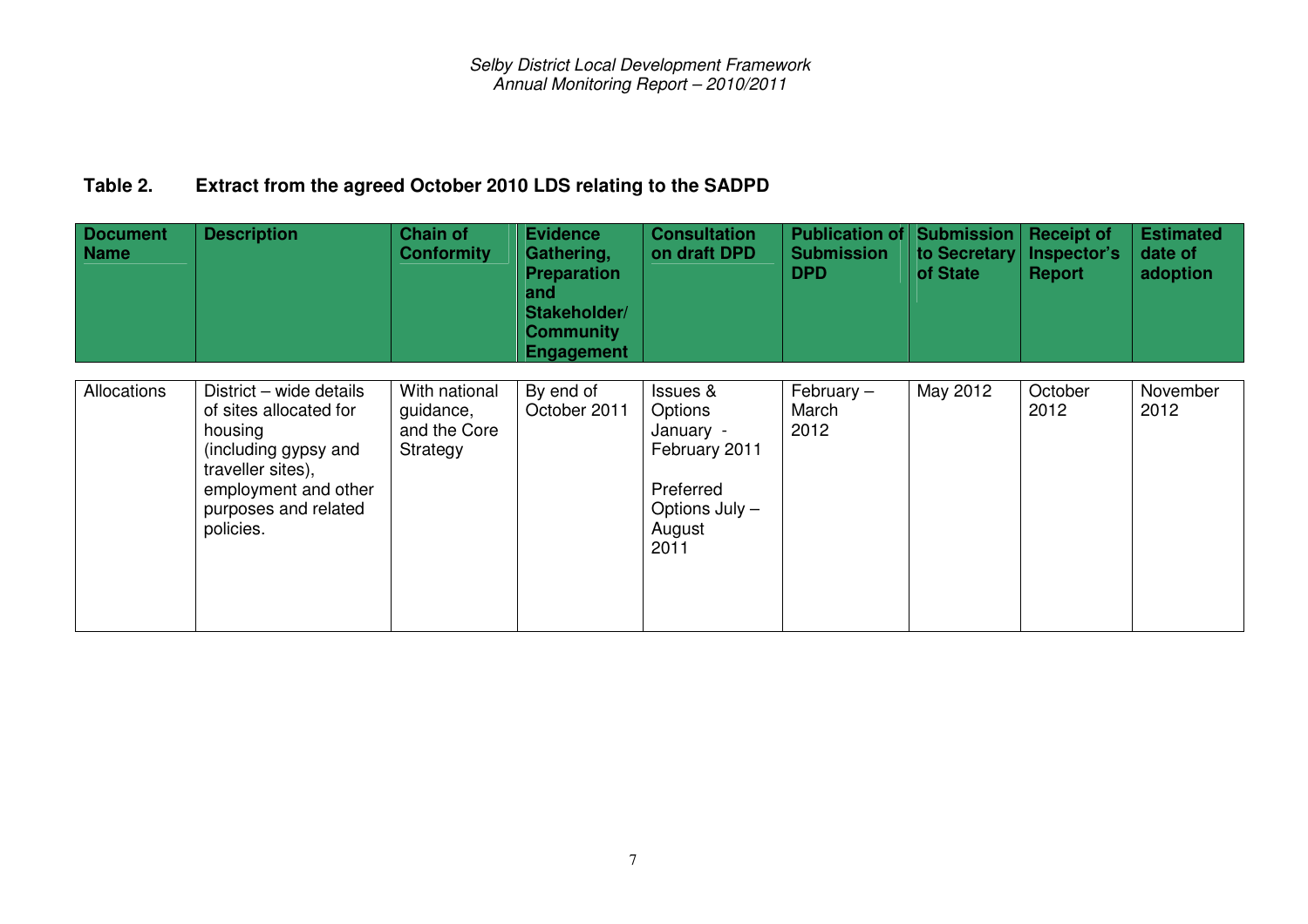**Table 2. Extract from the agreed October 2010 LDS relating to the SADPD**

| Document Name | Description | Chain of Conformity | Evidence Gathering, Preparation and Stakeholder/ Community Engagement | Consultation on draft DPD | Publication of Submission DPD | Submission to Secretary of State | Receipt of Inspector's Report | Estimated date of adoption |
|---|---|---|---|---|---|---|---|---|
| Allocations | District – wide details of sites allocated for housing (including gypsy and traveller sites), employment and other purposes and related policies. | With national guidance, and the Core Strategy | By end of October 2011 | Issues & Options January - February 2011<br><br>Preferred Options July – August 2011 | February – March 2012 | May 2012 | October 2012 | November 2012 |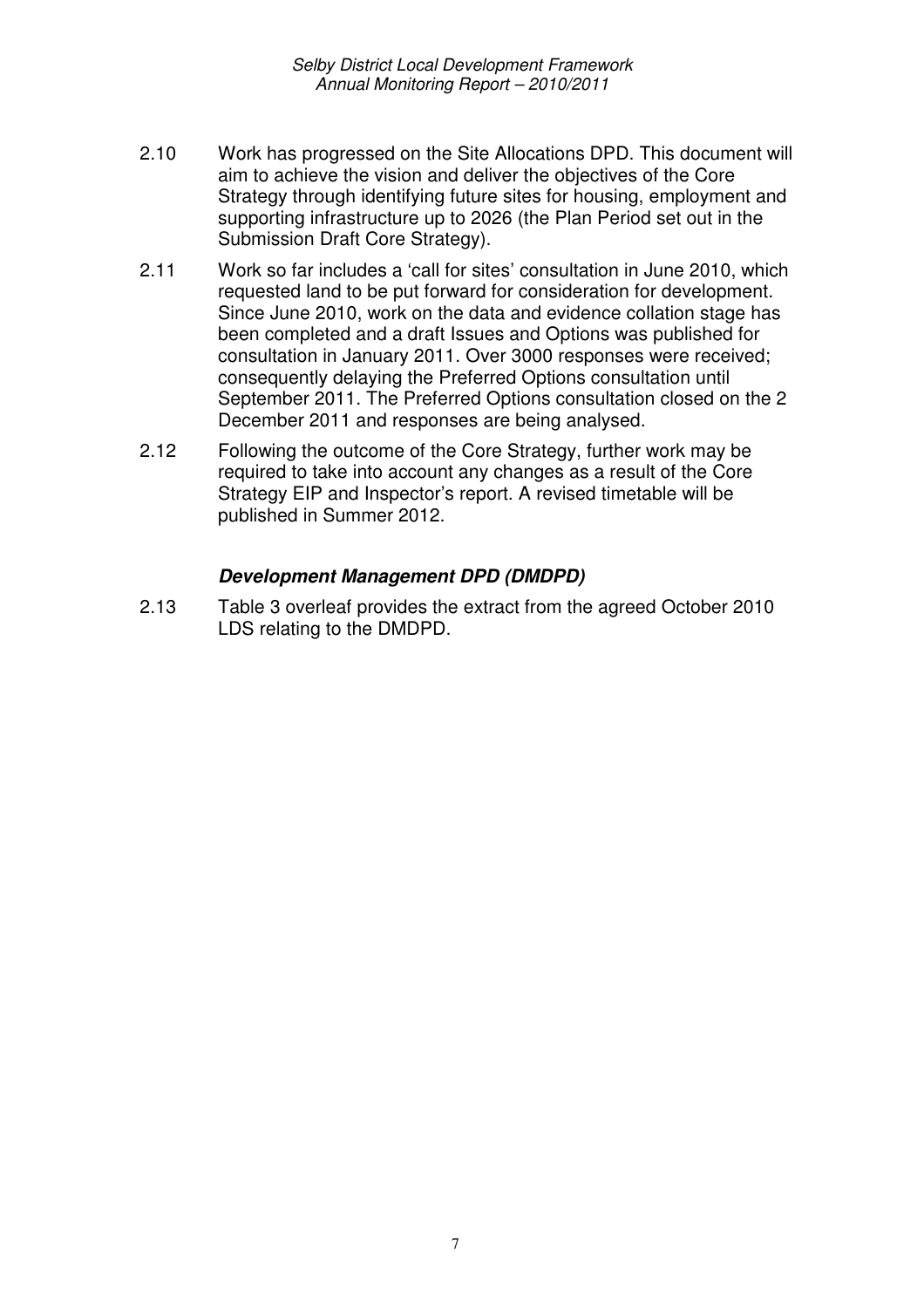2.10 Work has progressed on the Site Allocations DPD. This document will aim to achieve the vision and deliver the objectives of the Core Strategy through identifying future sites for housing, employment and supporting infrastructure up to 2026 (the Plan Period set out in the Submission Draft Core Strategy).

2.11 Work so far includes a 'call for sites' consultation in June 2010, which requested land to be put forward for consideration for development. Since June 2010, work on the data and evidence collation stage has been completed and a draft Issues and Options was published for consultation in January 2011. Over 3000 responses were received; consequently delaying the Preferred Options consultation until September 2011. The Preferred Options consultation closed on the 2 December 2011 and responses are being analysed.

2.12 Following the outcome of the Core Strategy, further work may be required to take into account any changes as a result of the Core Strategy EIP and Inspector's report. A revised timetable will be published in Summer 2012.

### *Development Management DPD (DMDPD)*

2.13 Table 3 overleaf provides the extract from the agreed October 2010 LDS relating to the DMDPD.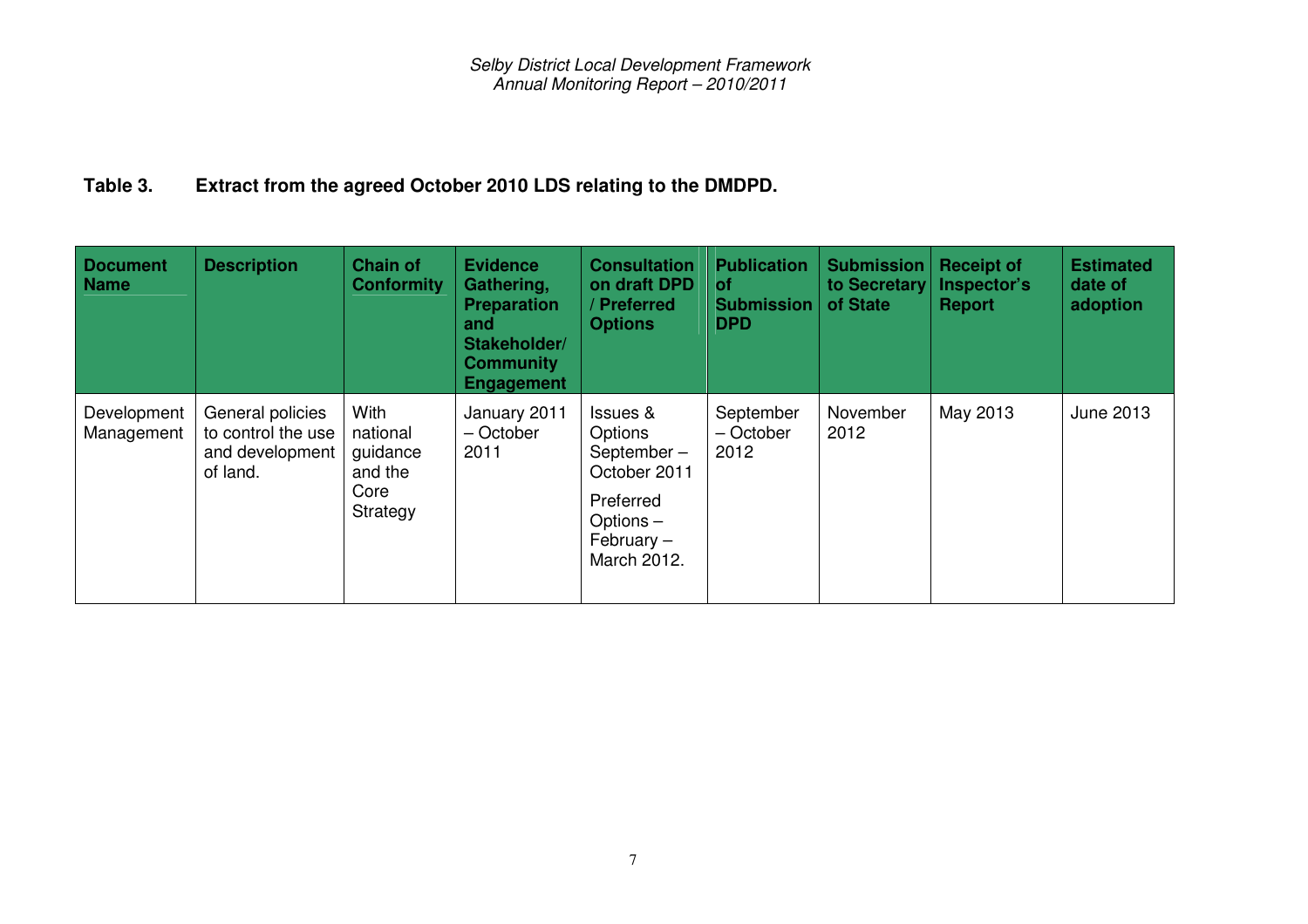**Table 3. Extract from the agreed October 2010 LDS relating to the DMDPD.**

| Document Name | Description | Chain of Conformity | Evidence Gathering, Preparation and Stakeholder/ Community Engagement | Consultation on draft DPD / Preferred Options | Publication of Submission DPD | Submission to Secretary of State | Receipt of Inspector's Report | Estimated date of adoption |
|---|---|---|---|---|---|---|---|---|
| Development Management | General policies to control the use and development of land. | With national guidance and the Core Strategy | January 2011 – October 2011 | Issues & Options September – October 2011<br><br>Preferred Options – February – March 2012. | September – October 2012 | November 2012 | May 2013 | June 2013 |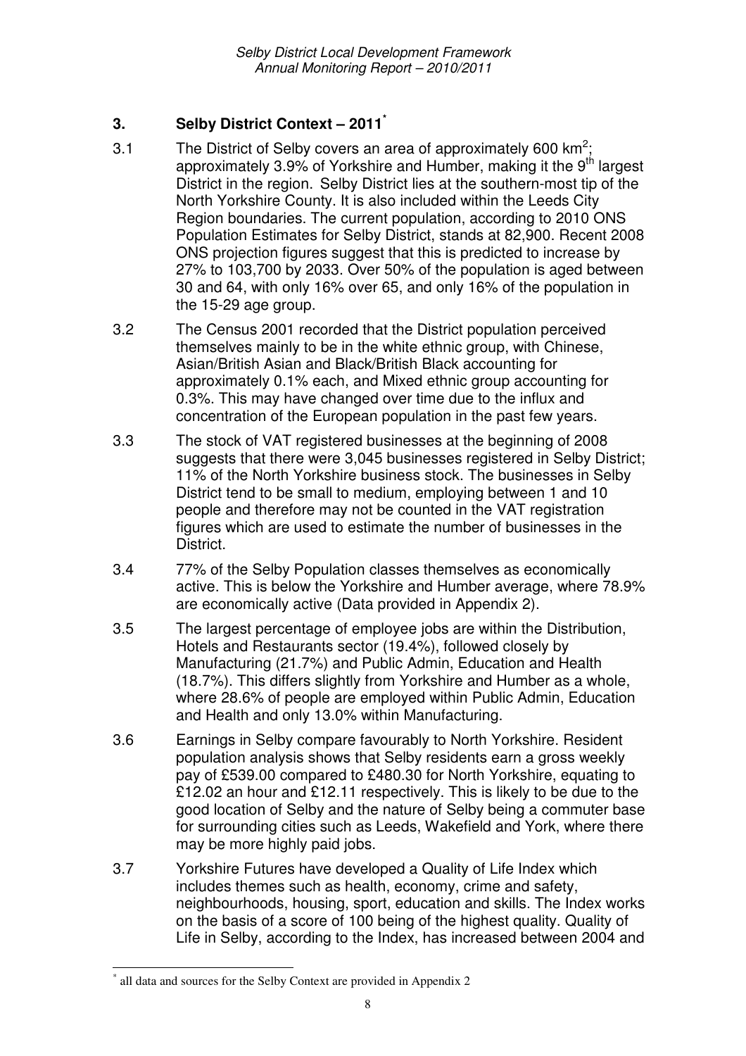## 3. Selby District Context – 2011[*]

3.1 The District of Selby covers an area of approximately 600 km$^2$; approximately 3.9% of Yorkshire and Humber, making it the 9th largest District in the region. Selby District lies at the southern-most tip of the North Yorkshire County. It is also included within the Leeds City Region boundaries. The current population, according to 2010 ONS Population Estimates for Selby District, stands at 82,900. Recent 2008 ONS projection figures suggest that this is predicted to increase by 27% to 103,700 by 2033. Over 50% of the population is aged between 30 and 64, with only 16% over 65, and only 16% of the population in the 15-29 age group.

3.2 The Census 2001 recorded that the District population perceived themselves mainly to be in the white ethnic group, with Chinese, Asian/British Asian and Black/British Black accounting for approximately 0.1% each, and Mixed ethnic group accounting for 0.3%. This may have changed over time due to the influx and concentration of the European population in the past few years.

3.3 The stock of VAT registered businesses at the beginning of 2008 suggests that there were 3,045 businesses registered in Selby District; 11% of the North Yorkshire business stock. The businesses in Selby District tend to be small to medium, employing between 1 and 10 people and therefore may not be counted in the VAT registration figures which are used to estimate the number of businesses in the District.

3.4 77% of the Selby Population classes themselves as economically active. This is below the Yorkshire and Humber average, where 78.9% are economically active (Data provided in Appendix 2).

3.5 The largest percentage of employee jobs are within the Distribution, Hotels and Restaurants sector (19.4%), followed closely by Manufacturing (21.7%) and Public Admin, Education and Health (18.7%). This differs slightly from Yorkshire and Humber as a whole, where 28.6% of people are employed within Public Admin, Education and Health and only 13.0% within Manufacturing.

3.6 Earnings in Selby compare favourably to North Yorkshire. Resident population analysis shows that Selby residents earn a gross weekly pay of £539.00 compared to £480.30 for North Yorkshire, equating to £12.02 an hour and £12.11 respectively. This is likely to be due to the good location of Selby and the nature of Selby being a commuter base for surrounding cities such as Leeds, Wakefield and York, where there may be more highly paid jobs.

3.7 Yorkshire Futures have developed a Quality of Life Index which includes themes such as health, economy, crime and safety, neighbourhoods, housing, sport, education and skills. The Index works on the basis of a score of 100 being of the highest quality. Quality of Life in Selby, according to the Index, has increased between 2004 and

---

[*] all data and sources for the Selby Context are provided in Appendix 2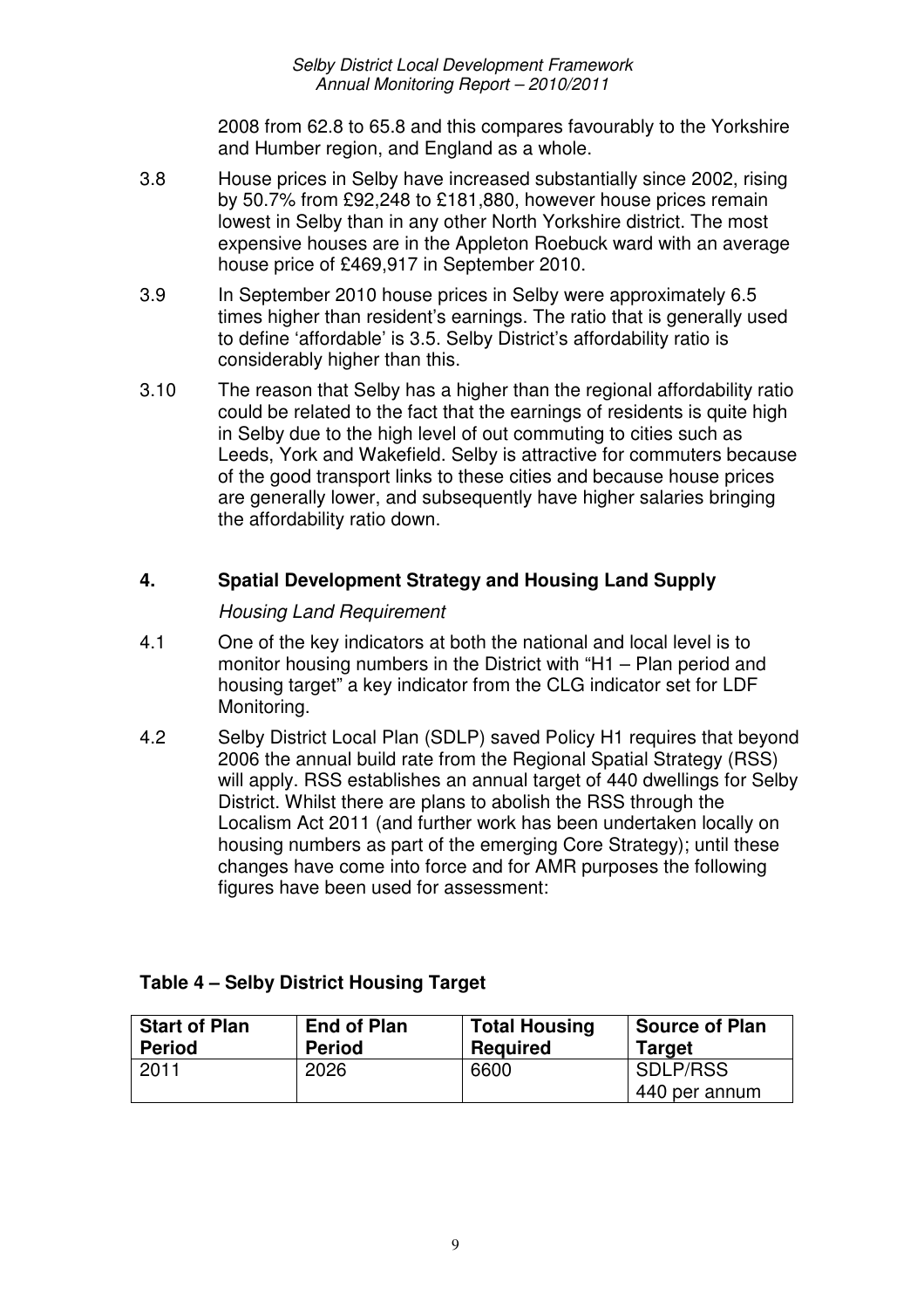2008 from 62.8 to 65.8 and this compares favourably to the Yorkshire and Humber region, and England as a whole.

3.8 House prices in Selby have increased substantially since 2002, rising by 50.7% from £92,248 to £181,880, however house prices remain lowest in Selby than in any other North Yorkshire district. The most expensive houses are in the Appleton Roebuck ward with an average house price of £469,917 in September 2010.

3.9 In September 2010 house prices in Selby were approximately 6.5 times higher than resident's earnings. The ratio that is generally used to define 'affordable' is 3.5. Selby District's affordability ratio is considerably higher than this.

3.10 The reason that Selby has a higher than the regional affordability ratio could be related to the fact that the earnings of residents is quite high in Selby due to the high level of out commuting to cities such as Leeds, York and Wakefield. Selby is attractive for commuters because of the good transport links to these cities and because house prices are generally lower, and subsequently have higher salaries bringing the affordability ratio down.

## 4. Spatial Development Strategy and Housing Land Supply

*Housing Land Requirement*

4.1 One of the key indicators at both the national and local level is to monitor housing numbers in the District with "H1 – Plan period and housing target" a key indicator from the CLG indicator set for LDF Monitoring.

4.2 Selby District Local Plan (SDLP) saved Policy H1 requires that beyond 2006 the annual build rate from the Regional Spatial Strategy (RSS) will apply. RSS establishes an annual target of 440 dwellings for Selby District. Whilst there are plans to abolish the RSS through the Localism Act 2011 (and further work has been undertaken locally on housing numbers as part of the emerging Core Strategy); until these changes have come into force and for AMR purposes the following figures have been used for assessment:

**Table 4 – Selby District Housing Target**

| Start of Plan Period | End of Plan Period | Total Housing Required | Source of Plan Target |
|---|---|---|---|
| 2011 | 2026 | 6600 | SDLP/RSS 440 per annum |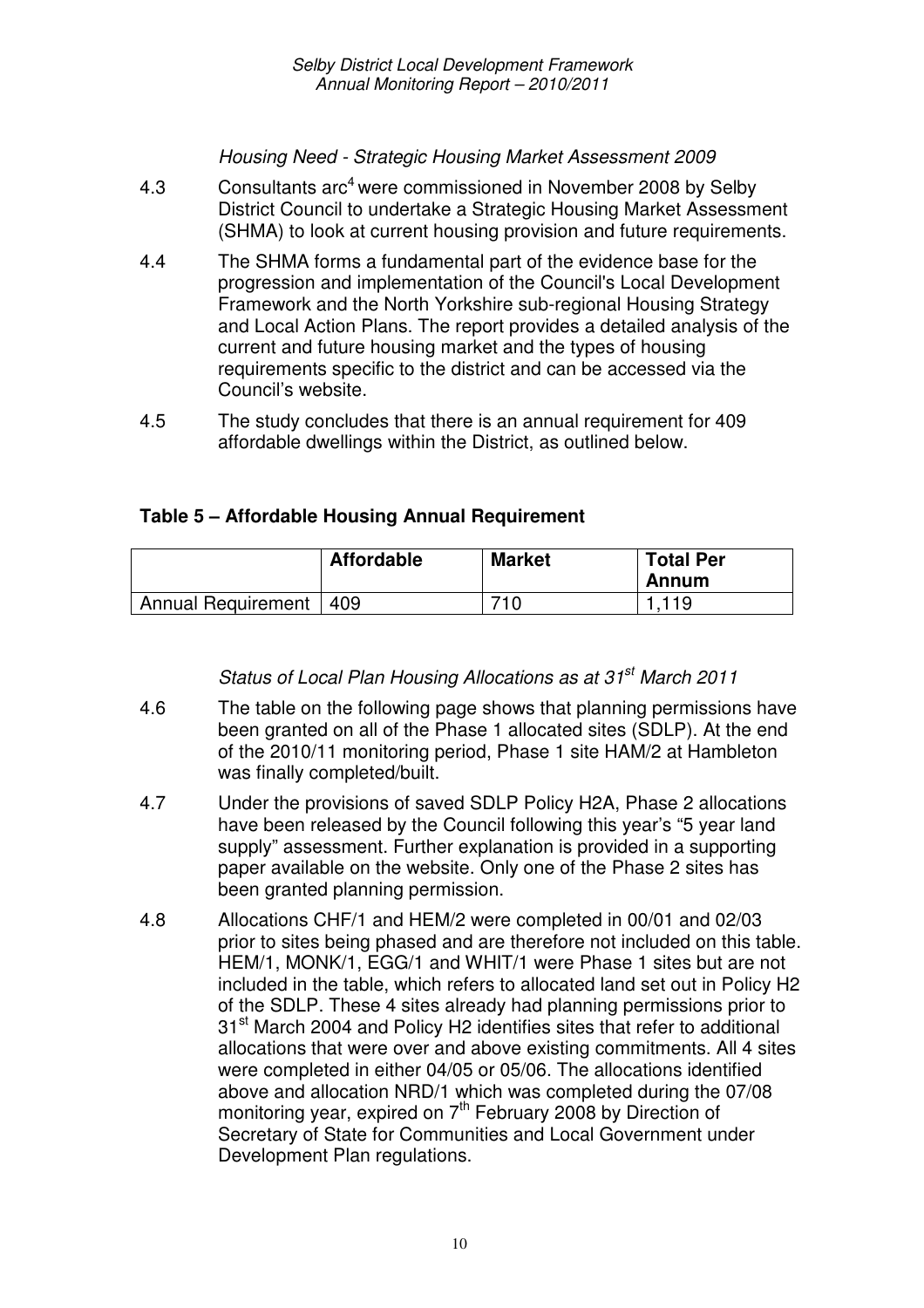*Housing Need - Strategic Housing Market Assessment 2009*

4.3 Consultants arc[4] were commissioned in November 2008 by Selby District Council to undertake a Strategic Housing Market Assessment (SHMA) to look at current housing provision and future requirements.

4.4 The SHMA forms a fundamental part of the evidence base for the progression and implementation of the Council's Local Development Framework and the North Yorkshire sub-regional Housing Strategy and Local Action Plans. The report provides a detailed analysis of the current and future housing market and the types of housing requirements specific to the district and can be accessed via the Council's website.

4.5 The study concludes that there is an annual requirement for 409 affordable dwellings within the District, as outlined below.

**Table 5 – Affordable Housing Annual Requirement**

| | Affordable | Market | Total Per Annum |
|---|---|---|---|
| Annual Requirement | 409 | 710 | 1,119 |

*Status of Local Plan Housing Allocations as at 31st March 2011*

4.6 The table on the following page shows that planning permissions have been granted on all of the Phase 1 allocated sites (SDLP). At the end of the 2010/11 monitoring period, Phase 1 site HAM/2 at Hambleton was finally completed/built.

4.7 Under the provisions of saved SDLP Policy H2A, Phase 2 allocations have been released by the Council following this year's "5 year land supply" assessment. Further explanation is provided in a supporting paper available on the website. Only one of the Phase 2 sites has been granted planning permission.

4.8 Allocations CHF/1 and HEM/2 were completed in 00/01 and 02/03 prior to sites being phased and are therefore not included on this table. HEM/1, MONK/1, EGG/1 and WHIT/1 were Phase 1 sites but are not included in the table, which refers to allocated land set out in Policy H2 of the SDLP. These 4 sites already had planning permissions prior to 31st March 2004 and Policy H2 identifies sites that refer to additional allocations that were over and above existing commitments. All 4 sites were completed in either 04/05 or 05/06. The allocations identified above and allocation NRD/1 which was completed during the 07/08 monitoring year, expired on 7th February 2008 by Direction of Secretary of State for Communities and Local Government under Development Plan regulations.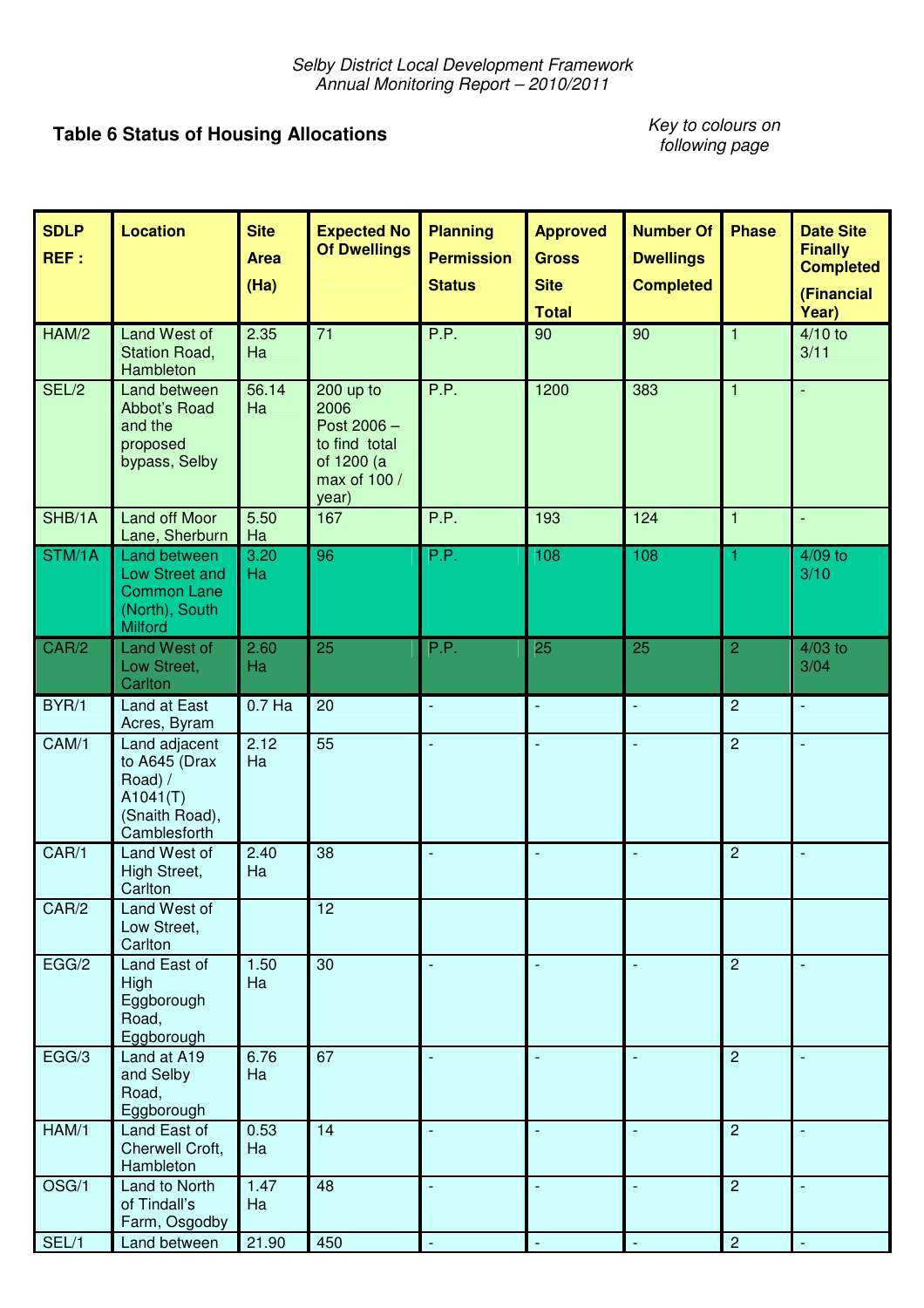*Selby District Local Development Framework*
*Annual Monitoring Report – 2010/2011*

## Table 6 Status of Housing Allocations

*Key to colours on following page*

| SDLP REF : | Location | Site Area (Ha) | Expected No Of Dwellings | Planning Permission Status | Approved Gross Site Total | Number Of Dwellings Completed | Phase | Date Site Finally Completed (Financial Year) |
|---|---|---|---|---|---|---|---|---|
| HAM/2 | Land West of Station Road, Hambleton | 2.35 Ha | 71 | P.P. | 90 | 90 | 1 | 4/10 to 3/11 |
| SEL/2 | Land between Abbot's Road and the proposed bypass, Selby | 56.14 Ha | 200 up to 2006 Post 2006 – to find total of 1200 (a max of 100 / year) | P.P. | 1200 | 383 | 1 | - |
| SHB/1A | Land off Moor Lane, Sherburn | 5.50 Ha | 167 | P.P. | 193 | 124 | 1 | - |
| STM/1A | Land between Low Street and Common Lane (North), South Milford | 3.20 Ha | 96 | P.P. | 108 | 108 | 1 | 4/09 to 3/10 |
| CAR/2 | Land West of Low Street, Carlton | 2.60 Ha | 25 | P.P. | 25 | 25 | 2 | 4/03 to 3/04 |
| BYR/1 | Land at East Acres, Byram | 0.7 Ha | 20 | - | - | - | 2 | - |
| CAM/1 | Land adjacent to A645 (Drax Road) / A1041(T) (Snaith Road), Camblesforth | 2.12 Ha | 55 | - | - | - | 2 | - |
| CAR/1 | Land West of High Street, Carlton | 2.40 Ha | 38 | - | - | - | 2 | - |
| CAR/2 | Land West of Low Street, Carlton | | 12 | | | | | |
| EGG/2 | Land East of High Eggborough Road, Eggborough | 1.50 Ha | 30 | - | - | - | 2 | - |
| EGG/3 | Land at A19 and Selby Road, Eggborough | 6.76 Ha | 67 | - | - | - | 2 | - |
| HAM/1 | Land East of Cherwell Croft, Hambleton | 0.53 Ha | 14 | - | - | - | 2 | - |
| OSG/1 | Land to North of Tindall's Farm, Osgodby | 1.47 Ha | 48 | - | - | - | 2 | - |
| SEL/1 | Land between | 21.90 | 450 | - | - | - | 2 | - |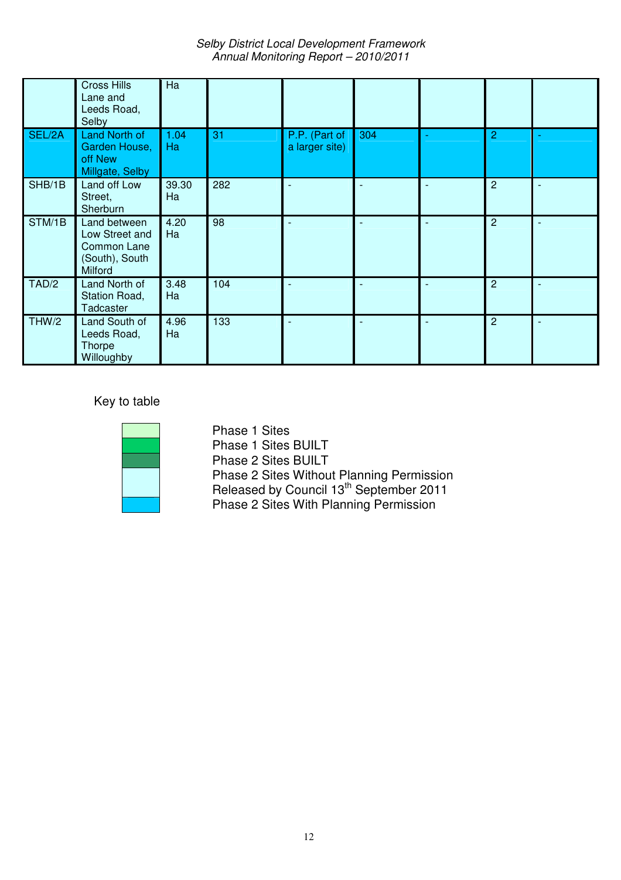|  |  |  |  |  |  |  |  |  |
|---|---|---|---|---|---|---|---|---|
|  | Cross Hills Lane and Leeds Road, Selby | Ha |  |  |  |  |  |  |
| SEL/2A | Land North of Garden House, off New Millgate, Selby | 1.04 Ha | 31 | P.P. (Part of a larger site) | 304 | - | 2 | - |
| SHB/1B | Land off Low Street, Sherburn | 39.30 Ha | 282 | - | - | - | 2 | - |
| STM/1B | Land between Low Street and Common Lane (South), South Milford | 4.20 Ha | 98 | - | - | - | 2 | - |
| TAD/2 | Land North of Station Road, Tadcaster | 3.48 Ha | 104 | - | - | - | 2 | - |
| THW/2 | Land South of Leeds Road, Thorpe Willoughby | 4.96 Ha | 133 | - | - | - | 2 | - |

Key to table

- Phase 1 Sites
- Phase 1 Sites BUILT
- Phase 2 Sites BUILT
- Phase 2 Sites Without Planning Permission Released by Council 13th September 2011
- Phase 2 Sites With Planning Permission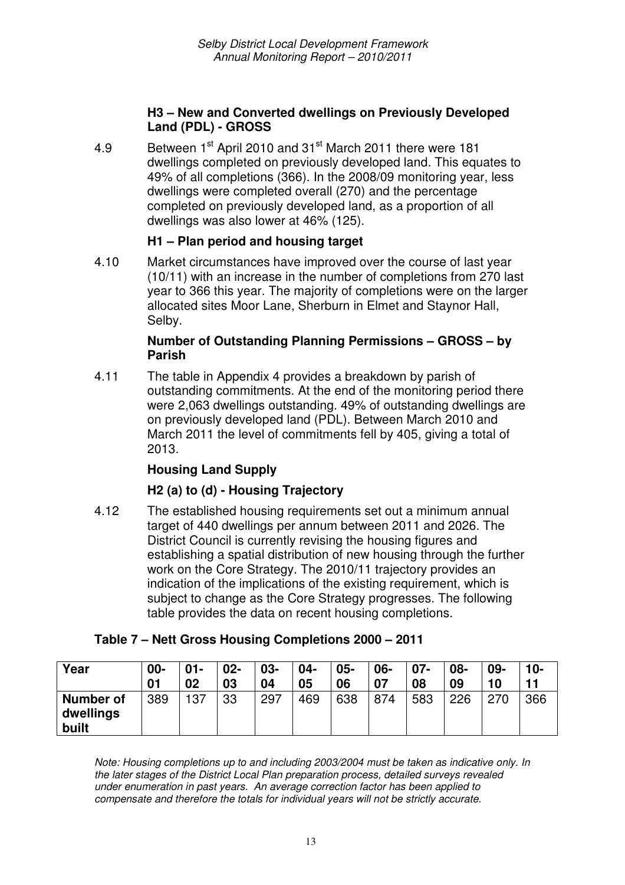### H3 – New and Converted dwellings on Previously Developed Land (PDL) - GROSS

4.9 Between 1st April 2010 and 31st March 2011 there were 181 dwellings completed on previously developed land. This equates to 49% of all completions (366). In the 2008/09 monitoring year, less dwellings were completed overall (270) and the percentage completed on previously developed land, as a proportion of all dwellings was also lower at 46% (125).

### H1 – Plan period and housing target

4.10 Market circumstances have improved over the course of last year (10/11) with an increase in the number of completions from 270 last year to 366 this year. The majority of completions were on the larger allocated sites Moor Lane, Sherburn in Elmet and Staynor Hall, Selby.

### Number of Outstanding Planning Permissions – GROSS – by Parish

4.11 The table in Appendix 4 provides a breakdown by parish of outstanding commitments. At the end of the monitoring period there were 2,063 dwellings outstanding. 49% of outstanding dwellings are on previously developed land (PDL). Between March 2010 and March 2011 the level of commitments fell by 405, giving a total of 2013.

### Housing Land Supply

### H2 (a) to (d) - Housing Trajectory

4.12 The established housing requirements set out a minimum annual target of 440 dwellings per annum between 2011 and 2026. The District Council is currently revising the housing figures and establishing a spatial distribution of new housing through the further work on the Core Strategy. The 2010/11 trajectory provides an indication of the implications of the existing requirement, which is subject to change as the Core Strategy progresses. The following table provides the data on recent housing completions.

**Table 7 – Nett Gross Housing Completions 2000 – 2011**

| Year | 00-01 | 01-02 | 02-03 | 03-04 | 04-05 | 05-06 | 06-07 | 07-08 | 08-09 | 09-10 | 10-11 |
|---|---|---|---|---|---|---|---|---|---|---|---|
| **Number of dwellings built** | 389 | 137 | 33 | 297 | 469 | 638 | 874 | 583 | 226 | 270 | 366 |

*Note: Housing completions up to and including 2003/2004 must be taken as indicative only. In the later stages of the District Local Plan preparation process, detailed surveys revealed under enumeration in past years. An average correction factor has been applied to compensate and therefore the totals for individual years will not be strictly accurate.*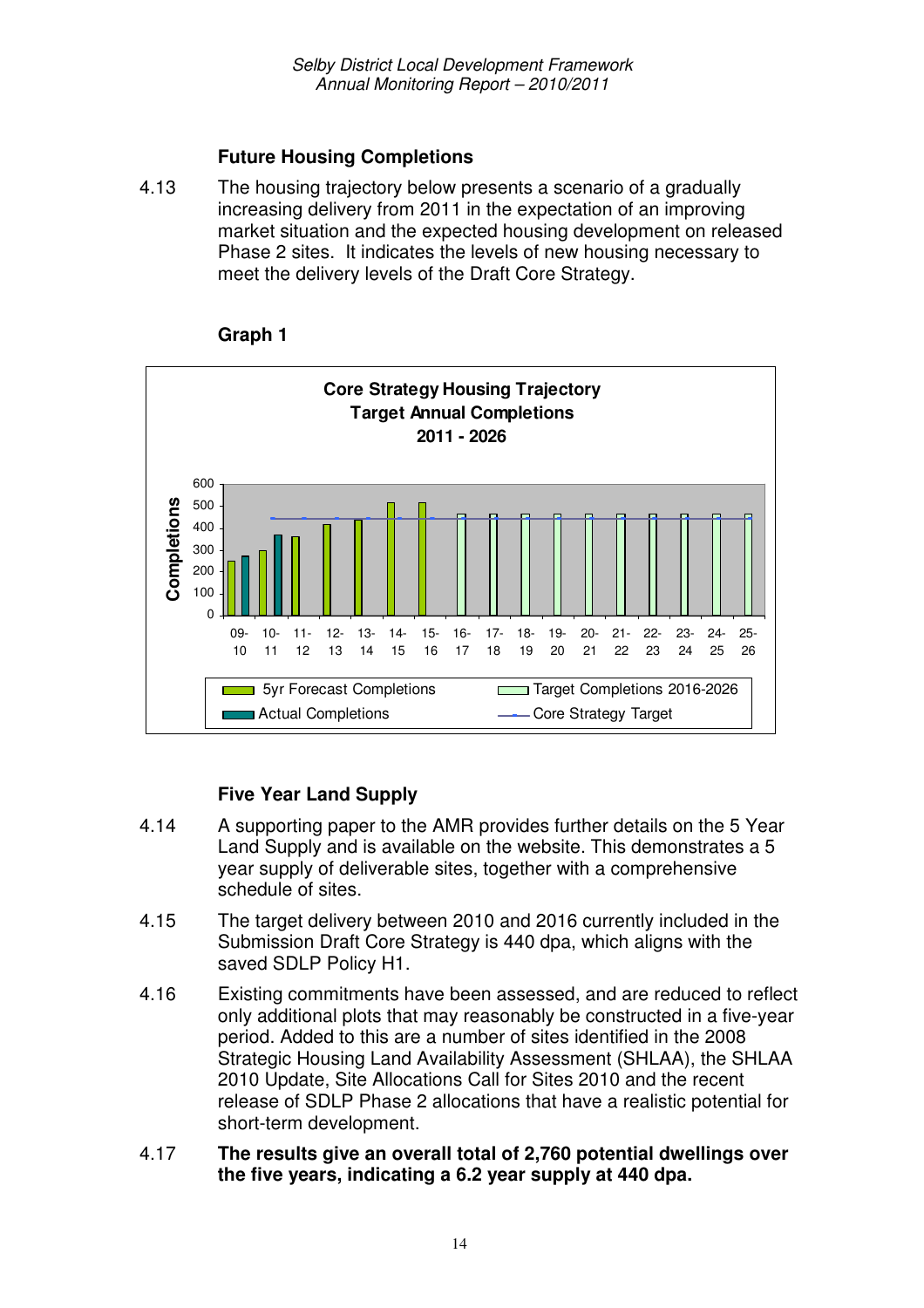### Future Housing Completions

4.13 The housing trajectory below presents a scenario of a gradually increasing delivery from 2011 in the expectation of an improving market situation and the expected housing development on released Phase 2 sites. It indicates the levels of new housing necessary to meet the delivery levels of the Draft Core Strategy.

**Graph 1**

**Core Strategy Housing Trajectory**
**Target Annual Completions**
**2011 - 2026**

Completions

09-10, 10-11, 11-12, 12-13, 13-14, 14-15, 15-16, 16-17, 17-18, 18-19, 19-20, 20-21, 21-22, 22-23, 23-24, 24-25, 25-26

5yr Forecast Completions | Target Completions 2016-2026 | Actual Completions | Core Strategy Target

### Five Year Land Supply

4.14 A supporting paper to the AMR provides further details on the 5 Year Land Supply and is available on the website. This demonstrates a 5 year supply of deliverable sites, together with a comprehensive schedule of sites.

4.15 The target delivery between 2010 and 2016 currently included in the Submission Draft Core Strategy is 440 dpa, which aligns with the saved SDLP Policy H1.

4.16 Existing commitments have been assessed, and are reduced to reflect only additional plots that may reasonably be constructed in a five-year period. Added to this are a number of sites identified in the 2008 Strategic Housing Land Availability Assessment (SHLAA), the SHLAA 2010 Update, Site Allocations Call for Sites 2010 and the recent release of SDLP Phase 2 allocations that have a realistic potential for short-term development.

4.17 **The results give an overall total of 2,760 potential dwellings over the five years, indicating a 6.2 year supply at 440 dpa.**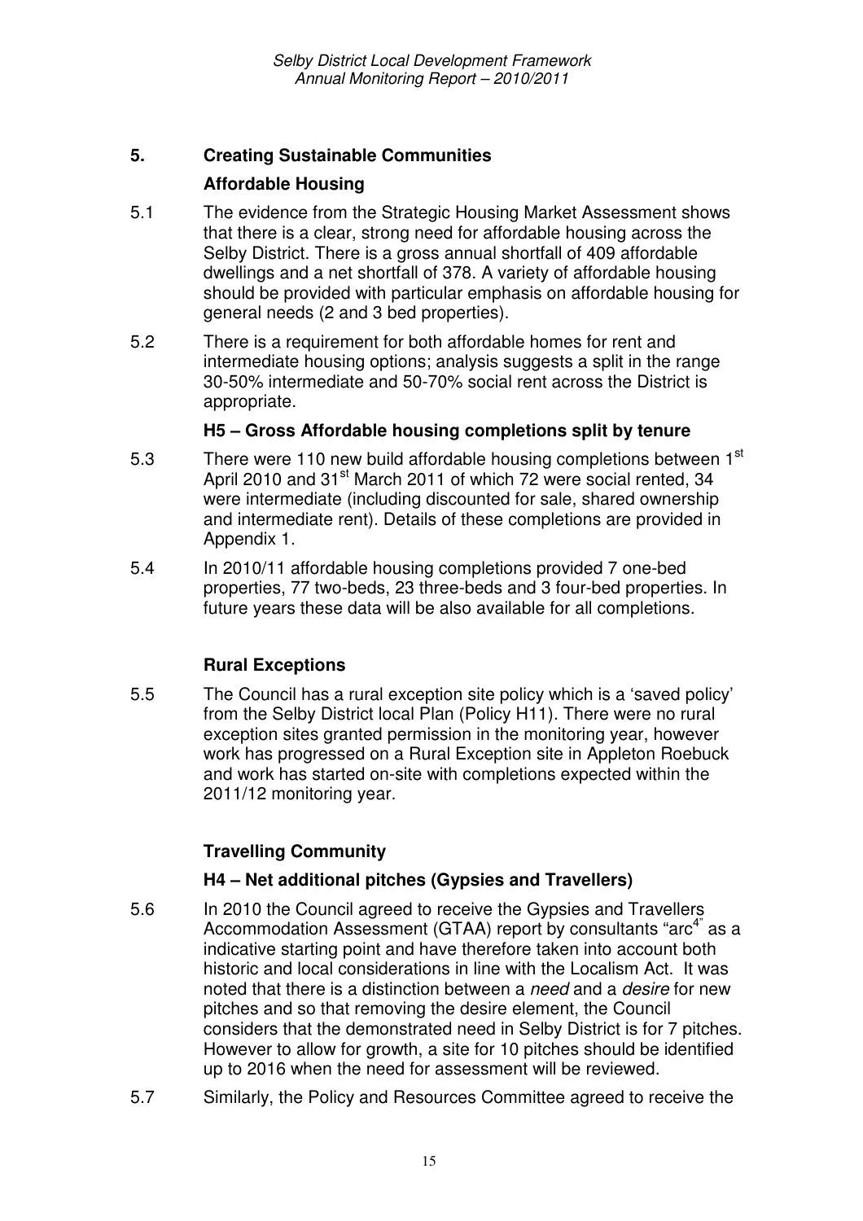## 5. Creating Sustainable Communities

### Affordable Housing

5.1 The evidence from the Strategic Housing Market Assessment shows that there is a clear, strong need for affordable housing across the Selby District. There is a gross annual shortfall of 409 affordable dwellings and a net shortfall of 378. A variety of affordable housing should be provided with particular emphasis on affordable housing for general needs (2 and 3 bed properties).

5.2 There is a requirement for both affordable homes for rent and intermediate housing options; analysis suggests a split in the range 30-50% intermediate and 50-70% social rent across the District is appropriate.

### H5 – Gross Affordable housing completions split by tenure

5.3 There were 110 new build affordable housing completions between 1st April 2010 and 31st March 2011 of which 72 were social rented, 34 were intermediate (including discounted for sale, shared ownership and intermediate rent). Details of these completions are provided in Appendix 1.

5.4 In 2010/11 affordable housing completions provided 7 one-bed properties, 77 two-beds, 23 three-beds and 3 four-bed properties. In future years these data will be also available for all completions.

### Rural Exceptions

5.5 The Council has a rural exception site policy which is a 'saved policy' from the Selby District local Plan (Policy H11). There were no rural exception sites granted permission in the monitoring year, however work has progressed on a Rural Exception site in Appleton Roebuck and work has started on-site with completions expected within the 2011/12 monitoring year.

### Travelling Community

### H4 – Net additional pitches (Gypsies and Travellers)

5.6 In 2010 the Council agreed to receive the Gypsies and Travellers Accommodation Assessment (GTAA) report by consultants "arc[4]" as a indicative starting point and have therefore taken into account both historic and local considerations in line with the Localism Act. It was noted that there is a distinction between a *need* and a *desire* for new pitches and so that removing the desire element, the Council considers that the demonstrated need in Selby District is for 7 pitches. However to allow for growth, a site for 10 pitches should be identified up to 2016 when the need for assessment will be reviewed.

5.7 Similarly, the Policy and Resources Committee agreed to receive the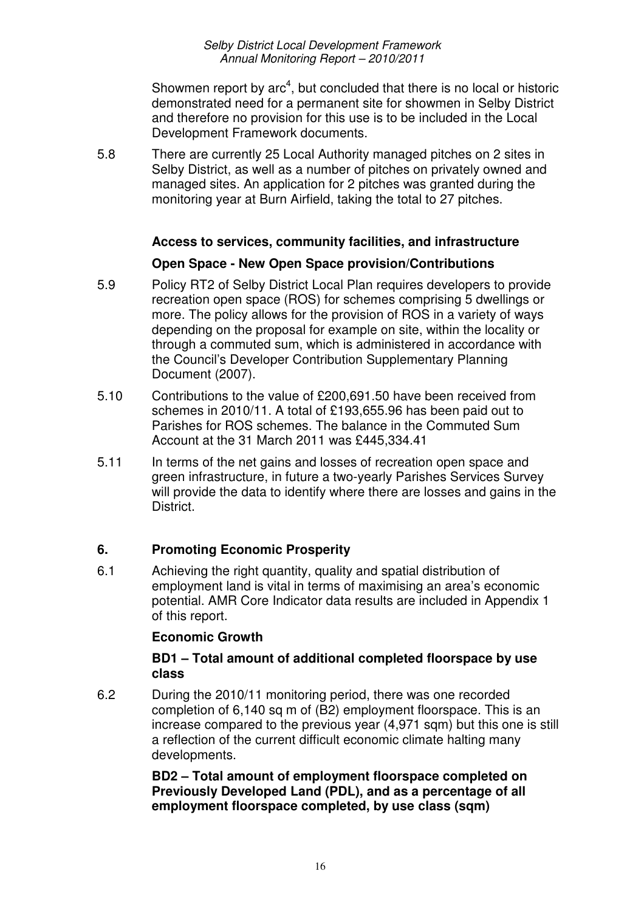Showmen report by arc[4], but concluded that there is no local or historic demonstrated need for a permanent site for showmen in Selby District and therefore no provision for this use is to be included in the Local Development Framework documents.

5.8 There are currently 25 Local Authority managed pitches on 2 sites in Selby District, as well as a number of pitches on privately owned and managed sites. An application for 2 pitches was granted during the monitoring year at Burn Airfield, taking the total to 27 pitches.

**Access to services, community facilities, and infrastructure**

**Open Space - New Open Space provision/Contributions**

5.9 Policy RT2 of Selby District Local Plan requires developers to provide recreation open space (ROS) for schemes comprising 5 dwellings or more. The policy allows for the provision of ROS in a variety of ways depending on the proposal for example on site, within the locality or through a commuted sum, which is administered in accordance with the Council's Developer Contribution Supplementary Planning Document (2007).

5.10 Contributions to the value of £200,691.50 have been received from schemes in 2010/11. A total of £193,655.96 has been paid out to Parishes for ROS schemes. The balance in the Commuted Sum Account at the 31 March 2011 was £445,334.41

5.11 In terms of the net gains and losses of recreation open space and green infrastructure, in future a two-yearly Parishes Services Survey will provide the data to identify where there are losses and gains in the District.

## 6. Promoting Economic Prosperity

6.1 Achieving the right quantity, quality and spatial distribution of employment land is vital in terms of maximising an area's economic potential. AMR Core Indicator data results are included in Appendix 1 of this report.

**Economic Growth**

**BD1 – Total amount of additional completed floorspace by use class**

6.2 During the 2010/11 monitoring period, there was one recorded completion of 6,140 sq m of (B2) employment floorspace. This is an increase compared to the previous year (4,971 sqm) but this one is still a reflection of the current difficult economic climate halting many developments.

**BD2 – Total amount of employment floorspace completed on Previously Developed Land (PDL), and as a percentage of all employment floorspace completed, by use class (sqm)**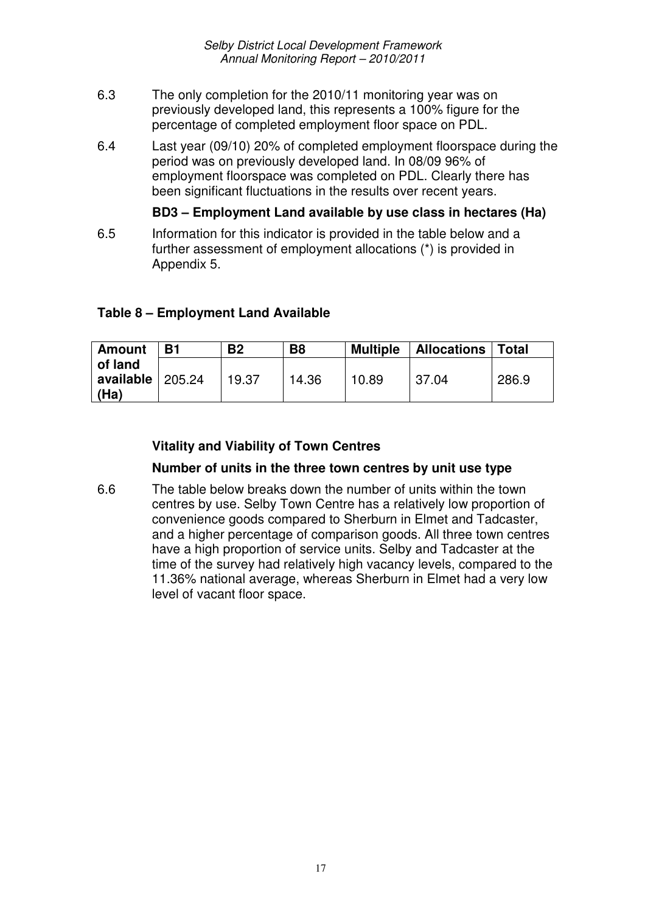6.3 The only completion for the 2010/11 monitoring year was on previously developed land, this represents a 100% figure for the percentage of completed employment floor space on PDL.

6.4 Last year (09/10) 20% of completed employment floorspace during the period was on previously developed land. In 08/09 96% of employment floorspace was completed on PDL. Clearly there has been significant fluctuations in the results over recent years.

**BD3 – Employment Land available by use class in hectares (Ha)**

6.5 Information for this indicator is provided in the table below and a further assessment of employment allocations (*) is provided in Appendix 5.

**Table 8 – Employment Land Available**

| Amount | B1 | B2 | B8 | Multiple | Allocations | Total |
|---|---|---|---|---|---|---|
| **of land available (Ha)** | 205.24 | 19.37 | 14.36 | 10.89 | 37.04 | 286.9 |

**Vitality and Viability of Town Centres**

**Number of units in the three town centres by unit use type**

6.6 The table below breaks down the number of units within the town centres by use. Selby Town Centre has a relatively low proportion of convenience goods compared to Sherburn in Elmet and Tadcaster, and a higher percentage of comparison goods. All three town centres have a high proportion of service units. Selby and Tadcaster at the time of the survey had relatively high vacancy levels, compared to the 11.36% national average, whereas Sherburn in Elmet had a very low level of vacant floor space.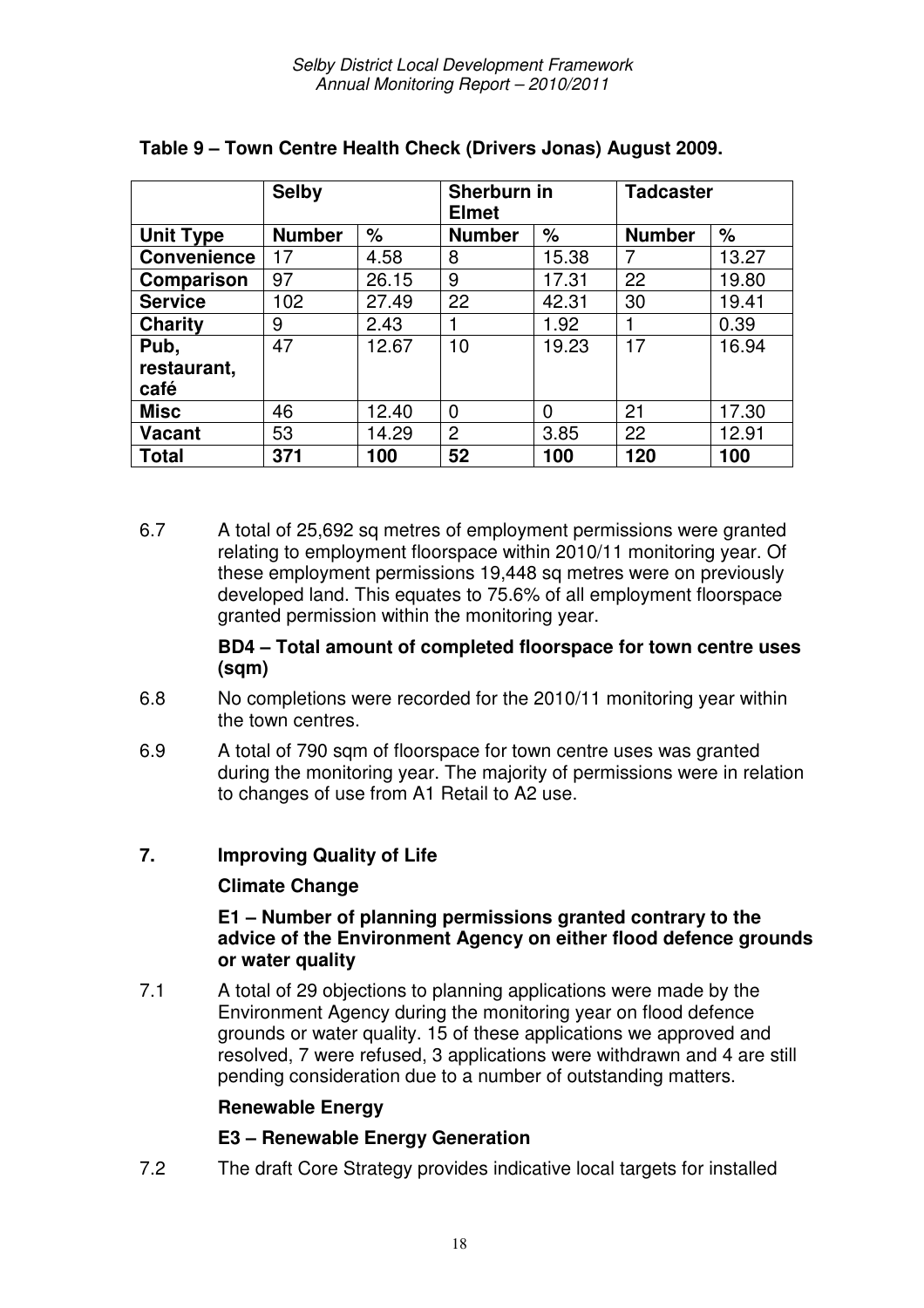**Table 9 – Town Centre Health Check (Drivers Jonas) August 2009.**

| | Selby | | Sherburn in Elmet | | Tadcaster | |
|---|---|---|---|---|---|---|
| **Unit Type** | **Number** | **%** | **Number** | **%** | **Number** | **%** |
| **Convenience** | 17 | 4.58 | 8 | 15.38 | 7 | 13.27 |
| **Comparison** | 97 | 26.15 | 9 | 17.31 | 22 | 19.80 |
| **Service** | 102 | 27.49 | 22 | 42.31 | 30 | 19.41 |
| **Charity** | 9 | 2.43 | 1 | 1.92 | 1 | 0.39 |
| **Pub, restaurant, café** | 47 | 12.67 | 10 | 19.23 | 17 | 16.94 |
| **Misc** | 46 | 12.40 | 0 | 0 | 21 | 17.30 |
| **Vacant** | 53 | 14.29 | 2 | 3.85 | 22 | 12.91 |
| **Total** | **371** | **100** | **52** | **100** | **120** | **100** |

6.7 A total of 25,692 sq metres of employment permissions were granted relating to employment floorspace within 2010/11 monitoring year. Of these employment permissions 19,448 sq metres were on previously developed land. This equates to 75.6% of all employment floorspace granted permission within the monitoring year.

**BD4 – Total amount of completed floorspace for town centre uses (sqm)**

6.8 No completions were recorded for the 2010/11 monitoring year within the town centres.

6.9 A total of 790 sqm of floorspace for town centre uses was granted during the monitoring year. The majority of permissions were in relation to changes of use from A1 Retail to A2 use.

## 7. Improving Quality of Life

### Climate Change

**E1 – Number of planning permissions granted contrary to the advice of the Environment Agency on either flood defence grounds or water quality**

7.1 A total of 29 objections to planning applications were made by the Environment Agency during the monitoring year on flood defence grounds or water quality. 15 of these applications we approved and resolved, 7 were refused, 3 applications were withdrawn and 4 are still pending consideration due to a number of outstanding matters.

### Renewable Energy

**E3 – Renewable Energy Generation**

7.2 The draft Core Strategy provides indicative local targets for installed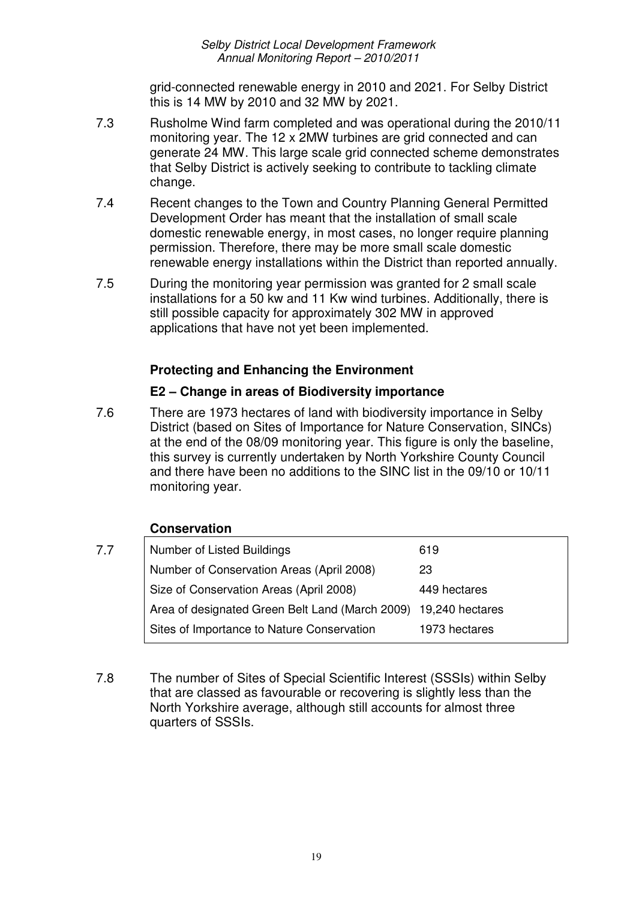grid-connected renewable energy in 2010 and 2021. For Selby District this is 14 MW by 2010 and 32 MW by 2021.

7.3 Rusholme Wind farm completed and was operational during the 2010/11 monitoring year. The 12 x 2MW turbines are grid connected and can generate 24 MW. This large scale grid connected scheme demonstrates that Selby District is actively seeking to contribute to tackling climate change.

7.4 Recent changes to the Town and Country Planning General Permitted Development Order has meant that the installation of small scale domestic renewable energy, in most cases, no longer require planning permission. Therefore, there may be more small scale domestic renewable energy installations within the District than reported annually.

7.5 During the monitoring year permission was granted for 2 small scale installations for a 50 kw and 11 Kw wind turbines. Additionally, there is still possible capacity for approximately 302 MW in approved applications that have not yet been implemented.

### Protecting and Enhancing the Environment

#### E2 – Change in areas of Biodiversity importance

7.6 There are 1973 hectares of land with biodiversity importance in Selby District (based on Sites of Importance for Nature Conservation, SINCs) at the end of the 08/09 monitoring year. This figure is only the baseline, this survey is currently undertaken by North Yorkshire County Council and there have been no additions to the SINC list in the 09/10 or 10/11 monitoring year.

#### Conservation

7.7

| | |
|---|---|
| Number of Listed Buildings | 619 |
| Number of Conservation Areas (April 2008) | 23 |
| Size of Conservation Areas (April 2008) | 449 hectares |
| Area of designated Green Belt Land (March 2009) | 19,240 hectares |
| Sites of Importance to Nature Conservation | 1973 hectares |

7.8 The number of Sites of Special Scientific Interest (SSSIs) within Selby that are classed as favourable or recovering is slightly less than the North Yorkshire average, although still accounts for almost three quarters of SSSIs.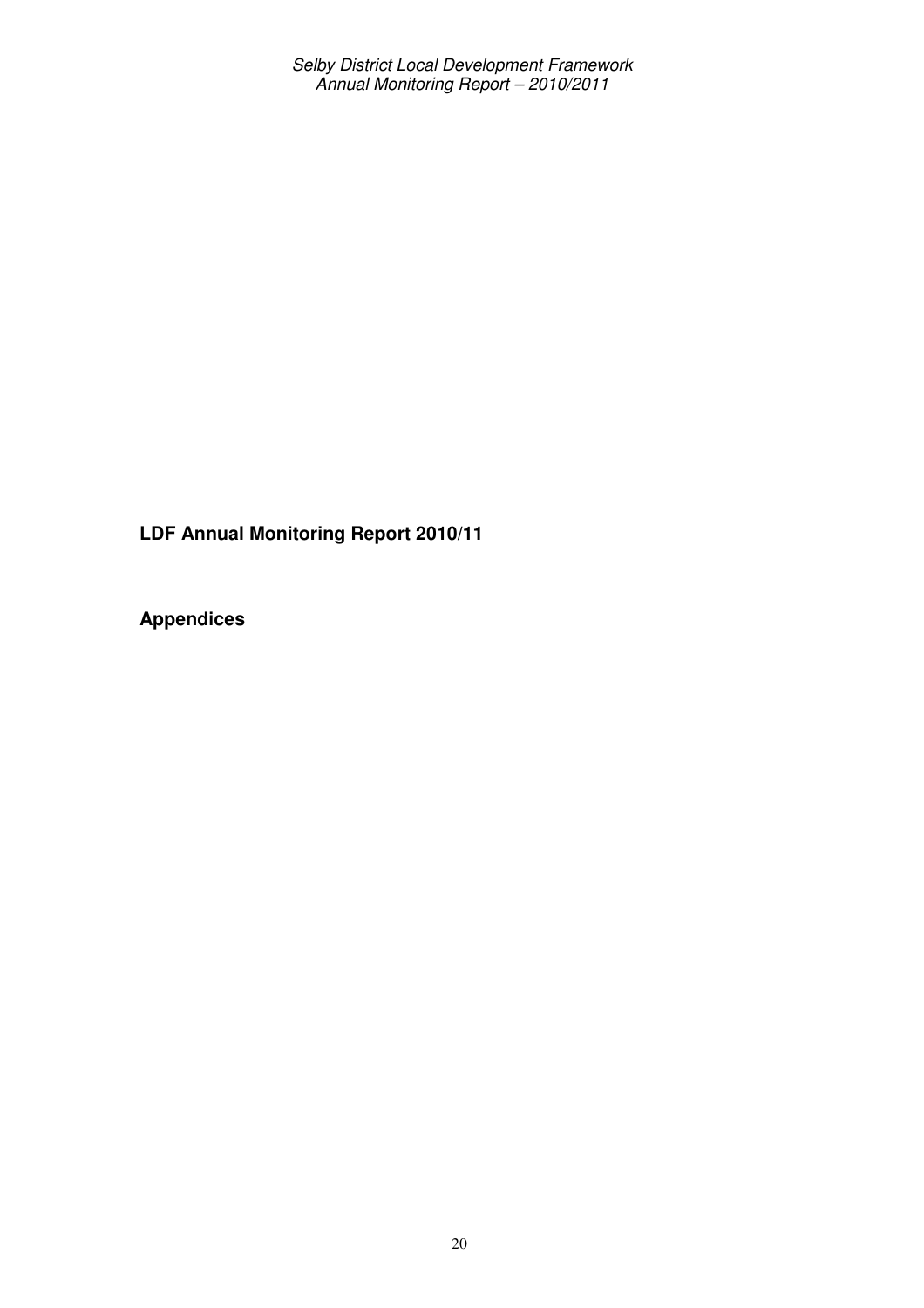**LDF Annual Monitoring Report 2010/11**

**Appendices**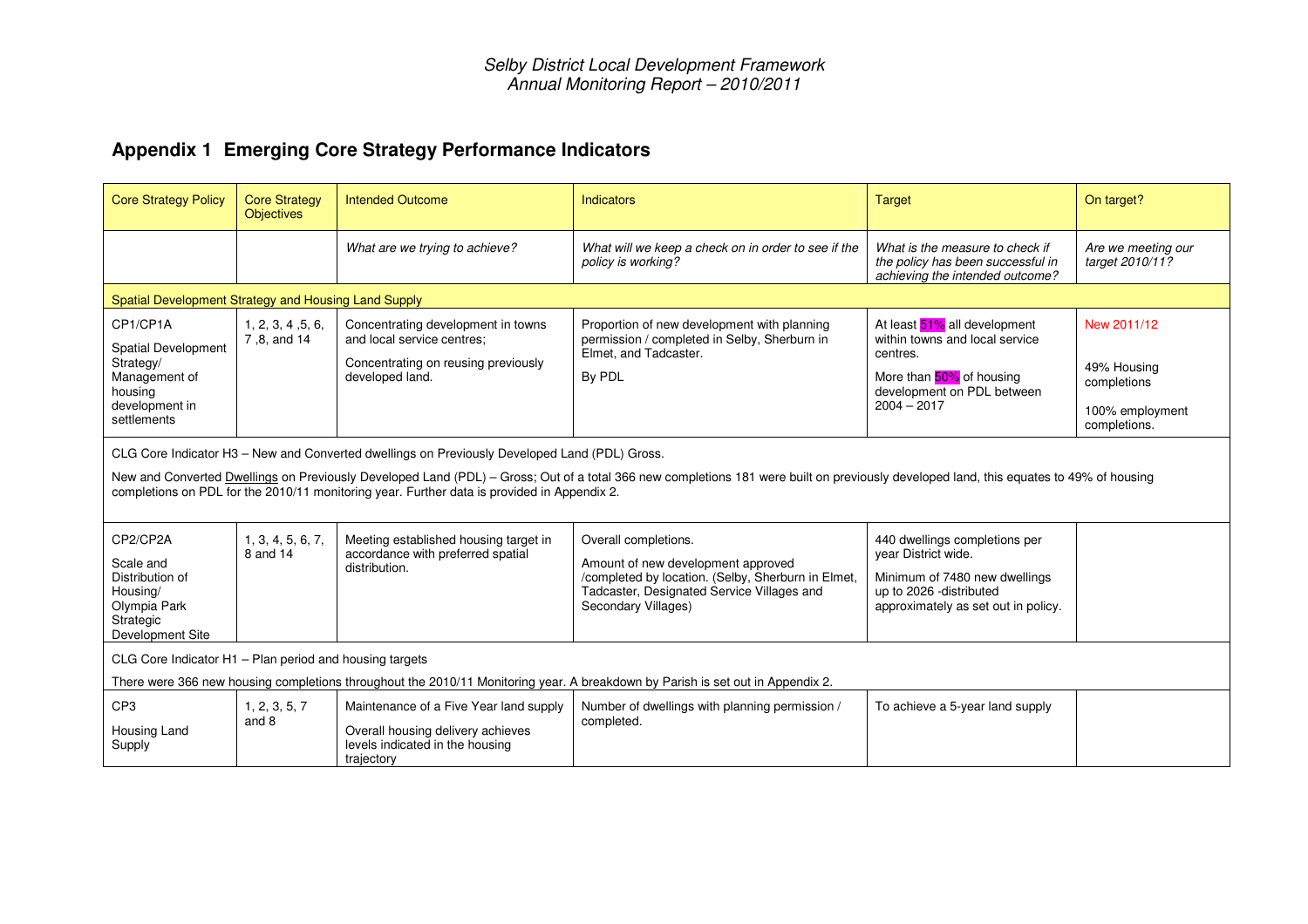## Appendix 1 Emerging Core Strategy Performance Indicators

| Core Strategy Policy | Core Strategy Objectives | Intended Outcome | Indicators | Target | On target? |
|---|---|---|---|---|---|
| | | *What are we trying to achieve?* | *What will we keep a check on in order to see if the policy is working?* | *What is the measure to check if the policy has been successful in achieving the intended outcome?* | *Are we meeting our target 2010/11?* |
| Spatial Development Strategy and Housing Land Supply | | | | | |
| CP1/CP1A<br>Spatial Development Strategy/ Management of housing development in settlements | 1, 2, 3, 4 ,5, 6, 7 ,8, and 14 | Concentrating development in towns and local service centres;<br>Concentrating on reusing previously developed land. | Proportion of new development with planning permission / completed in Selby, Sherburn in Elmet, and Tadcaster.<br>By PDL | At least 51% all development within towns and local service centres.<br>More than 50% of housing development on PDL between 2004 – 2017 | New 2011/12<br>49% Housing completions<br>100% employment completions. |
| CLG Core Indicator H3 – New and Converted dwellings on Previously Developed Land (PDL) Gross.<br>New and Converted Dwellings on Previously Developed Land (PDL) – Gross; Out of a total 366 new completions 181 were built on previously developed land, this equates to 49% of housing completions on PDL for the 2010/11 monitoring year. Further data is provided in Appendix 2. | | | | | |
| CP2/CP2A<br>Scale and Distribution of Housing/ Olympia Park Strategic Development Site | 1, 3, 4, 5, 6, 7, 8 and 14 | Meeting established housing target in accordance with preferred spatial distribution. | Overall completions.<br>Amount of new development approved /completed by location. (Selby, Sherburn in Elmet, Tadcaster, Designated Service Villages and Secondary Villages) | 440 dwellings completions per year District wide.<br>Minimum of 7480 new dwellings up to 2026 -distributed approximately as set out in policy. | |
| CLG Core Indicator H1 – Plan period and housing targets<br>There were 366 new housing completions throughout the 2010/11 Monitoring year. A breakdown by Parish is set out in Appendix 2. | | | | | |
| CP3<br>Housing Land Supply | 1, 2, 3, 5, 7 and 8 | Maintenance of a Five Year land supply<br>Overall housing delivery achieves levels indicated in the housing trajectory | Number of dwellings with planning permission / completed. | To achieve a 5-year land supply | |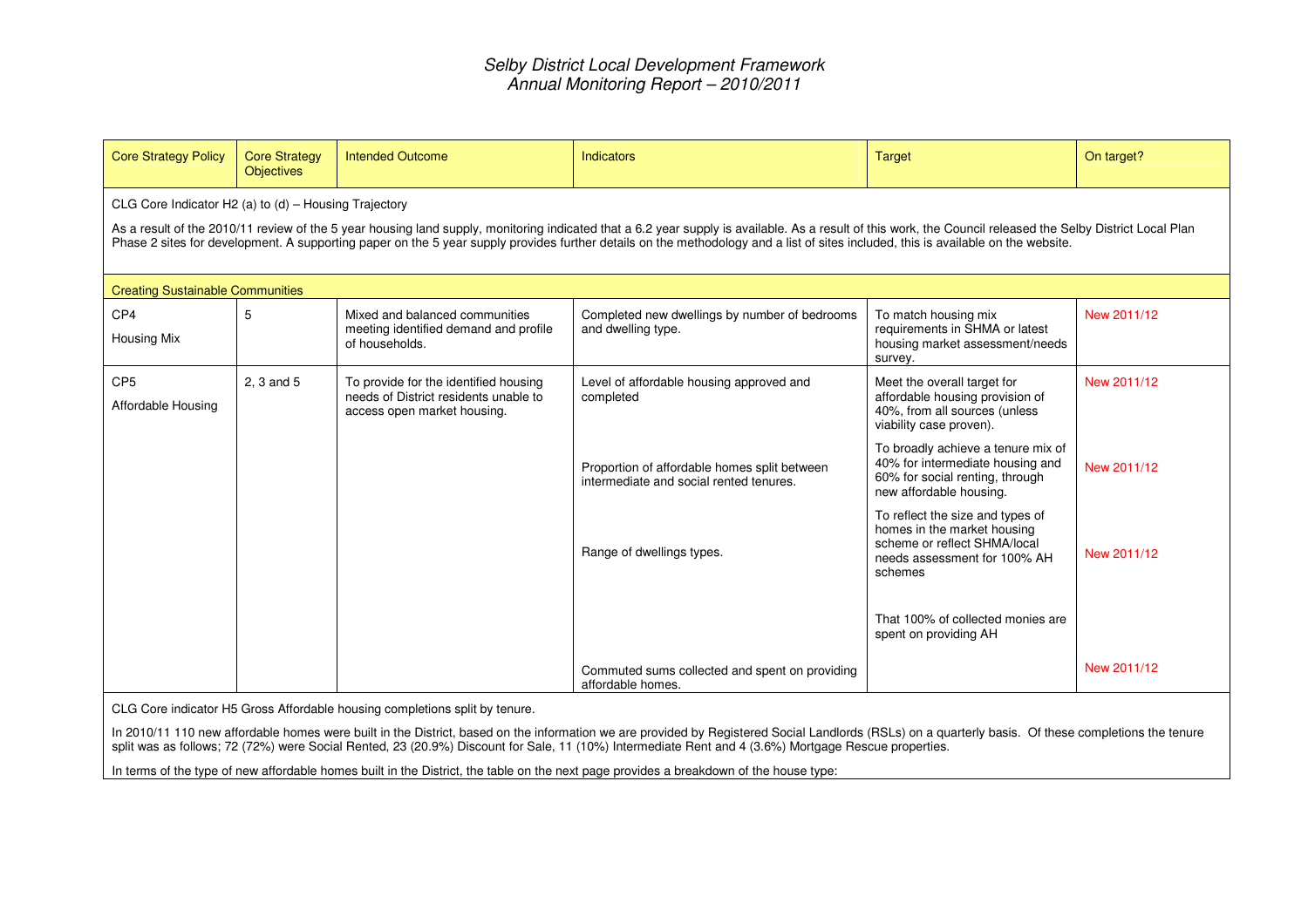| Core Strategy Policy | Core Strategy Objectives | Intended Outcome | Indicators | Target | On target? |
|---|---|---|---|---|---|
| CLG Core Indicator H2 (a) to (d) – Housing Trajectory<br><br>As a result of the 2010/11 review of the 5 year housing land supply, monitoring indicated that a 6.2 year supply is available. As a result of this work, the Council released the Selby District Local Plan Phase 2 sites for development. A supporting paper on the 5 year supply provides further details on the methodology and a list of sites included, this is available on the website. | | | | | |
| **Creating Sustainable Communities** | | | | | |
| CP4<br>Housing Mix | 5 | Mixed and balanced communities meeting identified demand and profile of households. | Completed new dwellings by number of bedrooms and dwelling type. | To match housing mix requirements in SHMA or latest housing market assessment/needs survey. | New 2011/12 |
| CP5<br>Affordable Housing | 2, 3 and 5 | To provide for the identified housing needs of District residents unable to access open market housing. | Level of affordable housing approved and completed | Meet the overall target for affordable housing provision of 40%, from all sources (unless viability case proven). | New 2011/12 |
| | | | Proportion of affordable homes split between intermediate and social rented tenures. | To broadly achieve a tenure mix of 40% for intermediate housing and 60% for social renting, through new affordable housing. | New 2011/12 |
| | | | Range of dwellings types. | To reflect the size and types of homes in the market housing scheme or reflect SHMA/local needs assessment for 100% AH schemes | New 2011/12 |
| | | | Commuted sums collected and spent on providing affordable homes. | That 100% of collected monies are spent on providing AH | New 2011/12 |

CLG Core indicator H5 Gross Affordable housing completions split by tenure.

In 2010/11 110 new affordable homes were built in the District, based on the information we are provided by Registered Social Landlords (RSLs) on a quarterly basis. Of these completions the tenure split was as follows; 72 (72%) were Social Rented, 23 (20.9%) Discount for Sale, 11 (10%) Intermediate Rent and 4 (3.6%) Mortgage Rescue properties.

In terms of the type of new affordable homes built in the District, the table on the next page provides a breakdown of the house type: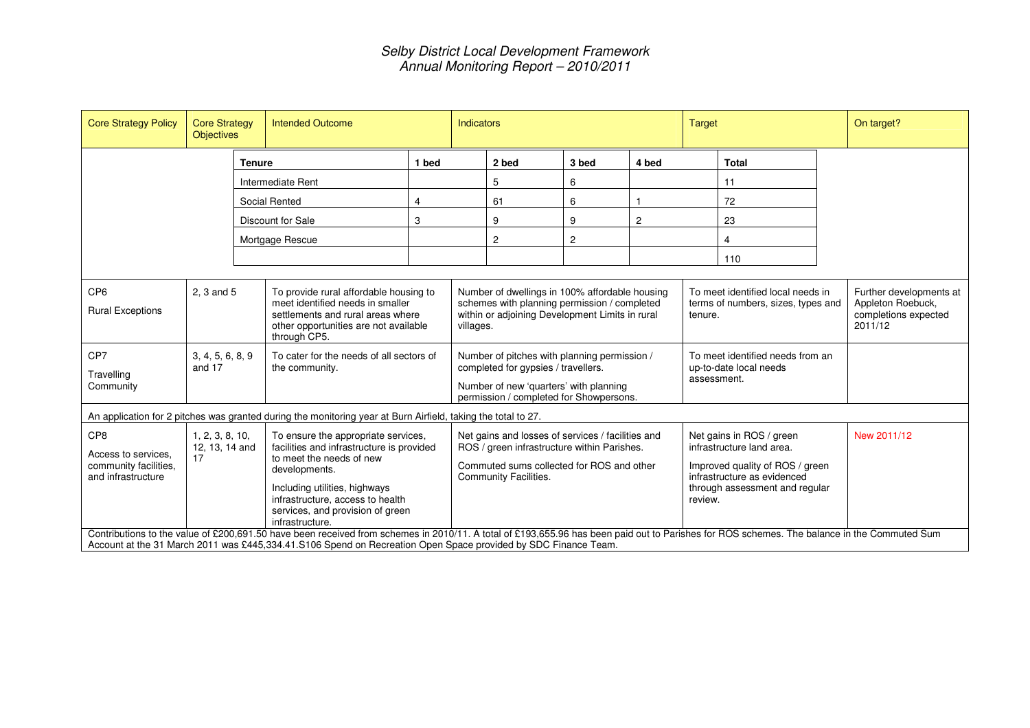# *Selby District Local Development Framework*
## *Annual Monitoring Report – 2010/2011*

| Core Strategy Policy | Core Strategy Objectives | Intended Outcome | Indicators | Target | On target? |
|---|---|---|---|---|---|

| Tenure | 1 bed | 2 bed | 3 bed | 4 bed | Total |
|---|---|---|---|---|---|
| Intermediate Rent | | 5 | 6 | | 11 |
| Social Rented | 4 | 61 | 6 | 1 | 72 |
| Discount for Sale | 3 | 9 | 9 | 2 | 23 |
| Mortgage Rescue | | 2 | 2 | | 4 |
| | | | | | 110 |

| Core Strategy Policy | Core Strategy Objectives | Intended Outcome | Indicators | Target | On target? |
|---|---|---|---|---|---|
| CP6 Rural Exceptions | 2, 3 and 5 | To provide rural affordable housing to meet identified needs in smaller settlements and rural areas where other opportunities are not available through CP5. | Number of dwellings in 100% affordable housing schemes with planning permission / completed within or adjoining Development Limits in rural villages. | To meet identified local needs in terms of numbers, sizes, types and tenure. | Further developments at Appleton Roebuck, completions expected 2011/12 |
| CP7 Travelling Community | 3, 4, 5, 6, 8, 9 and 17 | To cater for the needs of all sectors of the community. | Number of pitches with planning permission / completed for gypsies / travellers. Number of new 'quarters' with planning permission / completed for Showpersons. | To meet identified needs from an up-to-date local needs assessment. | |
| An application for 2 pitches was granted during the monitoring year at Burn Airfield, taking the total to 27. | | | | | |
| CP8 Access to services, community facilities, and infrastructure | 1, 2, 3, 8, 10, 12, 13, 14 and 17 | To ensure the appropriate services, facilities and infrastructure is provided to meet the needs of new developments. Including utilities, highways infrastructure, access to health services, and provision of green infrastructure. | Net gains and losses of services / facilities and ROS / green infrastructure within Parishes. Commuted sums collected for ROS and other Community Facilities. | Net gains in ROS / green infrastructure land area. Improved quality of ROS / green infrastructure as evidenced through assessment and regular review. | New 2011/12 |
| Contributions to the value of £200,691.50 have been received from schemes in 2010/11. A total of £193,655.96 has been paid out to Parishes for ROS schemes. The balance in the Commuted Sum Account at the 31 March 2011 was £445,334.41.S106 Spend on Recreation Open Space provided by SDC Finance Team. | | | | | |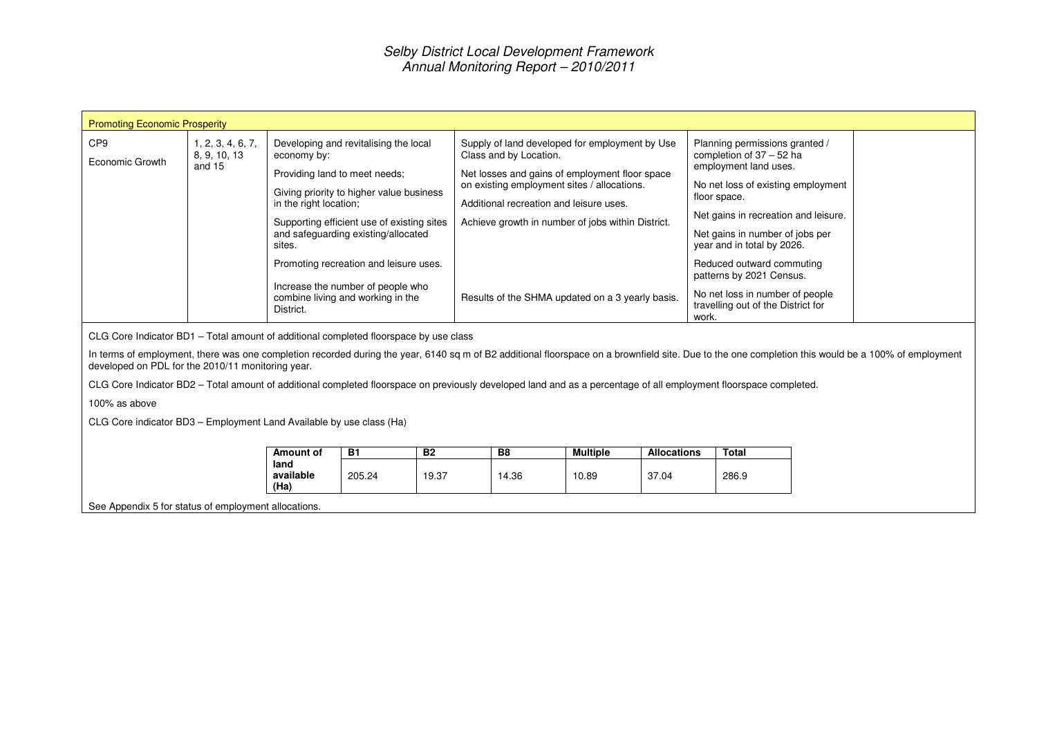| Promoting Economic Prosperity | | | | | |
|---|---|---|---|---|---|
| CP9<br>Economic Growth | 1, 2, 3, 4, 6, 7, 8, 9, 10, 13 and 15 | Developing and revitalising the local economy by:<br><br>Providing land to meet needs;<br><br>Giving priority to higher value business in the right location;<br><br>Supporting efficient use of existing sites and safeguarding existing/allocated sites.<br><br>Promoting recreation and leisure uses.<br><br>Increase the number of people who combine living and working in the District. | Supply of land developed for employment by Use Class and by Location.<br><br>Net losses and gains of employment floor space on existing employment sites / allocations.<br><br>Additional recreation and leisure uses.<br><br>Achieve growth in number of jobs within District.<br><br>Results of the SHMA updated on a 3 yearly basis. | Planning permissions granted / completion of 37 – 52 ha employment land uses.<br><br>No net loss of existing employment floor space.<br><br>Net gains in recreation and leisure.<br><br>Net gains in number of jobs per year and in total by 2026.<br><br>Reduced outward commuting patterns by 2021 Census.<br><br>No net loss in number of people travelling out of the District for work. | |

CLG Core Indicator BD1 – Total amount of additional completed floorspace by use class

In terms of employment, there was one completion recorded during the year, 6140 sq m of B2 additional floorspace on a brownfield site. Due to the one completion this would be a 100% of employment developed on PDL for the 2010/11 monitoring year.

CLG Core Indicator BD2 – Total amount of additional completed floorspace on previously developed land and as a percentage of all employment floorspace completed.

100% as above

CLG Core indicator BD3 – Employment Land Available by use class (Ha)

| Amount of land available (Ha) | B1 | B2 | B8 | Multiple | Allocations | Total |
|---|---|---|---|---|---|---|
| | 205.24 | 19.37 | 14.36 | 10.89 | 37.04 | 286.9 |

See Appendix 5 for status of employment allocations.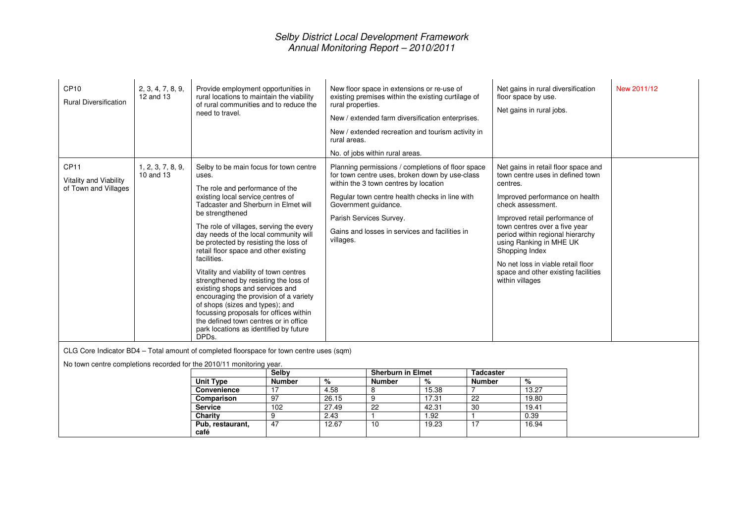| CP10 Rural Diversification | 2, 3, 4, 7, 8, 9, 12 and 13 | Provide employment opportunities in rural locations to maintain the viability of rural communities and to reduce the need to travel. | New floor space in extensions or re-use of existing premises within the existing curtilage of rural properties.<br><br>New / extended farm diversification enterprises.<br><br>New / extended recreation and tourism activity in rural areas.<br><br>No. of jobs within rural areas. | Net gains in rural diversification floor space by use.<br><br>Net gains in rural jobs. | New 2011/12 |
|---|---|---|---|---|---|
| CP11 Vitality and Viability of Town and Villages | 1, 2, 3, 7, 8, 9, 10 and 13 | Selby to be main focus for town centre uses.<br><br>The role and performance of the existing local service centres of Tadcaster and Sherburn in Elmet will be strengthened<br><br>The role of villages, serving the every day needs of the local community will be protected by resisting the loss of retail floor space and other existing facilities.<br><br>Vitality and viability of town centres strengthened by resisting the loss of existing shops and services and encouraging the provision of a variety of shops (sizes and types); and focussing proposals for offices within the defined town centres or in office park locations as identified by future DPDs. | Planning permissions / completions of floor space for town centre uses, broken down by use-class within the 3 town centres by location<br><br>Regular town centre health checks in line with Government guidance.<br><br>Parish Services Survey.<br><br>Gains and losses in services and facilities in villages. | Net gains in retail floor space and town centre uses in defined town centres.<br><br>Improved performance on health check assessment.<br><br>Improved retail performance of town centres over a five year period within regional hierarchy using Ranking in MHE UK Shopping Index<br><br>No net loss in viable retail floor space and other existing facilities within villages | |

CLG Core Indicator BD4 – Total amount of completed floorspace for town centre uses (sqm)

No town centre completions recorded for the 2010/11 monitoring year.

| | Selby | | Sherburn in Elmet | | Tadcaster | |
|---|---|---|---|---|---|---|
| **Unit Type** | **Number** | **%** | **Number** | **%** | **Number** | **%** |
| **Convenience** | 17 | 4.58 | 8 | 15.38 | 7 | 13.27 |
| **Comparison** | 97 | 26.15 | 9 | 17.31 | 22 | 19.80 |
| **Service** | 102 | 27.49 | 22 | 42.31 | 30 | 19.41 |
| **Charity** | 9 | 2.43 | 1 | 1.92 | 1 | 0.39 |
| **Pub, restaurant, café** | 47 | 12.67 | 10 | 19.23 | 17 | 16.94 |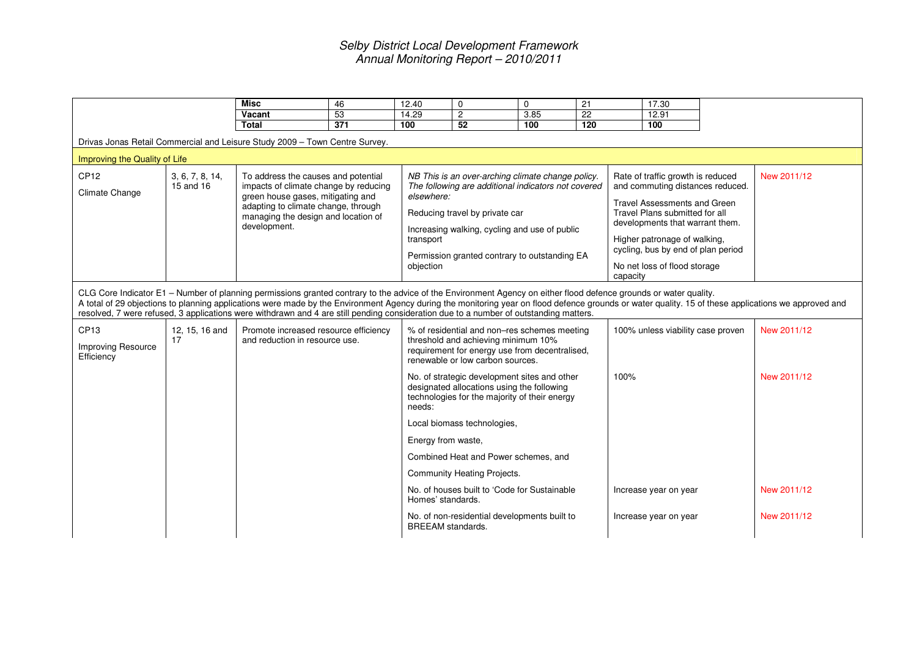| | | Misc | 46 | 12.40 | 0 | 0 | 21 | 17.30 |
|---|---|---|---|---|---|---|---|---|
| | | Vacant | 53 | 14.29 | 2 | 3.85 | 22 | 12.91 |
| | | **Total** | **371** | **100** | **52** | **100** | **120** | **100** |

Drivas Jonas Retail Commercial and Leisure Study 2009 – Town Centre Survey.

**Improving the Quality of Life**

| Policy | Objectives | Policy aim | Indicator | Target | Status |
|---|---|---|---|---|---|
| CP12 Climate Change | 3, 6, 7, 8, 14, 15 and 16 | To address the causes and potential impacts of climate change by reducing green house gases, mitigating and adapting to climate change, through managing the design and location of development. | *NB This is an over-arching climate change policy. The following are additional indicators not covered elsewhere:*<br><br>Reducing travel by private car<br><br>Increasing walking, cycling and use of public transport<br><br>Permission granted contrary to outstanding EA objection | Rate of traffic growth is reduced and commuting distances reduced.<br><br>Travel Assessments and Green Travel Plans submitted for all developments that warrant them.<br><br>Higher patronage of walking, cycling, bus by end of plan period<br><br>No net loss of flood storage capacity | New 2011/12 |

CLG Core Indicator E1 – Number of planning permissions granted contrary to the advice of the Environment Agency on either flood defence grounds or water quality.
A total of 29 objections to planning applications were made by the Environment Agency during the monitoring year on flood defence grounds or water quality. 15 of these applications we approved and resolved, 7 were refused, 3 applications were withdrawn and 4 are still pending consideration due to a number of outstanding matters.

| Policy | Objectives | Policy aim | Indicator | Target | Status |
|---|---|---|---|---|---|
| CP13 Improving Resource Efficiency | 12, 15, 16 and 17 | Promote increased resource efficiency and reduction in resource use. | % of residential and non–res schemes meeting threshold and achieving minimum 10% requirement for energy use from decentralised, renewable or low carbon sources. | 100% unless viability case proven | New 2011/12 |
| | | | No. of strategic development sites and other designated allocations using the following technologies for the majority of their energy needs:<br><br>Local biomass technologies,<br><br>Energy from waste,<br><br>Combined Heat and Power schemes, and<br><br>Community Heating Projects. | 100% | New 2011/12 |
| | | | No. of houses built to 'Code for Sustainable Homes' standards. | Increase year on year | New 2011/12 |
| | | | No. of non-residential developments built to BREEAM standards. | Increase year on year | New 2011/12 |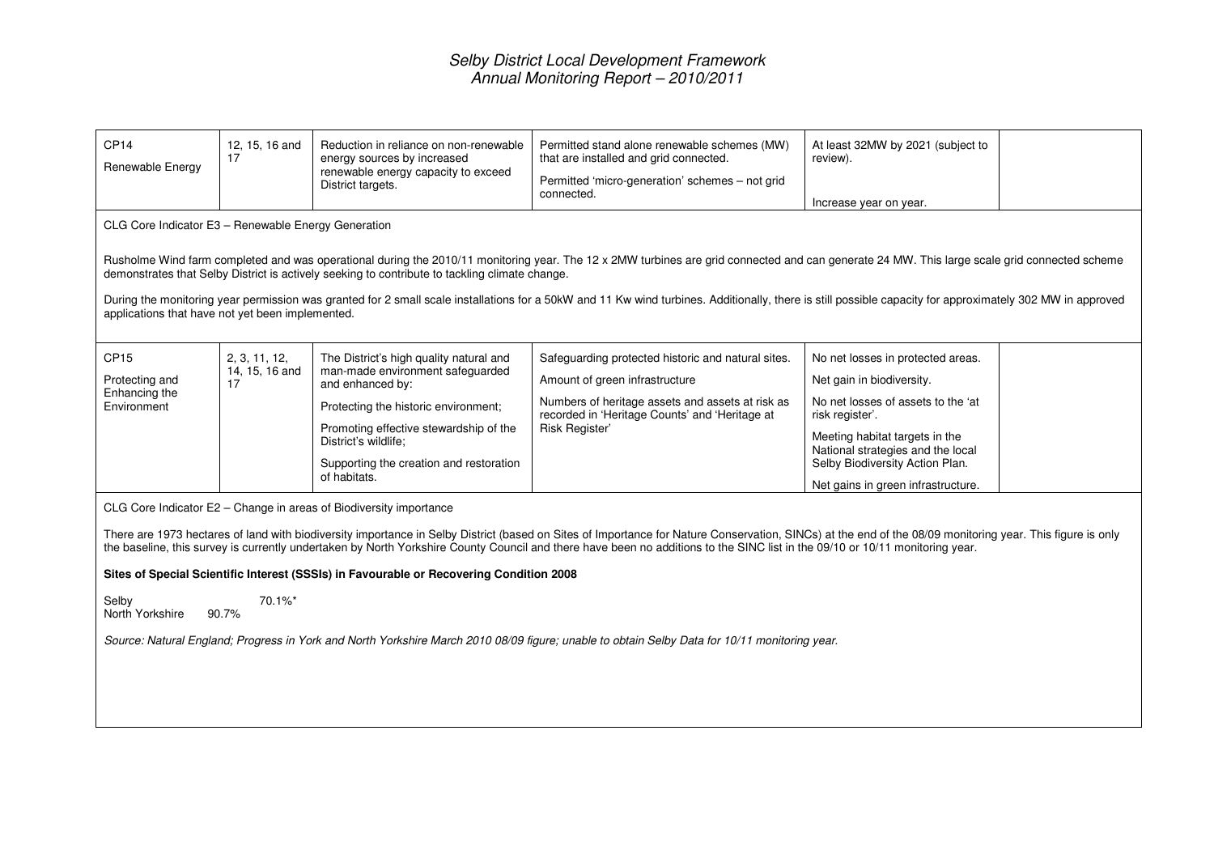| CP14<br>Renewable Energy | 12, 15, 16 and 17 | Reduction in reliance on non-renewable energy sources by increased renewable energy capacity to exceed District targets. | Permitted stand alone renewable schemes (MW) that are installed and grid connected.<br>Permitted 'micro-generation' schemes – not grid connected. | At least 32MW by 2021 (subject to review).<br>Increase year on year. | |
|---|---|---|---|---|---|

CLG Core Indicator E3 – Renewable Energy Generation

Rusholme Wind farm completed and was operational during the 2010/11 monitoring year. The 12 x 2MW turbines are grid connected and can generate 24 MW. This large scale grid connected scheme demonstrates that Selby District is actively seeking to contribute to tackling climate change.

During the monitoring year permission was granted for 2 small scale installations for a 50kW and 11 Kw wind turbines. Additionally, there is still possible capacity for approximately 302 MW in approved applications that have not yet been implemented.

| CP15<br>Protecting and Enhancing the Environment | 2, 3, 11, 12, 14, 15, 16 and 17 | The District's high quality natural and man-made environment safeguarded and enhanced by:<br>Protecting the historic environment;<br>Promoting effective stewardship of the District's wildlife;<br>Supporting the creation and restoration of habitats. | Safeguarding protected historic and natural sites.<br>Amount of green infrastructure<br>Numbers of heritage assets and assets at risk as recorded in 'Heritage Counts' and 'Heritage at Risk Register' | No net losses in protected areas.<br>Net gain in biodiversity.<br>No net losses of assets to the 'at risk register'.<br>Meeting habitat targets in the National strategies and the local Selby Biodiversity Action Plan.<br>Net gains in green infrastructure. | |
|---|---|---|---|---|---|

CLG Core Indicator E2 – Change in areas of Biodiversity importance

There are 1973 hectares of land with biodiversity importance in Selby District (based on Sites of Importance for Nature Conservation, SINCs) at the end of the 08/09 monitoring year. This figure is only the baseline, this survey is currently undertaken by North Yorkshire County Council and there have been no additions to the SINC list in the 09/10 or 10/11 monitoring year.

**Sites of Special Scientific Interest (SSSIs) in Favourable or Recovering Condition 2008**

Selby 70.1%*
North Yorkshire 90.7%

*Source: Natural England; Progress in York and North Yorkshire March 2010 08/09 figure; unable to obtain Selby Data for 10/11 monitoring year.*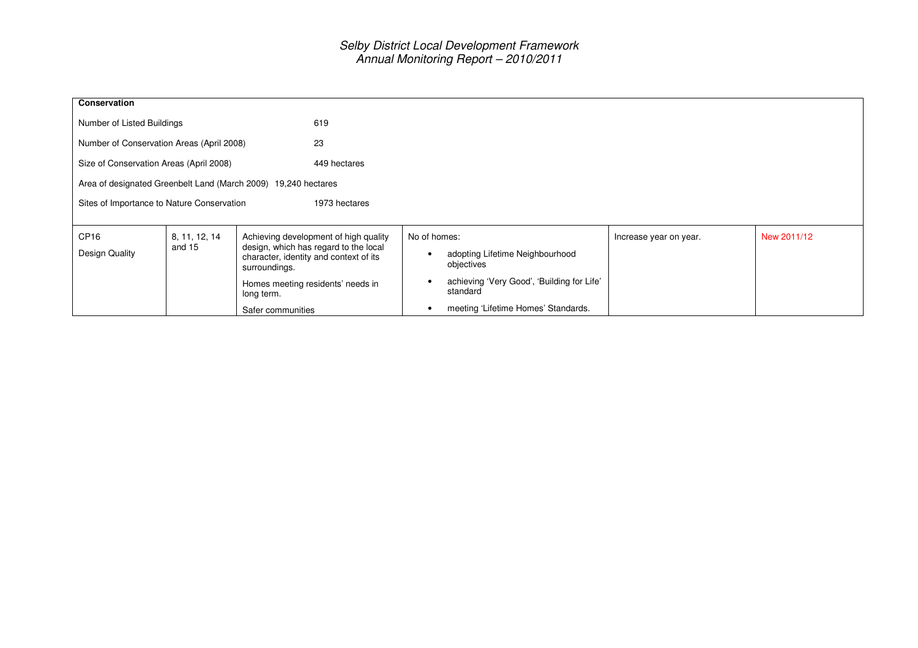| **Conservation** | | | | | |
|---|---|---|---|---|---|
| Number of Listed Buildings: 619 | | | | | |
| Number of Conservation Areas (April 2008): 23 | | | | | |
| Size of Conservation Areas (April 2008): 449 hectares | | | | | |
| Area of designated Greenbelt Land (March 2009): 19,240 hectares | | | | | |
| Sites of Importance to Nature Conservation: 1973 hectares | | | | | |
| CP16 Design Quality | 8, 11, 12, 14 and 15 | Achieving development of high quality design, which has regard to the local character, identity and context of its surroundings.<br><br>Homes meeting residents' needs in long term.<br><br>Safer communities | No of homes:<br>• adopting Lifetime Neighbourhood objectives<br>• achieving 'Very Good', 'Building for Life' standard<br>• meeting 'Lifetime Homes' Standards. | Increase year on year. | New 2011/12 |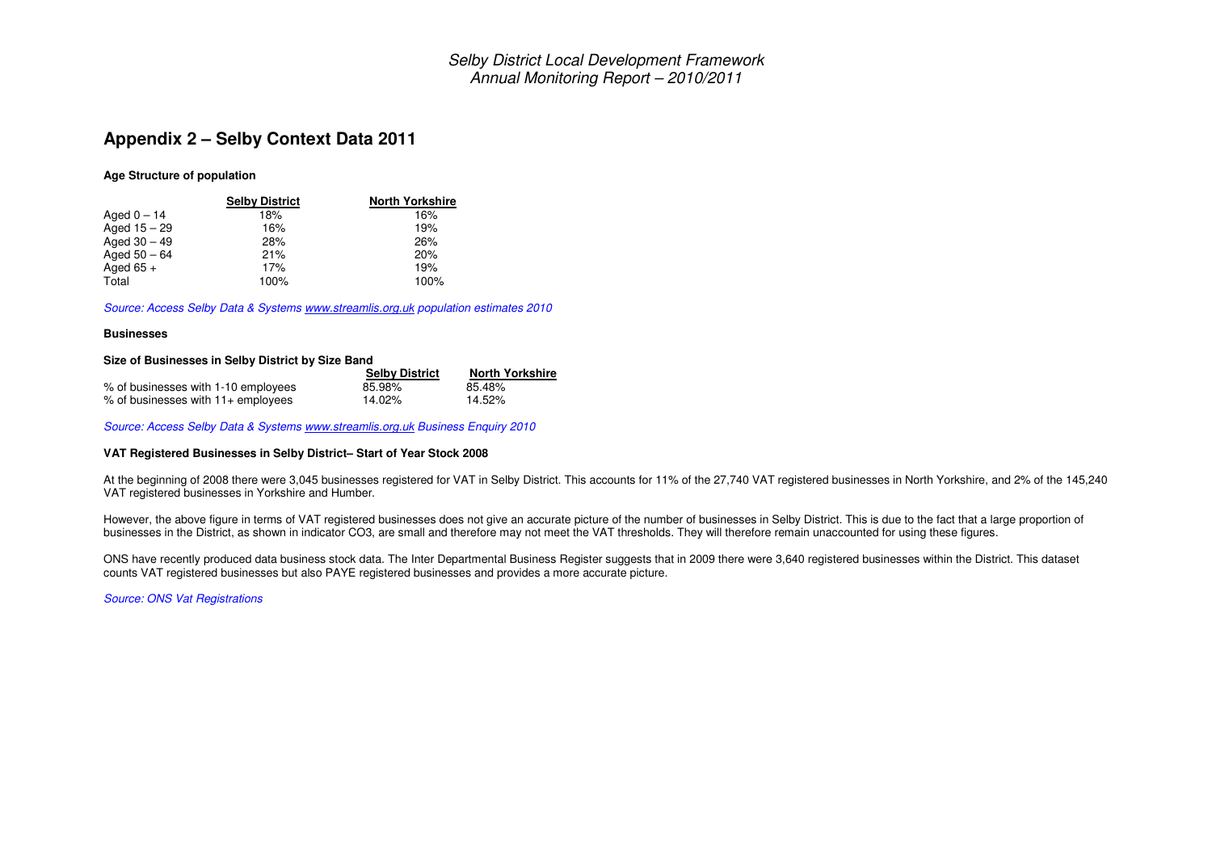## Appendix 2 – Selby Context Data 2011

**Age Structure of population**

| | Selby District | North Yorkshire |
|---|---|---|
| Aged 0 – 14 | 18% | 16% |
| Aged 15 – 29 | 16% | 19% |
| Aged 30 – 49 | 28% | 26% |
| Aged 50 – 64 | 21% | 20% |
| Aged 65 + | 17% | 19% |
| Total | 100% | 100% |

*Source: Access Selby Data & Systems www.streamlis.org.uk population estimates 2010*

**Businesses**

**Size of Businesses in Selby District by Size Band**

| | Selby District | North Yorkshire |
|---|---|---|
| % of businesses with 1-10 employees | 85.98% | 85.48% |
| % of businesses with 11+ employees | 14.02% | 14.52% |

*Source: Access Selby Data & Systems www.streamlis.org.uk Business Enquiry 2010*

**VAT Registered Businesses in Selby District– Start of Year Stock 2008**

At the beginning of 2008 there were 3,045 businesses registered for VAT in Selby District. This accounts for 11% of the 27,740 VAT registered businesses in North Yorkshire, and 2% of the 145,240 VAT registered businesses in Yorkshire and Humber.

However, the above figure in terms of VAT registered businesses does not give an accurate picture of the number of businesses in Selby District. This is due to the fact that a large proportion of businesses in the District, as shown in indicator CO3, are small and therefore may not meet the VAT thresholds. They will therefore remain unaccounted for using these figures.

ONS have recently produced data business stock data. The Inter Departmental Business Register suggests that in 2009 there were 3,640 registered businesses within the District. This dataset counts VAT registered businesses but also PAYE registered businesses and provides a more accurate picture.

*Source: ONS Vat Registrations*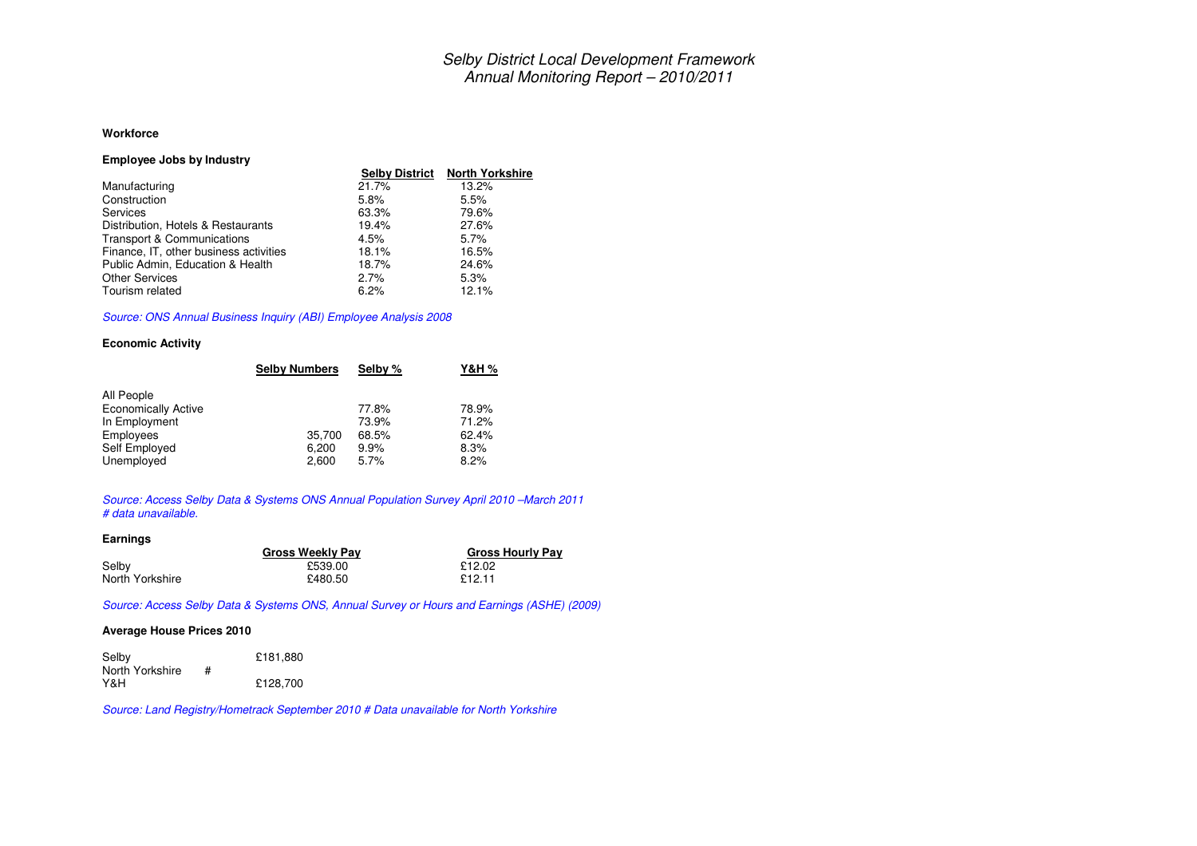**Workforce**

**Employee Jobs by Industry**

| | Selby District | North Yorkshire |
|---|---|---|
| Manufacturing | 21.7% | 13.2% |
| Construction | 5.8% | 5.5% |
| Services | 63.3% | 79.6% |
| Distribution, Hotels & Restaurants | 19.4% | 27.6% |
| Transport & Communications | 4.5% | 5.7% |
| Finance, IT, other business activities | 18.1% | 16.5% |
| Public Admin, Education & Health | 18.7% | 24.6% |
| Other Services | 2.7% | 5.3% |
| Tourism related | 6.2% | 12.1% |

*Source: ONS Annual Business Inquiry (ABI) Employee Analysis 2008*

**Economic Activity**

| | Selby Numbers | Selby % | Y&H % |
|---|---|---|---|
| All People | | | |
| Economically Active | | 77.8% | 78.9% |
| In Employment | | 73.9% | 71.2% |
| Employees | 35,700 | 68.5% | 62.4% |
| Self Employed | 6,200 | 9.9% | 8.3% |
| Unemployed | 2,600 | 5.7% | 8.2% |

*Source: Access Selby Data & Systems ONS Annual Population Survey April 2010 –March 2011*
*# data unavailable.*

**Earnings**

| | Gross Weekly Pay | Gross Hourly Pay |
|---|---|---|
| Selby | £539.00 | £12.02 |
| North Yorkshire | £480.50 | £12.11 |

*Source: Access Selby Data & Systems ONS, Annual Survey or Hours and Earnings (ASHE) (2009)*

**Average House Prices 2010**

| | |
|---|---|
| Selby | £181,880 |
| North Yorkshire | # |
| Y&H | £128,700 |

*Source: Land Registry/Hometrack September 2010 # Data unavailable for North Yorkshire*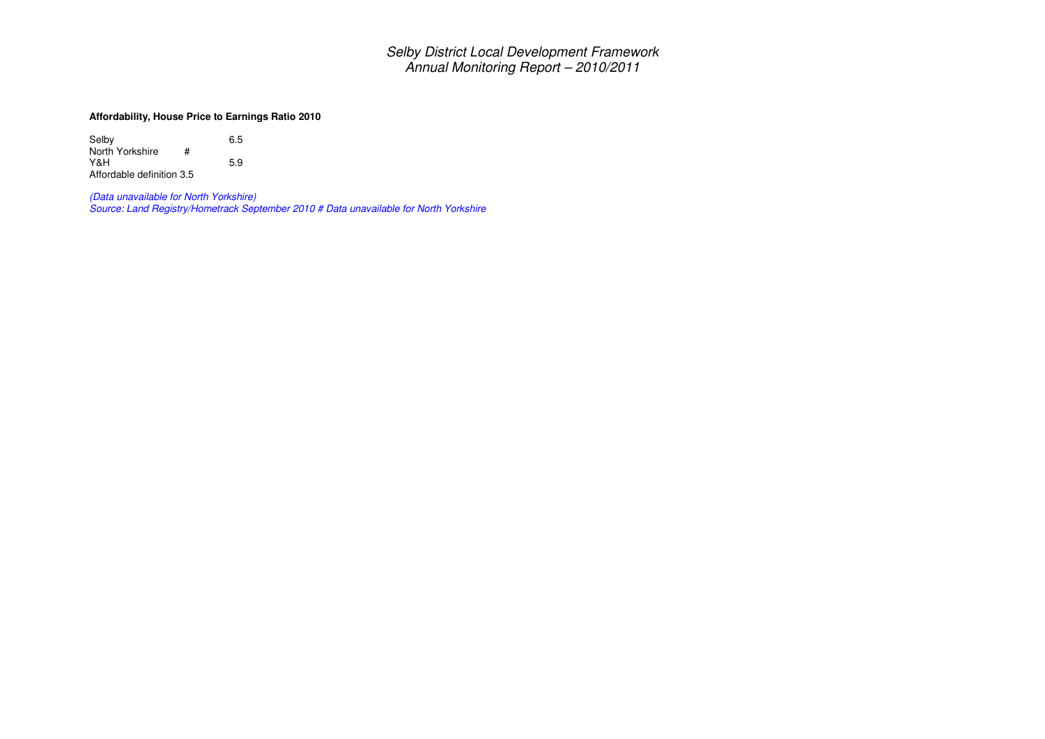**Affordability, House Price to Earnings Ratio 2010**

| | |
|---|---|
| Selby | 6.5 |
| North Yorkshire | # |
| Y&H | 5.9 |
| Affordable definition | 3.5 |

*(Data unavailable for North Yorkshire)*
*Source: Land Registry/Hometrack September 2010 # Data unavailable for North Yorkshire*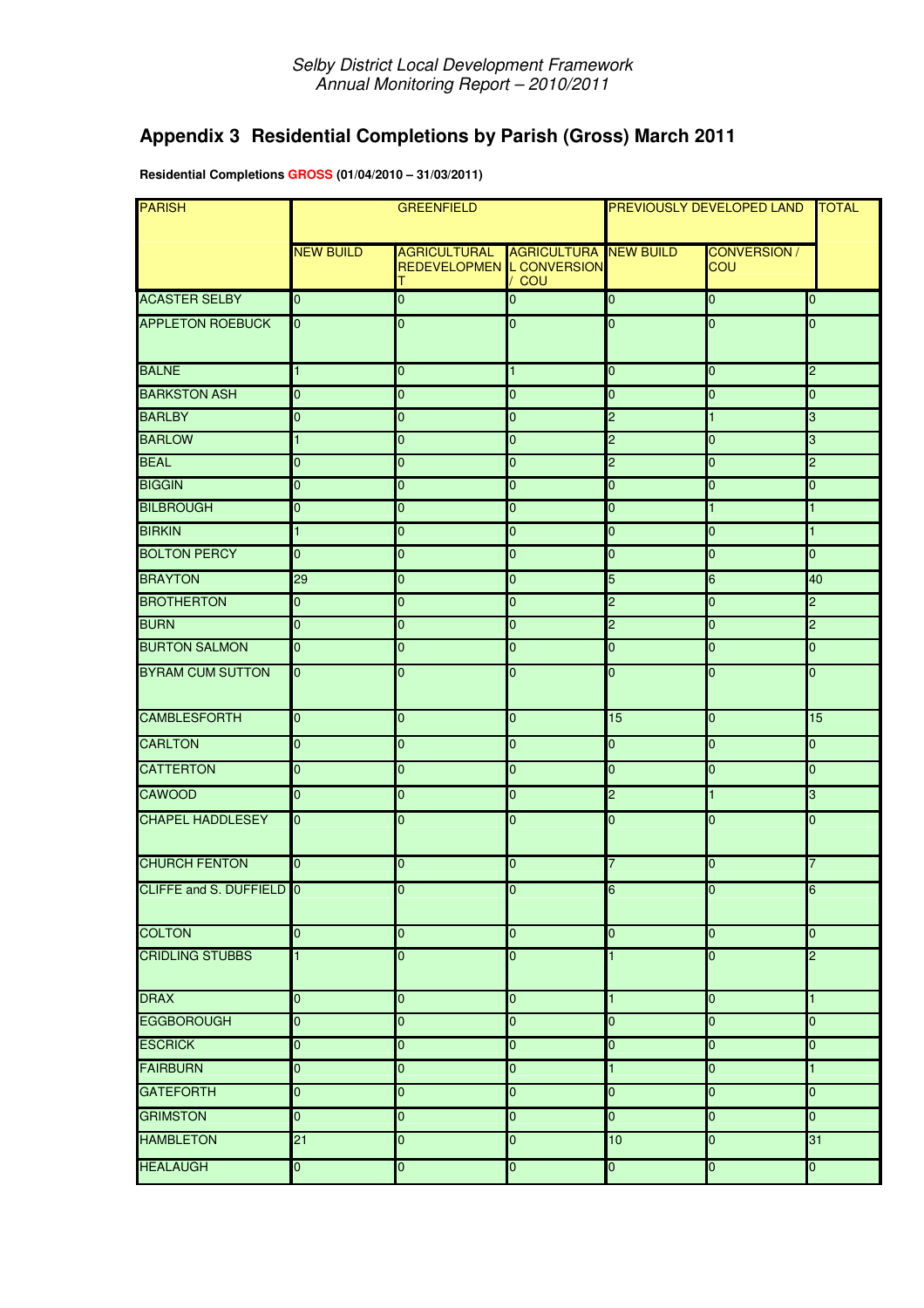## Appendix 3  Residential Completions by Parish (Gross) March 2011

**Residential Completions GROSS (01/04/2010 – 31/03/2011)**

| PARISH | GREENFIELD | | | PREVIOUSLY DEVELOPED LAND | | TOTAL |
|---|---|---|---|---|---|---|
| | NEW BUILD | AGRICULTURAL REDEVELOPMENT | AGRICULTURAL CONVERSION / COU | NEW BUILD | CONVERSION / COU | |
| ACASTER SELBY | 0 | 0 | 0 | 0 | 0 | 0 |
| APPLETON ROEBUCK | 0 | 0 | 0 | 0 | 0 | 0 |
| BALNE | 1 | 0 | 1 | 0 | 0 | 2 |
| BARKSTON ASH | 0 | 0 | 0 | 0 | 0 | 0 |
| BARLBY | 0 | 0 | 0 | 2 | 1 | 3 |
| BARLOW | 1 | 0 | 0 | 2 | 0 | 3 |
| BEAL | 0 | 0 | 0 | 2 | 0 | 2 |
| BIGGIN | 0 | 0 | 0 | 0 | 0 | 0 |
| BILBROUGH | 0 | 0 | 0 | 0 | 1 | 1 |
| BIRKIN | 1 | 0 | 0 | 0 | 0 | 1 |
| BOLTON PERCY | 0 | 0 | 0 | 0 | 0 | 0 |
| BRAYTON | 29 | 0 | 0 | 5 | 6 | 40 |
| BROTHERTON | 0 | 0 | 0 | 2 | 0 | 2 |
| BURN | 0 | 0 | 0 | 2 | 0 | 2 |
| BURTON SALMON | 0 | 0 | 0 | 0 | 0 | 0 |
| BYRAM CUM SUTTON | 0 | 0 | 0 | 0 | 0 | 0 |
| CAMBLESFORTH | 0 | 0 | 0 | 15 | 0 | 15 |
| CARLTON | 0 | 0 | 0 | 0 | 0 | 0 |
| CATTERTON | 0 | 0 | 0 | 0 | 0 | 0 |
| CAWOOD | 0 | 0 | 0 | 2 | 1 | 3 |
| CHAPEL HADDLESEY | 0 | 0 | 0 | 0 | 0 | 0 |
| CHURCH FENTON | 0 | 0 | 0 | 7 | 0 | 7 |
| CLIFFE and S. DUFFIELD | 0 | 0 | 0 | 6 | 0 | 6 |
| COLTON | 0 | 0 | 0 | 0 | 0 | 0 |
| CRIDLING STUBBS | 1 | 0 | 0 | 1 | 0 | 2 |
| DRAX | 0 | 0 | 0 | 1 | 0 | 1 |
| EGGBOROUGH | 0 | 0 | 0 | 0 | 0 | 0 |
| ESCRICK | 0 | 0 | 0 | 0 | 0 | 0 |
| FAIRBURN | 0 | 0 | 0 | 1 | 0 | 1 |
| GATEFORTH | 0 | 0 | 0 | 0 | 0 | 0 |
| GRIMSTON | 0 | 0 | 0 | 0 | 0 | 0 |
| HAMBLETON | 21 | 0 | 0 | 10 | 0 | 31 |
| HEALAUGH | 0 | 0 | 0 | 0 | 0 | 0 |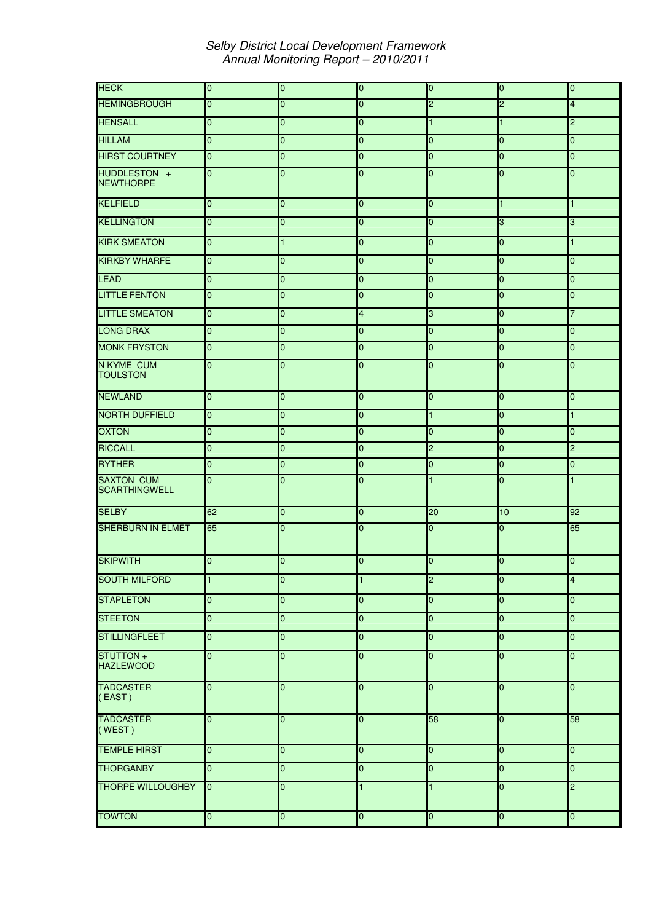| | | | | | | |
|---|---|---|---|---|---|---|
| HECK | 0 | 0 | 0 | 0 | 0 | 0 |
| HEMINGBROUGH | 0 | 0 | 0 | 2 | 2 | 4 |
| HENSALL | 0 | 0 | 0 | 1 | 1 | 2 |
| HILLAM | 0 | 0 | 0 | 0 | 0 | 0 |
| HIRST COURTNEY | 0 | 0 | 0 | 0 | 0 | 0 |
| HUDDLESTON + NEWTHORPE | 0 | 0 | 0 | 0 | 0 | 0 |
| KELFIELD | 0 | 0 | 0 | 0 | 1 | 1 |
| KELLINGTON | 0 | 0 | 0 | 0 | 3 | 3 |
| KIRK SMEATON | 0 | 1 | 0 | 0 | 0 | 1 |
| KIRKBY WHARFE | 0 | 0 | 0 | 0 | 0 | 0 |
| LEAD | 0 | 0 | 0 | 0 | 0 | 0 |
| LITTLE FENTON | 0 | 0 | 0 | 0 | 0 | 0 |
| LITTLE SMEATON | 0 | 0 | 4 | 3 | 0 | 7 |
| LONG DRAX | 0 | 0 | 0 | 0 | 0 | 0 |
| MONK FRYSTON | 0 | 0 | 0 | 0 | 0 | 0 |
| N KYME CUM TOULSTON | 0 | 0 | 0 | 0 | 0 | 0 |
| NEWLAND | 0 | 0 | 0 | 0 | 0 | 0 |
| NORTH DUFFIELD | 0 | 0 | 0 | 1 | 0 | 1 |
| OXTON | 0 | 0 | 0 | 0 | 0 | 0 |
| RICCALL | 0 | 0 | 0 | 2 | 0 | 2 |
| RYTHER | 0 | 0 | 0 | 0 | 0 | 0 |
| SAXTON CUM SCARTHINGWELL | 0 | 0 | 0 | 1 | 0 | 1 |
| SELBY | 62 | 0 | 0 | 20 | 10 | 92 |
| SHERBURN IN ELMET | 65 | 0 | 0 | 0 | 0 | 65 |
| SKIPWITH | 0 | 0 | 0 | 0 | 0 | 0 |
| SOUTH MILFORD | 1 | 0 | 1 | 2 | 0 | 4 |
| STAPLETON | 0 | 0 | 0 | 0 | 0 | 0 |
| STEETON | 0 | 0 | 0 | 0 | 0 | 0 |
| STILLINGFLEET | 0 | 0 | 0 | 0 | 0 | 0 |
| STUTTON + HAZLEWOOD | 0 | 0 | 0 | 0 | 0 | 0 |
| TADCASTER ( EAST ) | 0 | 0 | 0 | 0 | 0 | 0 |
| TADCASTER ( WEST ) | 0 | 0 | 0 | 58 | 0 | 58 |
| TEMPLE HIRST | 0 | 0 | 0 | 0 | 0 | 0 |
| THORGANBY | 0 | 0 | 0 | 0 | 0 | 0 |
| THORPE WILLOUGHBY | 0 | 0 | 1 | 1 | 0 | 2 |
| TOWTON | 0 | 0 | 0 | 0 | 0 | 0 |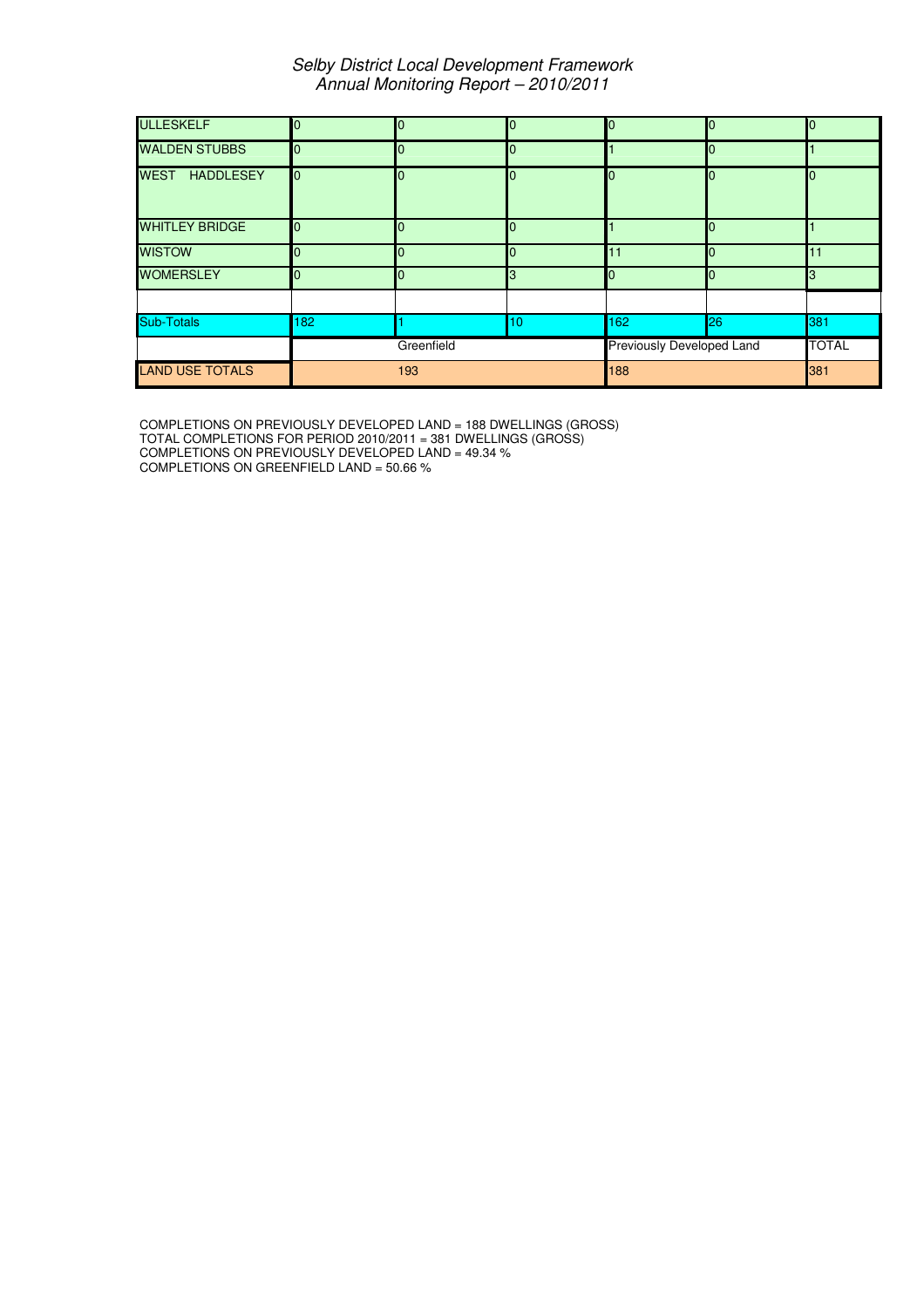| | | | | | | |
|---|---|---|---|---|---|---|
| ULLESKELF | 0 | 0 | 0 | 0 | 0 | 0 |
| WALDEN STUBBS | 0 | 0 | 0 | 1 | 0 | 1 |
| WEST HADDLESEY | 0 | 0 | 0 | 0 | 0 | 0 |
| WHITLEY BRIDGE | 0 | 0 | 0 | 1 | 0 | 1 |
| WISTOW | 0 | 0 | 0 | 11 | 0 | 11 |
| WOMERSLEY | 0 | 0 | 3 | 0 | 0 | 3 |
| | | | | | | |
| Sub-Totals | 182 | 1 | 10 | 162 | 26 | 381 |
| | Greenfield | | | Previously Developed Land | | TOTAL |
| LAND USE TOTALS | 193 | | | 188 | | 381 |

COMPLETIONS ON PREVIOUSLY DEVELOPED LAND = 188 DWELLINGS (GROSS)
TOTAL COMPLETIONS FOR PERIOD 2010/2011 = 381 DWELLINGS (GROSS)
COMPLETIONS ON PREVIOUSLY DEVELOPED LAND = 49.34 %
COMPLETIONS ON GREENFIELD LAND = 50.66 %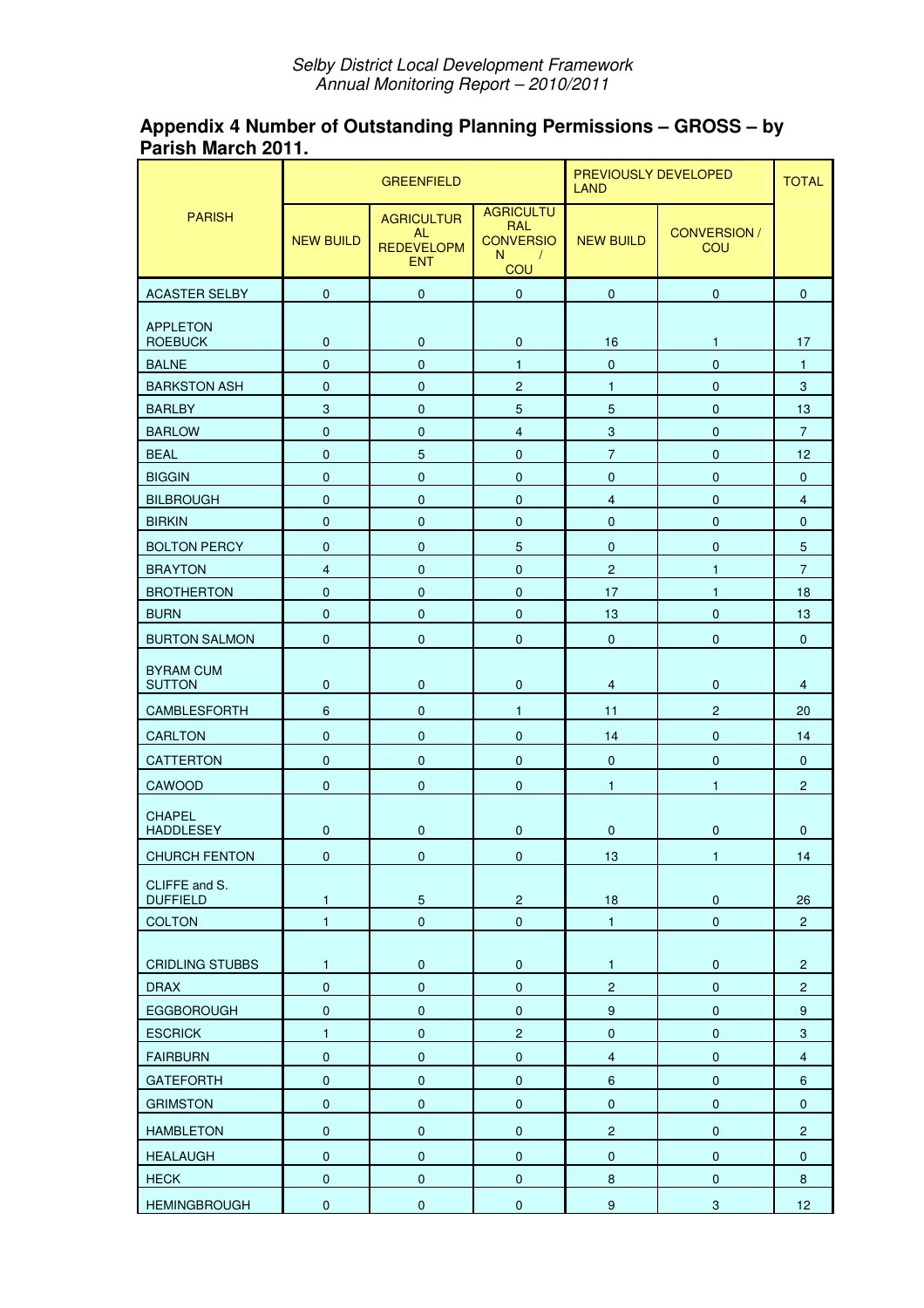## Appendix 4 Number of Outstanding Planning Permissions – GROSS – by Parish March 2011.

| PARISH | GREENFIELD | | | PREVIOUSLY DEVELOPED LAND | | TOTAL |
|---|---|---|---|---|---|---|
| | NEW BUILD | AGRICULTURAL REDEVELOPMENT | AGRICULTURAL CONVERSION / COU | NEW BUILD | CONVERSION / COU | |
| ACASTER SELBY | 0 | 0 | 0 | 0 | 0 | 0 |
| APPLETON ROEBUCK | 0 | 0 | 0 | 16 | 1 | 17 |
| BALNE | 0 | 0 | 1 | 0 | 0 | 1 |
| BARKSTON ASH | 0 | 0 | 2 | 1 | 0 | 3 |
| BARLBY | 3 | 0 | 5 | 5 | 0 | 13 |
| BARLOW | 0 | 0 | 4 | 3 | 0 | 7 |
| BEAL | 0 | 5 | 0 | 7 | 0 | 12 |
| BIGGIN | 0 | 0 | 0 | 0 | 0 | 0 |
| BILBROUGH | 0 | 0 | 0 | 4 | 0 | 4 |
| BIRKIN | 0 | 0 | 0 | 0 | 0 | 0 |
| BOLTON PERCY | 0 | 0 | 5 | 0 | 0 | 5 |
| BRAYTON | 4 | 0 | 0 | 2 | 1 | 7 |
| BROTHERTON | 0 | 0 | 0 | 17 | 1 | 18 |
| BURN | 0 | 0 | 0 | 13 | 0 | 13 |
| BURTON SALMON | 0 | 0 | 0 | 0 | 0 | 0 |
| BYRAM CUM SUTTON | 0 | 0 | 0 | 4 | 0 | 4 |
| CAMBLESFORTH | 6 | 0 | 1 | 11 | 2 | 20 |
| CARLTON | 0 | 0 | 0 | 14 | 0 | 14 |
| CATTERTON | 0 | 0 | 0 | 0 | 0 | 0 |
| CAWOOD | 0 | 0 | 0 | 1 | 1 | 2 |
| CHAPEL HADDLESEY | 0 | 0 | 0 | 0 | 0 | 0 |
| CHURCH FENTON | 0 | 0 | 0 | 13 | 1 | 14 |
| CLIFFE and S. DUFFIELD | 1 | 5 | 2 | 18 | 0 | 26 |
| COLTON | 1 | 0 | 0 | 1 | 0 | 2 |
| CRIDLING STUBBS | 1 | 0 | 0 | 1 | 0 | 2 |
| DRAX | 0 | 0 | 0 | 2 | 0 | 2 |
| EGGBOROUGH | 0 | 0 | 0 | 9 | 0 | 9 |
| ESCRICK | 1 | 0 | 2 | 0 | 0 | 3 |
| FAIRBURN | 0 | 0 | 0 | 4 | 0 | 4 |
| GATEFORTH | 0 | 0 | 0 | 6 | 0 | 6 |
| GRIMSTON | 0 | 0 | 0 | 0 | 0 | 0 |
| HAMBLETON | 0 | 0 | 0 | 2 | 0 | 2 |
| HEALAUGH | 0 | 0 | 0 | 0 | 0 | 0 |
| HECK | 0 | 0 | 0 | 8 | 0 | 8 |
| HEMINGBROUGH | 0 | 0 | 0 | 9 | 3 | 12 |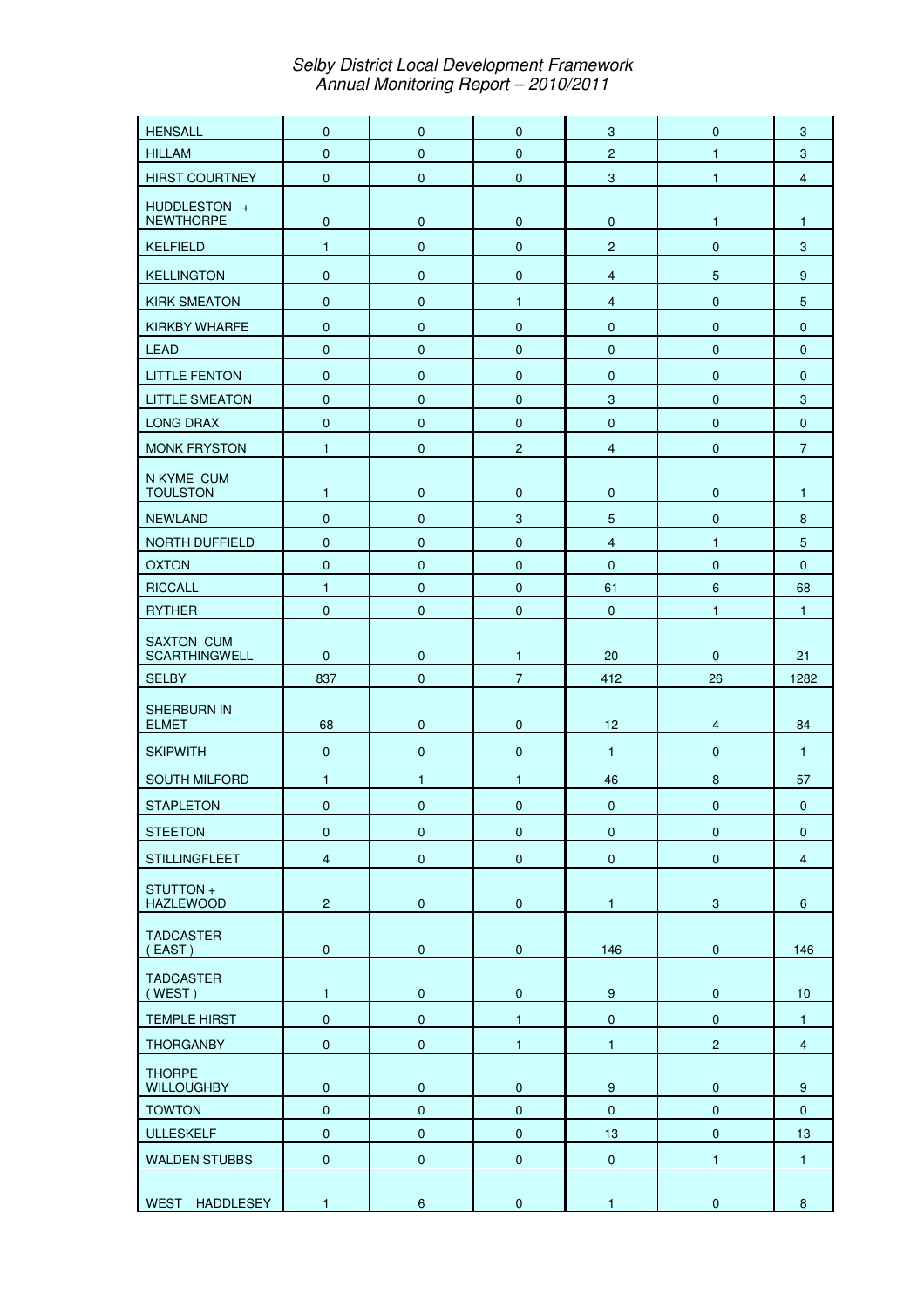| | | | | | | |
|---|---|---|---|---|---|---|
| HENSALL | 0 | 0 | 0 | 3 | 0 | 3 |
| HILLAM | 0 | 0 | 0 | 2 | 1 | 3 |
| HIRST COURTNEY | 0 | 0 | 0 | 3 | 1 | 4 |
| HUDDLESTON + NEWTHORPE | 0 | 0 | 0 | 0 | 1 | 1 |
| KELFIELD | 1 | 0 | 0 | 2 | 0 | 3 |
| KELLINGTON | 0 | 0 | 0 | 4 | 5 | 9 |
| KIRK SMEATON | 0 | 0 | 1 | 4 | 0 | 5 |
| KIRKBY WHARFE | 0 | 0 | 0 | 0 | 0 | 0 |
| LEAD | 0 | 0 | 0 | 0 | 0 | 0 |
| LITTLE FENTON | 0 | 0 | 0 | 0 | 0 | 0 |
| LITTLE SMEATON | 0 | 0 | 0 | 3 | 0 | 3 |
| LONG DRAX | 0 | 0 | 0 | 0 | 0 | 0 |
| MONK FRYSTON | 1 | 0 | 2 | 4 | 0 | 7 |
| N KYME CUM TOULSTON | 1 | 0 | 0 | 0 | 0 | 1 |
| NEWLAND | 0 | 0 | 3 | 5 | 0 | 8 |
| NORTH DUFFIELD | 0 | 0 | 0 | 4 | 1 | 5 |
| OXTON | 0 | 0 | 0 | 0 | 0 | 0 |
| RICCALL | 1 | 0 | 0 | 61 | 6 | 68 |
| RYTHER | 0 | 0 | 0 | 0 | 1 | 1 |
| SAXTON CUM SCARTHINGWELL | 0 | 0 | 1 | 20 | 0 | 21 |
| SELBY | 837 | 0 | 7 | 412 | 26 | 1282 |
| SHERBURN IN ELMET | 68 | 0 | 0 | 12 | 4 | 84 |
| SKIPWITH | 0 | 0 | 0 | 1 | 0 | 1 |
| SOUTH MILFORD | 1 | 1 | 1 | 46 | 8 | 57 |
| STAPLETON | 0 | 0 | 0 | 0 | 0 | 0 |
| STEETON | 0 | 0 | 0 | 0 | 0 | 0 |
| STILLINGFLEET | 4 | 0 | 0 | 0 | 0 | 4 |
| STUTTON + HAZLEWOOD | 2 | 0 | 0 | 1 | 3 | 6 |
| TADCASTER ( EAST ) | 0 | 0 | 0 | 146 | 0 | 146 |
| TADCASTER ( WEST ) | 1 | 0 | 0 | 9 | 0 | 10 |
| TEMPLE HIRST | 0 | 0 | 1 | 0 | 0 | 1 |
| THORGANBY | 0 | 0 | 1 | 1 | 2 | 4 |
| THORPE WILLOUGHBY | 0 | 0 | 0 | 9 | 0 | 9 |
| TOWTON | 0 | 0 | 0 | 0 | 0 | 0 |
| ULLESKELF | 0 | 0 | 0 | 13 | 0 | 13 |
| WALDEN STUBBS | 0 | 0 | 0 | 0 | 1 | 1 |
| WEST HADDLESEY | 1 | 6 | 0 | 1 | 0 | 8 |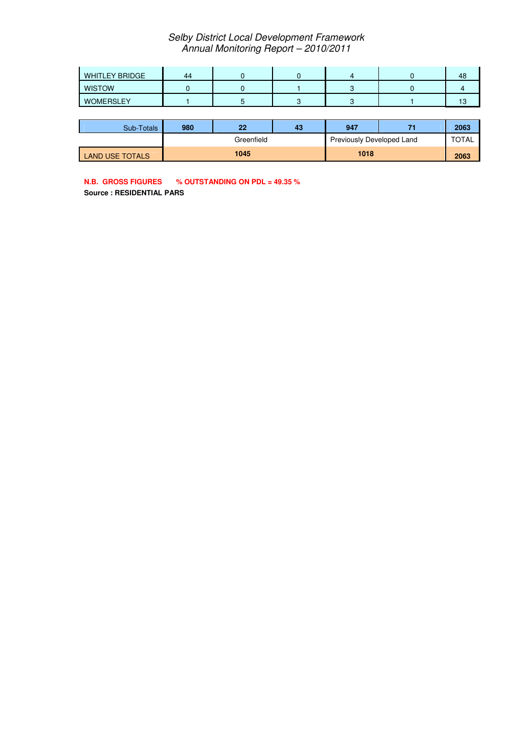| | | | | | | |
|---|---|---|---|---|---|---|
| WHITLEY BRIDGE | 44 | 0 | 0 | 4 | 0 | 48 |
| WISTOW | 0 | 0 | 1 | 3 | 0 | 4 |
| WOMERSLEY | 1 | 5 | 3 | 3 | 1 | 13 |

| | | | | | | |
|---|---|---|---|---|---|---|
| Sub-Totals | **980** | **22** | **43** | **947** | **71** | **2063** |
| | Greenfield | | | Previously Developed Land | | TOTAL |
| LAND USE TOTALS | **1045** | | | **1018** | | **2063** |

**N.B. GROSS FIGURES % OUTSTANDING ON PDL = 49.35 %**

**Source : RESIDENTIAL PARS**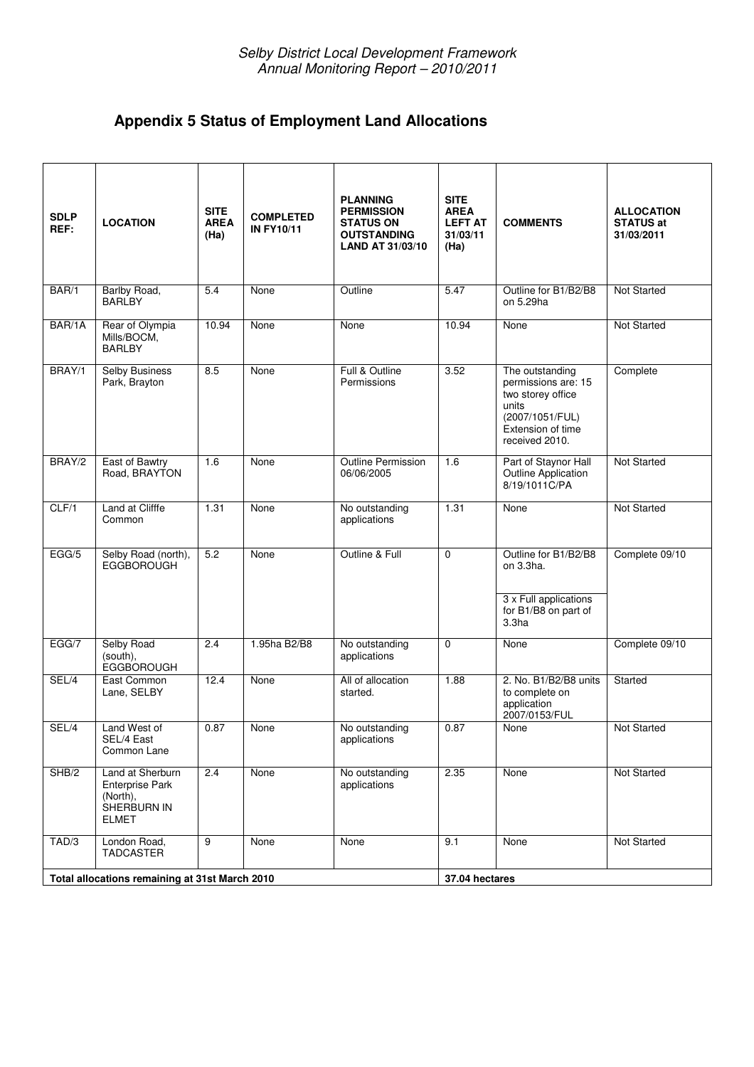## Appendix 5 Status of Employment Land Allocations

| SDLP REF: | LOCATION | SITE AREA (Ha) | COMPLETED IN FY10/11 | PLANNING PERMISSION STATUS ON OUTSTANDING LAND AT 31/03/10 | SITE AREA LEFT AT 31/03/11 (Ha) | COMMENTS | ALLOCATION STATUS at 31/03/2011 |
|---|---|---|---|---|---|---|---|
| BAR/1 | Barlby Road, BARLBY | 5.4 | None | Outline | 5.47 | Outline for B1/B2/B8 on 5.29ha | Not Started |
| BAR/1A | Rear of Olympia Mills/BOCM, BARLBY | 10.94 | None | None | 10.94 | None | Not Started |
| BRAY/1 | Selby Business Park, Brayton | 8.5 | None | Full & Outline Permissions | 3.52 | The outstanding permissions are: 15 two storey office units (2007/1051/FUL) Extension of time received 2010. | Complete |
| BRAY/2 | East of Bawtry Road, BRAYTON | 1.6 | None | Outline Permission 06/06/2005 | 1.6 | Part of Staynor Hall Outline Application 8/19/1011C/PA | Not Started |
| CLF/1 | Land at Clifffe Common | 1.31 | None | No outstanding applications | 1.31 | None | Not Started |
| EGG/5 | Selby Road (north), EGGBOROUGH | 5.2 | None | Outline & Full | 0 | Outline for B1/B2/B8 on 3.3ha. 3 x Full applications for B1/B8 on part of 3.3ha | Complete 09/10 |
| EGG/7 | Selby Road (south), EGGBOROUGH | 2.4 | 1.95ha B2/B8 | No outstanding applications | 0 | None | Complete 09/10 |
| SEL/4 | East Common Lane, SELBY | 12.4 | None | All of allocation started. | 1.88 | 2. No. B1/B2/B8 units to complete on application 2007/0153/FUL | Started |
| SEL/4 | Land West of SEL/4 East Common Lane | 0.87 | None | No outstanding applications | 0.87 | None | Not Started |
| SHB/2 | Land at Sherburn Enterprise Park (North), SHERBURN IN ELMET | 2.4 | None | No outstanding applications | 2.35 | None | Not Started |
| TAD/3 | London Road, TADCASTER | 9 | None | None | 9.1 | None | Not Started |
| **Total allocations remaining at 31st March 2010** | | | | | **37.04 hectares** | | |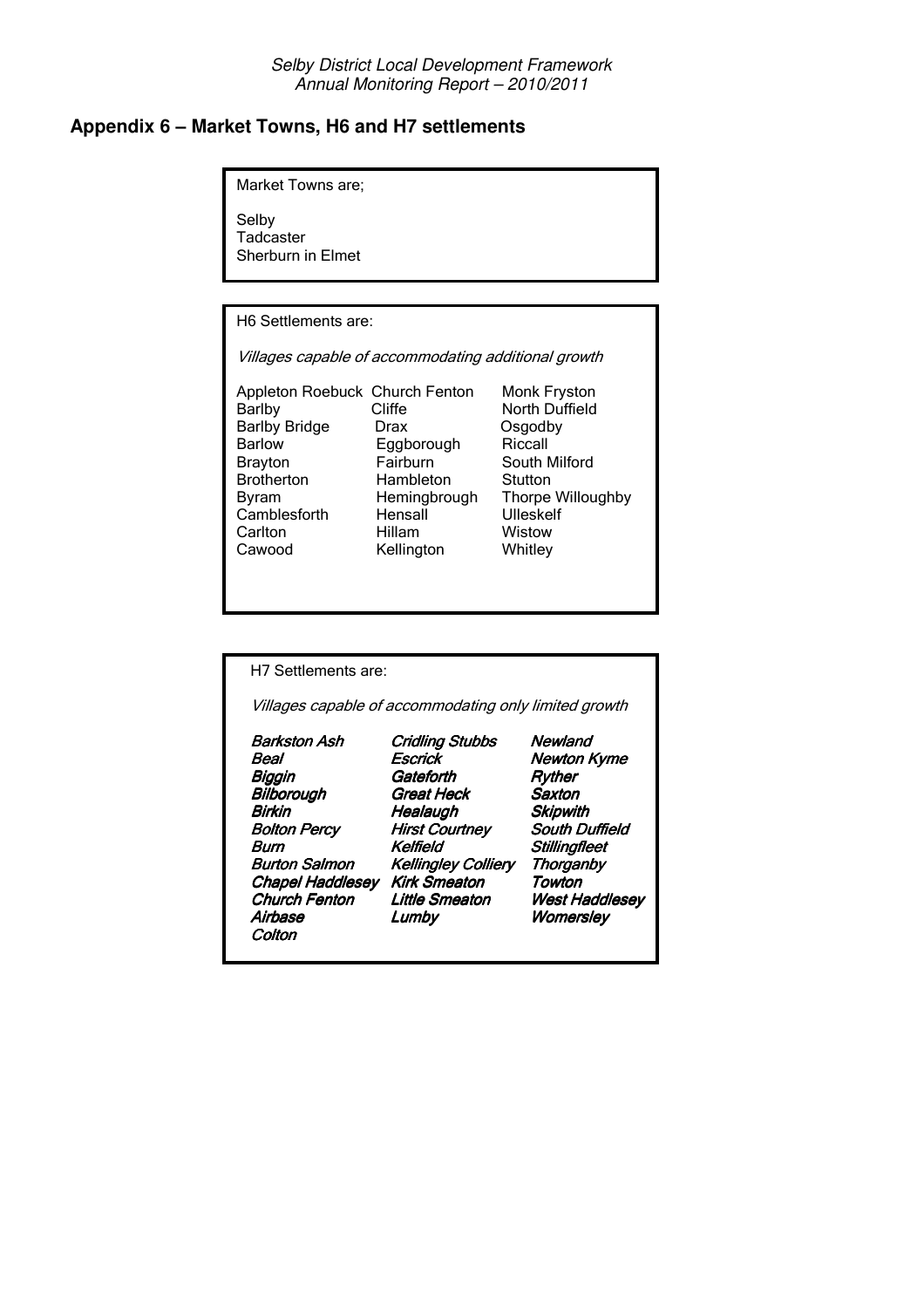## Appendix 6 – Market Towns, H6 and H7 settlements

Market Towns are;

Selby
Tadcaster
Sherburn in Elmet

H6 Settlements are:

*Villages capable of accommodating additional growth*

| | | |
|---|---|---|
| Appleton Roebuck | Church Fenton | Monk Fryston |
| Barlby | Cliffe | North Duffield |
| Barlby Bridge | Drax | Osgodby |
| Barlow | Eggborough | Riccall |
| Brayton | Fairburn | South Milford |
| Brotherton | Hambleton | Stutton |
| Byram | Hemingbrough | Thorpe Willoughby |
| Camblesforth | Hensall | Ulleskelf |
| Carlton | Hillam | Wistow |
| Cawood | Kellington | Whitley |

H7 Settlements are:

*Villages capable of accommodating only limited growth*

| | | |
|---|---|---|
| ***Barkston Ash*** | ***Cridling Stubbs*** | ***Newland*** |
| ***Beal*** | ***Escrick*** | ***Newton Kyme*** |
| ***Biggin*** | ***Gateforth*** | ***Ryther*** |
| ***Bilborough*** | ***Great Heck*** | ***Saxton*** |
| ***Birkin*** | ***Healaugh*** | ***Skipwith*** |
| ***Bolton Percy*** | ***Hirst Courtney*** | ***South Duffield*** |
| ***Burn*** | ***Kelfield*** | ***Stillingfleet*** |
| ***Burton Salmon*** | ***Kellingley Colliery*** | ***Thorganby*** |
| ***Chapel Haddlesey*** | ***Kirk Smeaton*** | ***Towton*** |
| ***Church Fenton Airbase*** | ***Little Smeaton*** | ***West Haddlesey*** |
| ***Colton*** | ***Lumby*** | ***Womersley*** |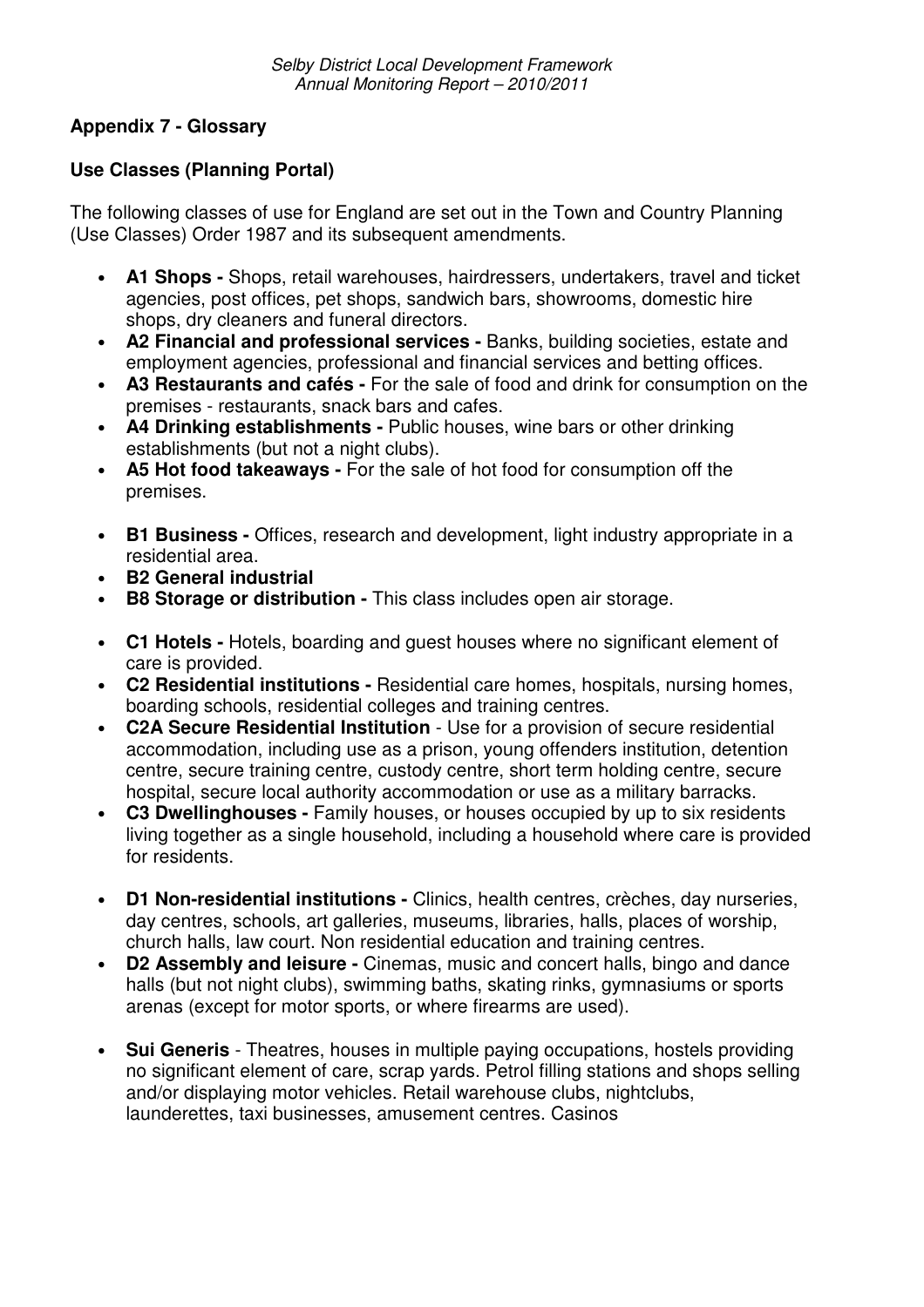## Appendix 7 - Glossary

### Use Classes (Planning Portal)

The following classes of use for England are set out in the Town and Country Planning (Use Classes) Order 1987 and its subsequent amendments.

- **A1 Shops -** Shops, retail warehouses, hairdressers, undertakers, travel and ticket agencies, post offices, pet shops, sandwich bars, showrooms, domestic hire shops, dry cleaners and funeral directors.
- **A2 Financial and professional services -** Banks, building societies, estate and employment agencies, professional and financial services and betting offices.
- **A3 Restaurants and cafés -** For the sale of food and drink for consumption on the premises - restaurants, snack bars and cafes.
- **A4 Drinking establishments -** Public houses, wine bars or other drinking establishments (but not a night clubs).
- **A5 Hot food takeaways -** For the sale of hot food for consumption off the premises.

- **B1 Business -** Offices, research and development, light industry appropriate in a residential area.
- **B2 General industrial**
- **B8 Storage or distribution -** This class includes open air storage.

- **C1 Hotels -** Hotels, boarding and guest houses where no significant element of care is provided.
- **C2 Residential institutions -** Residential care homes, hospitals, nursing homes, boarding schools, residential colleges and training centres.
- **C2A Secure Residential Institution** - Use for a provision of secure residential accommodation, including use as a prison, young offenders institution, detention centre, secure training centre, custody centre, short term holding centre, secure hospital, secure local authority accommodation or use as a military barracks.
- **C3 Dwellinghouses -** Family houses, or houses occupied by up to six residents living together as a single household, including a household where care is provided for residents.

- **D1 Non-residential institutions -** Clinics, health centres, crèches, day nurseries, day centres, schools, art galleries, museums, libraries, halls, places of worship, church halls, law court. Non residential education and training centres.
- **D2 Assembly and leisure -** Cinemas, music and concert halls, bingo and dance halls (but not night clubs), swimming baths, skating rinks, gymnasiums or sports arenas (except for motor sports, or where firearms are used).

- **Sui Generis** - Theatres, houses in multiple paying occupations, hostels providing no significant element of care, scrap yards. Petrol filling stations and shops selling and/or displaying motor vehicles. Retail warehouse clubs, nightclubs, launderettes, taxi businesses, amusement centres. Casinos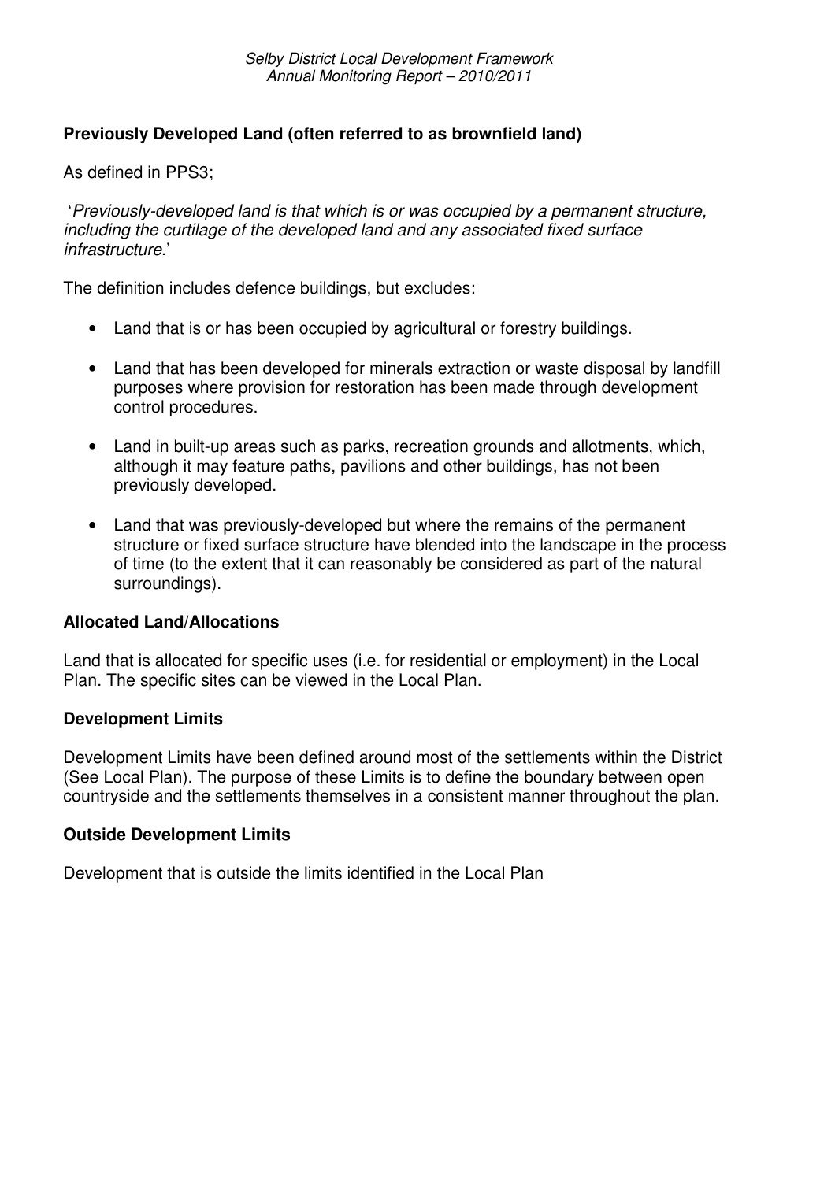**Previously Developed Land (often referred to as brownfield land)**

As defined in PPS3;

'*Previously-developed land is that which is or was occupied by a permanent structure, including the curtilage of the developed land and any associated fixed surface infrastructure*.'

The definition includes defence buildings, but excludes:

- Land that is or has been occupied by agricultural or forestry buildings.
- Land that has been developed for minerals extraction or waste disposal by landfill purposes where provision for restoration has been made through development control procedures.
- Land in built-up areas such as parks, recreation grounds and allotments, which, although it may feature paths, pavilions and other buildings, has not been previously developed.
- Land that was previously-developed but where the remains of the permanent structure or fixed surface structure have blended into the landscape in the process of time (to the extent that it can reasonably be considered as part of the natural surroundings).

**Allocated Land/Allocations**

Land that is allocated for specific uses (i.e. for residential or employment) in the Local Plan. The specific sites can be viewed in the Local Plan.

**Development Limits**

Development Limits have been defined around most of the settlements within the District (See Local Plan). The purpose of these Limits is to define the boundary between open countryside and the settlements themselves in a consistent manner throughout the plan.

**Outside Development Limits**

Development that is outside the limits identified in the Local Plan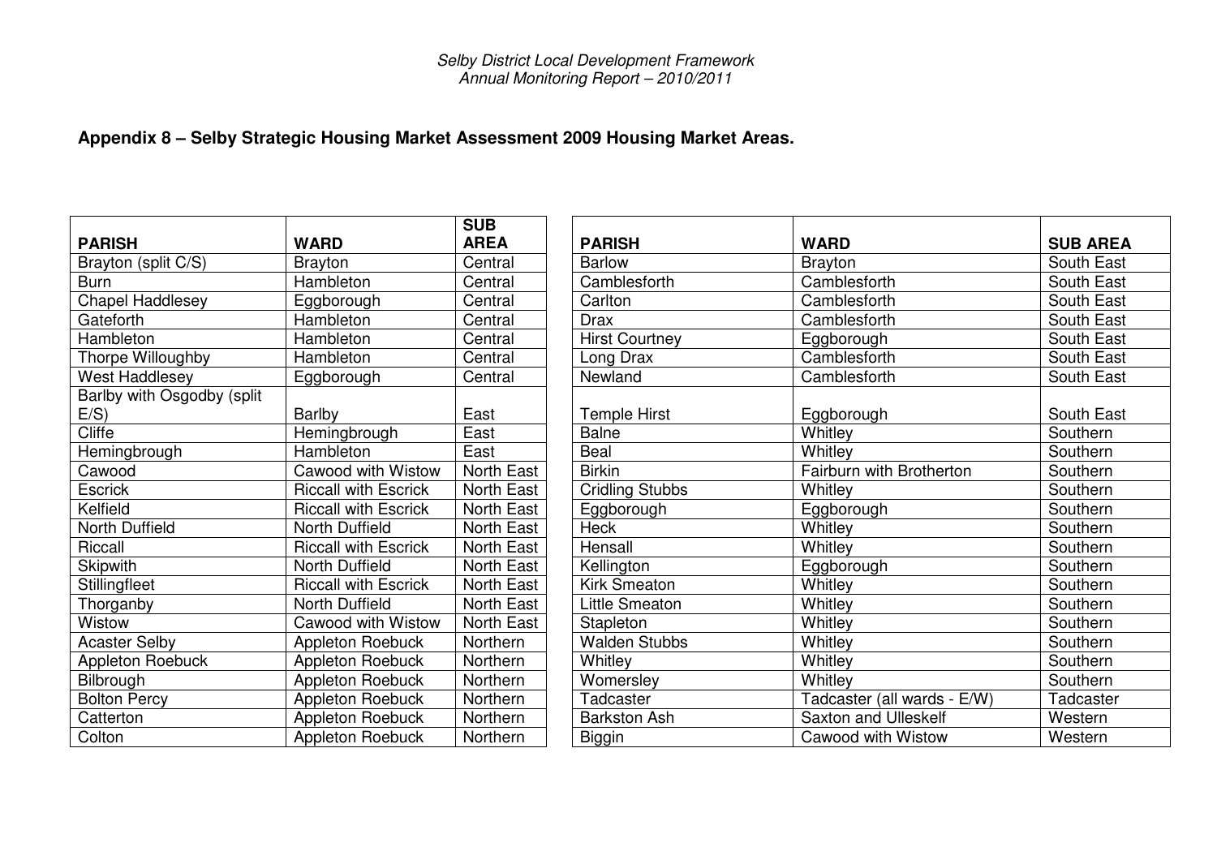## Appendix 8 – Selby Strategic Housing Market Assessment 2009 Housing Market Areas.

| PARISH | WARD | SUB AREA |
|---|---|---|
| Brayton (split C/S) | Brayton | Central |
| Burn | Hambleton | Central |
| Chapel Haddlesey | Eggborough | Central |
| Gateforth | Hambleton | Central |
| Hambleton | Hambleton | Central |
| Thorpe Willoughby | Hambleton | Central |
| West Haddlesey | Eggborough | Central |
| Barlby with Osgodby (split E/S) | Barlby | East |
| Cliffe | Hemingbrough | East |
| Hemingbrough | Hambleton | East |
| Cawood | Cawood with Wistow | North East |
| Escrick | Riccall with Escrick | North East |
| Kelfield | Riccall with Escrick | North East |
| North Duffield | North Duffield | North East |
| Riccall | Riccall with Escrick | North East |
| Skipwith | North Duffield | North East |
| Stillingfleet | Riccall with Escrick | North East |
| Thorganby | North Duffield | North East |
| Wistow | Cawood with Wistow | North East |
| Acaster Selby | Appleton Roebuck | Northern |
| Appleton Roebuck | Appleton Roebuck | Northern |
| Bilbrough | Appleton Roebuck | Northern |
| Bolton Percy | Appleton Roebuck | Northern |
| Catterton | Appleton Roebuck | Northern |
| Colton | Appleton Roebuck | Northern |

| PARISH | WARD | SUB AREA |
|---|---|---|
| Barlow | Brayton | South East |
| Camblesforth | Camblesforth | South East |
| Carlton | Camblesforth | South East |
| Drax | Camblesforth | South East |
| Hirst Courtney | Eggborough | South East |
| Long Drax | Camblesforth | South East |
| Newland | Camblesforth | South East |
| Temple Hirst | Eggborough | South East |
| Balne | Whitley | Southern |
| Beal | Whitley | Southern |
| Birkin | Fairburn with Brotherton | Southern |
| Cridling Stubbs | Whitley | Southern |
| Eggborough | Eggborough | Southern |
| Heck | Whitley | Southern |
| Hensall | Whitley | Southern |
| Kellington | Eggborough | Southern |
| Kirk Smeaton | Whitley | Southern |
| Little Smeaton | Whitley | Southern |
| Stapleton | Whitley | Southern |
| Walden Stubbs | Whitley | Southern |
| Whitley | Whitley | Southern |
| Womersley | Whitley | Southern |
| Tadcaster | Tadcaster (all wards - E/W) | Tadcaster |
| Barkston Ash | Saxton and Ulleskelf | Western |
| Biggin | Cawood with Wistow | Western |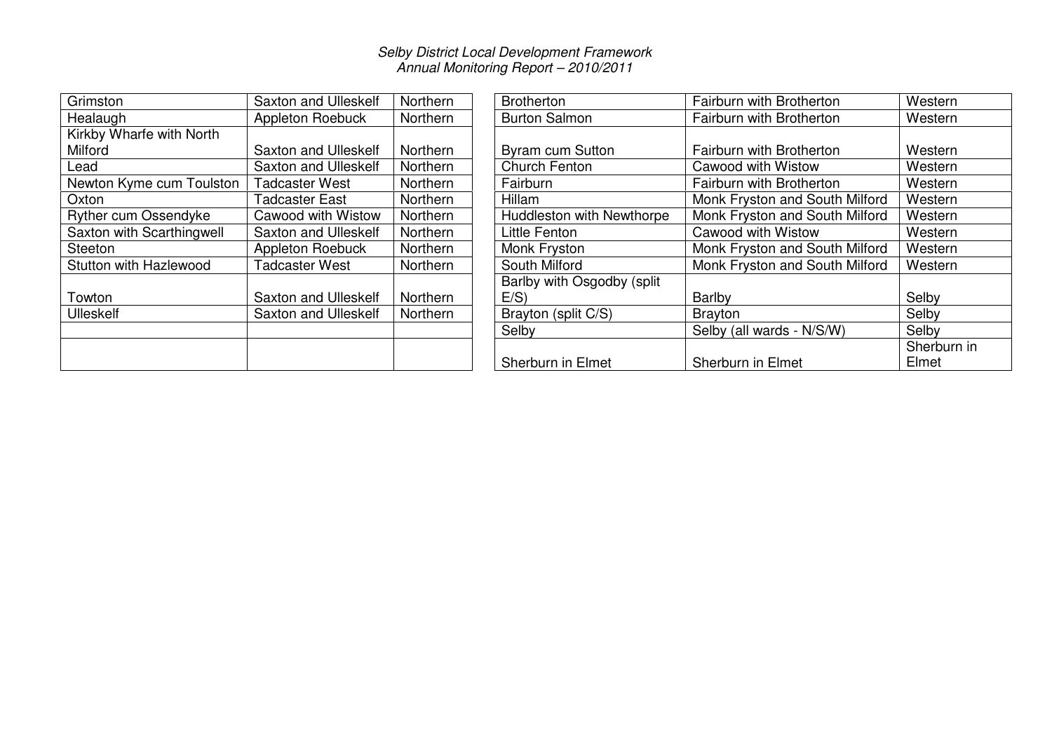| | | |
|---|---|---|
| Grimston | Saxton and Ulleskelf | Northern |
| Healaugh | Appleton Roebuck | Northern |
| Kirkby Wharfe with North Milford | Saxton and Ulleskelf | Northern |
| Lead | Saxton and Ulleskelf | Northern |
| Newton Kyme cum Toulston | Tadcaster West | Northern |
| Oxton | Tadcaster East | Northern |
| Ryther cum Ossendyke | Cawood with Wistow | Northern |
| Saxton with Scarthingwell | Saxton and Ulleskelf | Northern |
| Steeton | Appleton Roebuck | Northern |
| Stutton with Hazlewood | Tadcaster West | Northern |
| Towton | Saxton and Ulleskelf | Northern |
| Ulleskelf | Saxton and Ulleskelf | Northern |
| | | |
| | | |

| | | |
|---|---|---|
| Brotherton | Fairburn with Brotherton | Western |
| Burton Salmon | Fairburn with Brotherton | Western |
| Byram cum Sutton | Fairburn with Brotherton | Western |
| Church Fenton | Cawood with Wistow | Western |
| Fairburn | Fairburn with Brotherton | Western |
| Hillam | Monk Fryston and South Milford | Western |
| Huddleston with Newthorpe | Monk Fryston and South Milford | Western |
| Little Fenton | Cawood with Wistow | Western |
| Monk Fryston | Monk Fryston and South Milford | Western |
| South Milford | Monk Fryston and South Milford | Western |
| Barlby with Osgodby (split E/S) | Barlby | Selby |
| Brayton (split C/S) | Brayton | Selby |
| Selby | Selby (all wards - N/S/W) | Selby |
| Sherburn in Elmet | Sherburn in Elmet | Sherburn in Elmet |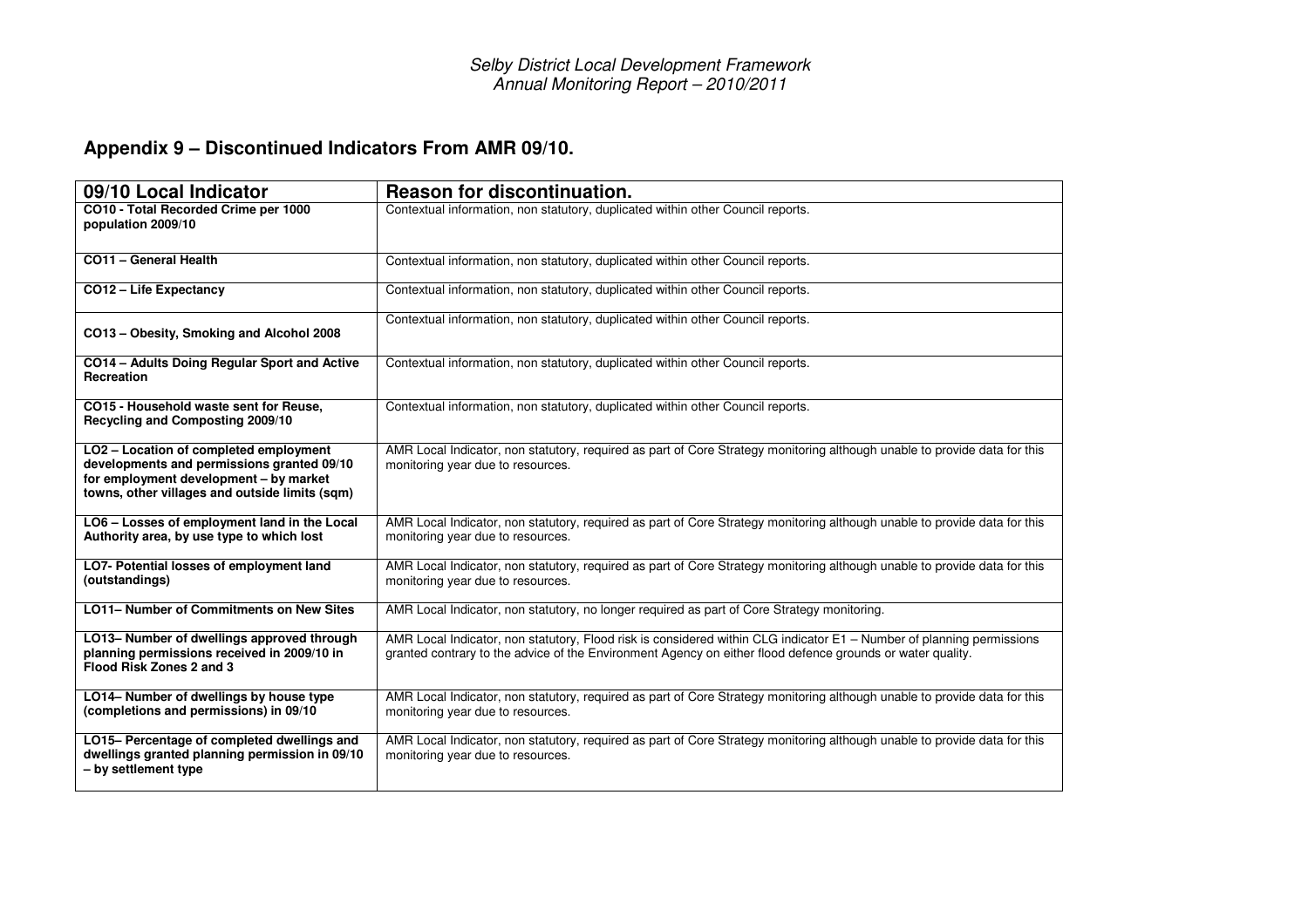## Appendix 9 – Discontinued Indicators From AMR 09/10.

| 09/10 Local Indicator | Reason for discontinuation. |
|---|---|
| **CO10 - Total Recorded Crime per 1000 population 2009/10** | Contextual information, non statutory, duplicated within other Council reports. |
| **CO11 – General Health** | Contextual information, non statutory, duplicated within other Council reports. |
| **CO12 – Life Expectancy** | Contextual information, non statutory, duplicated within other Council reports. |
| **CO13 – Obesity, Smoking and Alcohol 2008** | Contextual information, non statutory, duplicated within other Council reports. |
| **CO14 – Adults Doing Regular Sport and Active Recreation** | Contextual information, non statutory, duplicated within other Council reports. |
| **CO15 - Household waste sent for Reuse, Recycling and Composting 2009/10** | Contextual information, non statutory, duplicated within other Council reports. |
| **LO2 – Location of completed employment developments and permissions granted 09/10 for employment development – by market towns, other villages and outside limits (sqm)** | AMR Local Indicator, non statutory, required as part of Core Strategy monitoring although unable to provide data for this monitoring year due to resources. |
| **LO6 – Losses of employment land in the Local Authority area, by use type to which lost** | AMR Local Indicator, non statutory, required as part of Core Strategy monitoring although unable to provide data for this monitoring year due to resources. |
| **LO7- Potential losses of employment land (outstandings)** | AMR Local Indicator, non statutory, required as part of Core Strategy monitoring although unable to provide data for this monitoring year due to resources. |
| **LO11– Number of Commitments on New Sites** | AMR Local Indicator, non statutory, no longer required as part of Core Strategy monitoring. |
| **LO13– Number of dwellings approved through planning permissions received in 2009/10 in Flood Risk Zones 2 and 3** | AMR Local Indicator, non statutory, Flood risk is considered within CLG indicator E1 – Number of planning permissions granted contrary to the advice of the Environment Agency on either flood defence grounds or water quality. |
| **LO14– Number of dwellings by house type (completions and permissions) in 09/10** | AMR Local Indicator, non statutory, required as part of Core Strategy monitoring although unable to provide data for this monitoring year due to resources. |
| **LO15– Percentage of completed dwellings and dwellings granted planning permission in 09/10 – by settlement type** | AMR Local Indicator, non statutory, required as part of Core Strategy monitoring although unable to provide data for this monitoring year due to resources. |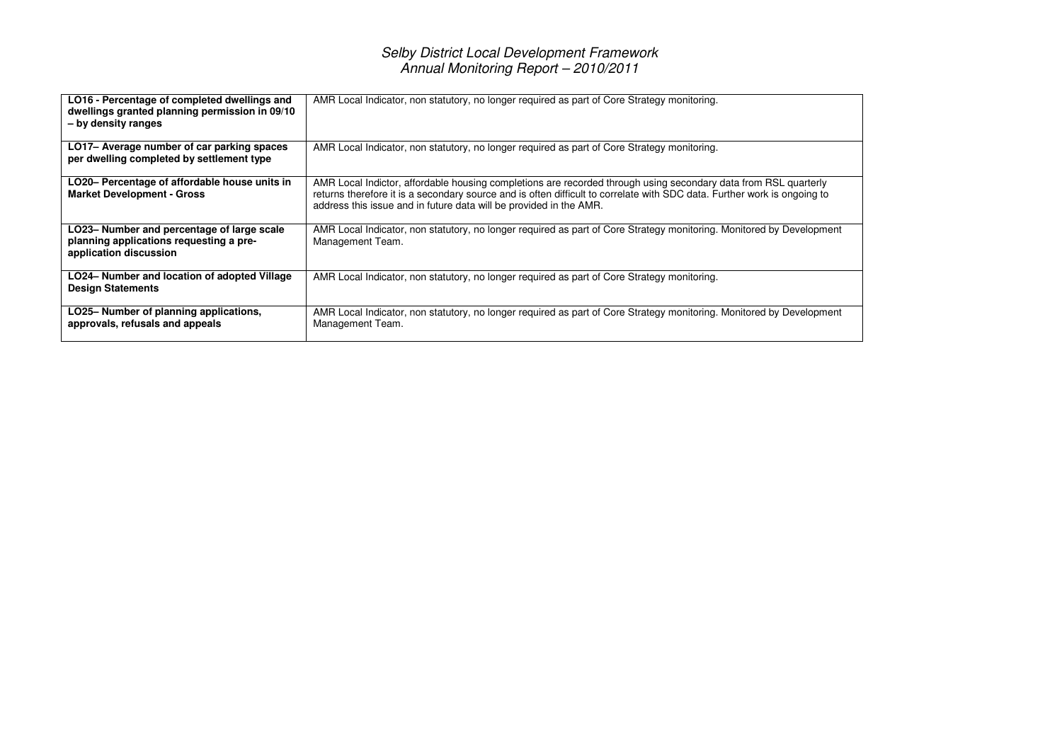| | |
|---|---|
| **LO16 - Percentage of completed dwellings and dwellings granted planning permission in 09/10 – by density ranges** | AMR Local Indicator, non statutory, no longer required as part of Core Strategy monitoring. |
| **LO17– Average number of car parking spaces per dwelling completed by settlement type** | AMR Local Indicator, non statutory, no longer required as part of Core Strategy monitoring. |
| **LO20– Percentage of affordable house units in Market Development - Gross** | AMR Local Indictor, affordable housing completions are recorded through using secondary data from RSL quarterly returns therefore it is a secondary source and is often difficult to correlate with SDC data. Further work is ongoing to address this issue and in future data will be provided in the AMR. |
| **LO23– Number and percentage of large scale planning applications requesting a pre-application discussion** | AMR Local Indicator, non statutory, no longer required as part of Core Strategy monitoring. Monitored by Development Management Team. |
| **LO24– Number and location of adopted Village Design Statements** | AMR Local Indicator, non statutory, no longer required as part of Core Strategy monitoring. |
| **LO25– Number of planning applications, approvals, refusals and appeals** | AMR Local Indicator, non statutory, no longer required as part of Core Strategy monitoring. Monitored by Development Management Team. |